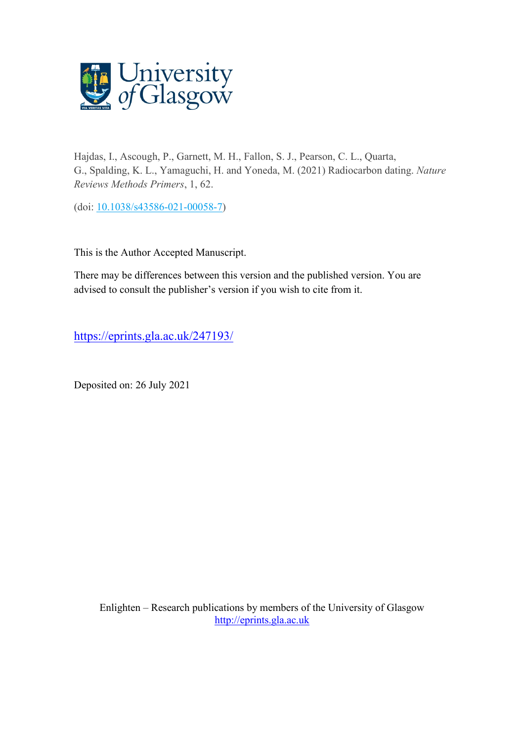Hajdas, I., Ascough, P., Garnett, M. H., Fallon, S. J., Pearson, C. L., Quarta, G., Spalding, K. L., Yamaguchi, H. and Yoneda, M. (2021) Radiocarbon dating. *Nature Reviews Methods Primers*, 1, 62.

(doi: [10.1038/s43586-021-00058-7](https://doi.org/10.1038/s43586-021-00058-7))

This is the Author Accepted Manuscript.

There may be differences between this version and the published version. You are advised to consult the publisher's version if you wish to cite from it.

https://eprints.gla.ac.uk/247193/

Deposited on: 26 July 2021

Enlighten – Research publications by members of the University of Glasgow
http://eprints.gla.ac.uk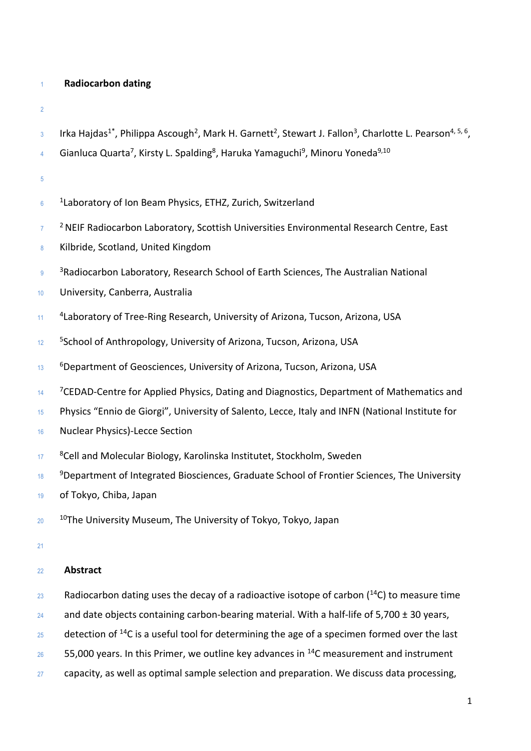**Radiocarbon dating**

Irka Hajdas[1*], Philippa Ascough[2], Mark H. Garnett[2], Stewart J. Fallon[3], Charlotte L. Pearson[4, 5, 6], Gianluca Quarta[7], Kirsty L. Spalding[8], Haruka Yamaguchi[9], Minoru Yoneda[9,10]

[1]Laboratory of Ion Beam Physics, ETHZ, Zurich, Switzerland

[2] NEIF Radiocarbon Laboratory, Scottish Universities Environmental Research Centre, East Kilbride, Scotland, United Kingdom

[3]Radiocarbon Laboratory, Research School of Earth Sciences, The Australian National University, Canberra, Australia

[4]Laboratory of Tree-Ring Research, University of Arizona, Tucson, Arizona, USA

[5]School of Anthropology, University of Arizona, Tucson, Arizona, USA

[6]Department of Geosciences, University of Arizona, Tucson, Arizona, USA

[7]CEDAD-Centre for Applied Physics, Dating and Diagnostics, Department of Mathematics and Physics "Ennio de Giorgi", University of Salento, Lecce, Italy and INFN (National Institute for Nuclear Physics)-Lecce Section

[8]Cell and Molecular Biology, Karolinska Institutet, Stockholm, Sweden

[9]Department of Integrated Biosciences, Graduate School of Frontier Sciences, The University of Tokyo, Chiba, Japan

[10]The University Museum, The University of Tokyo, Tokyo, Japan

**Abstract**

Radiocarbon dating uses the decay of a radioactive isotope of carbon ($^{14}C$) to measure time and date objects containing carbon-bearing material. With a half-life of 5,700 ± 30 years, detection of $^{14}C$ is a useful tool for determining the age of a specimen formed over the last 55,000 years. In this Primer, we outline key advances in $^{14}C$ measurement and instrument capacity, as well as optimal sample selection and preparation. We discuss data processing,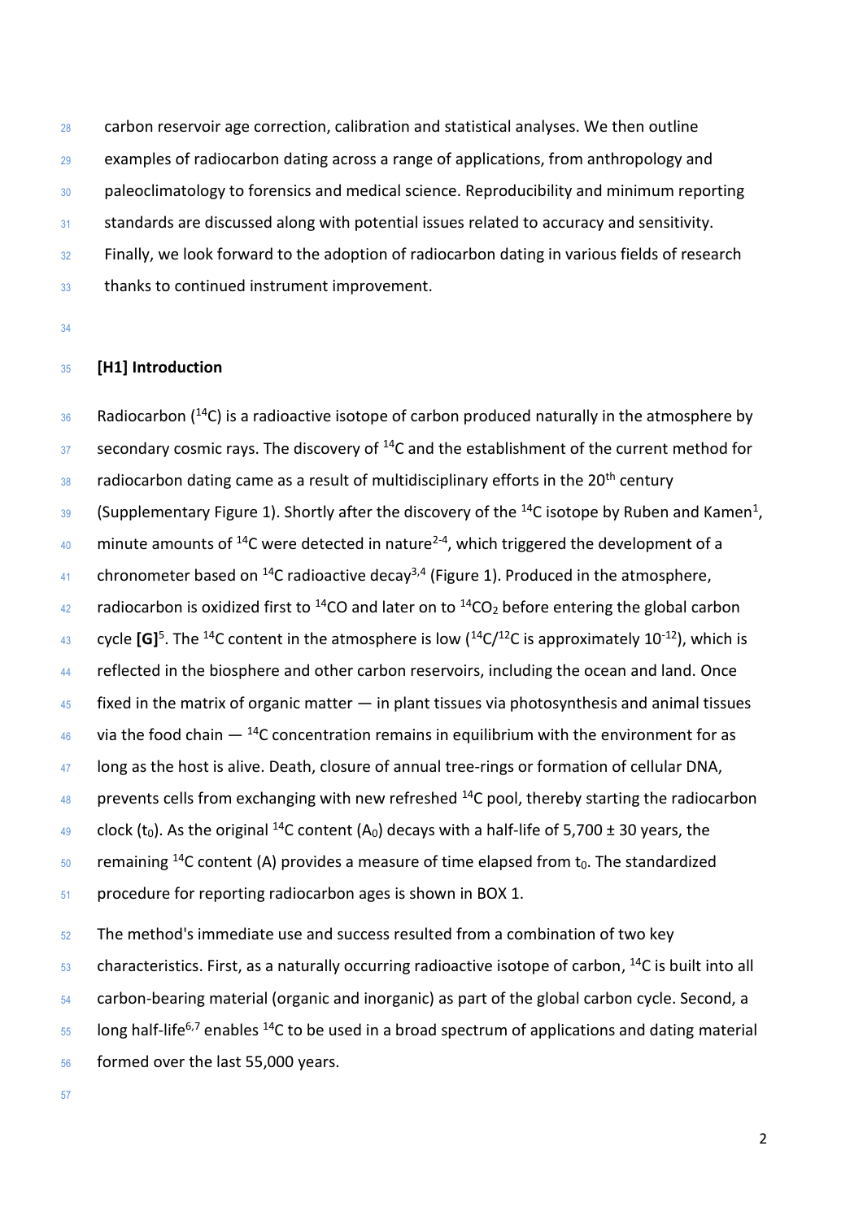carbon reservoir age correction, calibration and statistical analyses. We then outline examples of radiocarbon dating across a range of applications, from anthropology and paleoclimatology to forensics and medical science. Reproducibility and minimum reporting standards are discussed along with potential issues related to accuracy and sensitivity. Finally, we look forward to the adoption of radiocarbon dating in various fields of research thanks to continued instrument improvement.

## [H1] Introduction

Radiocarbon ($^{14}C$) is a radioactive isotope of carbon produced naturally in the atmosphere by secondary cosmic rays. The discovery of $^{14}C$ and the establishment of the current method for radiocarbon dating came as a result of multidisciplinary efforts in the 20th century (Supplementary Figure 1). Shortly after the discovery of the $^{14}C$ isotope by Ruben and Kamen[1], minute amounts of $^{14}C$ were detected in nature[2-4], which triggered the development of a chronometer based on $^{14}C$ radioactive decay[3,4] (Figure 1). Produced in the atmosphere, radiocarbon is oxidized first to $^{14}CO$ and later on to $^{14}CO_2$ before entering the global carbon cycle **[G]**[5]. The $^{14}C$ content in the atmosphere is low ($^{14}C/^{12}C$ is approximately $10^{-12}$), which is reflected in the biosphere and other carbon reservoirs, including the ocean and land. Once fixed in the matrix of organic matter — in plant tissues via photosynthesis and animal tissues via the food chain — $^{14}C$ concentration remains in equilibrium with the environment for as long as the host is alive. Death, closure of annual tree-rings or formation of cellular DNA, prevents cells from exchanging with new refreshed $^{14}C$ pool, thereby starting the radiocarbon clock ($t_0$). As the original $^{14}C$ content ($A_0$) decays with a half-life of 5,700 ± 30 years, the remaining $^{14}C$ content (A) provides a measure of time elapsed from $t_0$. The standardized procedure for reporting radiocarbon ages is shown in BOX 1.

The method's immediate use and success resulted from a combination of two key characteristics. First, as a naturally occurring radioactive isotope of carbon, $^{14}C$ is built into all carbon-bearing material (organic and inorganic) as part of the global carbon cycle. Second, a long half-life[6,7] enables $^{14}C$ to be used in a broad spectrum of applications and dating material formed over the last 55,000 years.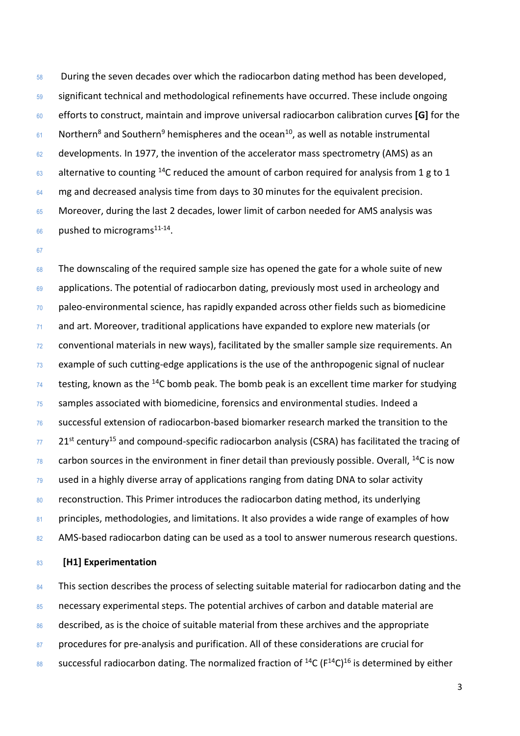During the seven decades over which the radiocarbon dating method has been developed, significant technical and methodological refinements have occurred. These include ongoing efforts to construct, maintain and improve universal radiocarbon calibration curves **[G]** for the Northern[8] and Southern[9] hemispheres and the ocean[10], as well as notable instrumental developments. In 1977, the invention of the accelerator mass spectrometry (AMS) as an alternative to counting $^{14}C$ reduced the amount of carbon required for analysis from 1 g to 1 mg and decreased analysis time from days to 30 minutes for the equivalent precision. Moreover, during the last 2 decades, lower limit of carbon needed for AMS analysis was pushed to micrograms[11-14].

The downscaling of the required sample size has opened the gate for a whole suite of new applications. The potential of radiocarbon dating, previously most used in archeology and paleo-environmental science, has rapidly expanded across other fields such as biomedicine and art. Moreover, traditional applications have expanded to explore new materials (or conventional materials in new ways), facilitated by the smaller sample size requirements. An example of such cutting-edge applications is the use of the anthropogenic signal of nuclear testing, known as the $^{14}C$ bomb peak. The bomb peak is an excellent time marker for studying samples associated with biomedicine, forensics and environmental studies. Indeed a successful extension of radiocarbon-based biomarker research marked the transition to the 21st century[15] and compound-specific radiocarbon analysis (CSRA) has facilitated the tracing of carbon sources in the environment in finer detail than previously possible. Overall, $^{14}C$ is now used in a highly diverse array of applications ranging from dating DNA to solar activity reconstruction. This Primer introduces the radiocarbon dating method, its underlying principles, methodologies, and limitations. It also provides a wide range of examples of how AMS-based radiocarbon dating can be used as a tool to answer numerous research questions.

# [H1] Experimentation

This section describes the process of selecting suitable material for radiocarbon dating and the necessary experimental steps. The potential archives of carbon and datable material are described, as is the choice of suitable material from these archives and the appropriate procedures for pre-analysis and purification. All of these considerations are crucial for successful radiocarbon dating. The normalized fraction of $^{14}C$ ($F^{14}C$)[16] is determined by either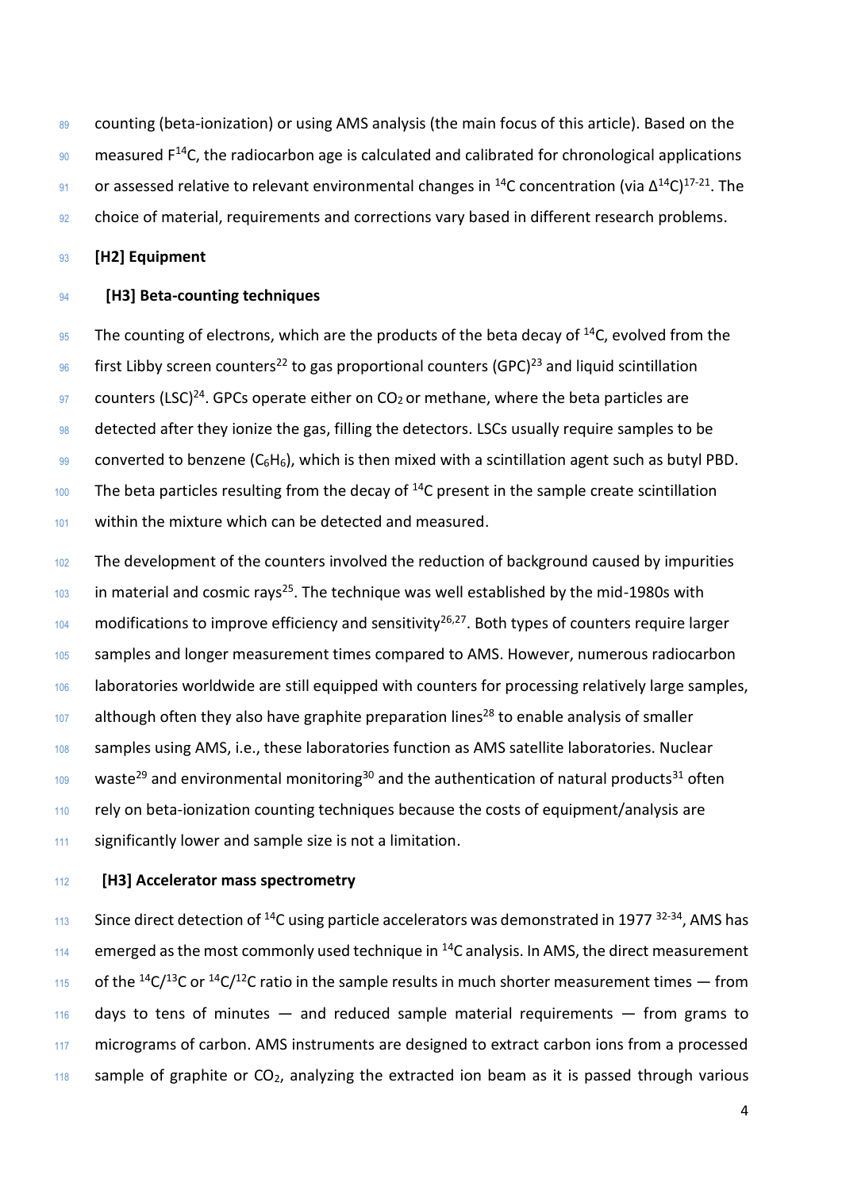counting (beta-ionization) or using AMS analysis (the main focus of this article). Based on the measured $F^{14}C$, the radiocarbon age is calculated and calibrated for chronological applications or assessed relative to relevant environmental changes in $^{14}C$ concentration (via $\Delta^{14}C$)[17-21]. The choice of material, requirements and corrections vary based in different research problems.

## [H2] Equipment

### [H3] Beta-counting techniques

The counting of electrons, which are the products of the beta decay of $^{14}C$, evolved from the first Libby screen counters[22] to gas proportional counters (GPC)[23] and liquid scintillation counters (LSC)[24]. GPCs operate either on $CO_2$ or methane, where the beta particles are detected after they ionize the gas, filling the detectors. LSCs usually require samples to be converted to benzene ($C_6H_6$), which is then mixed with a scintillation agent such as butyl PBD. The beta particles resulting from the decay of $^{14}C$ present in the sample create scintillation within the mixture which can be detected and measured.

The development of the counters involved the reduction of background caused by impurities in material and cosmic rays[25]. The technique was well established by the mid-1980s with modifications to improve efficiency and sensitivity[26,27]. Both types of counters require larger samples and longer measurement times compared to AMS. However, numerous radiocarbon laboratories worldwide are still equipped with counters for processing relatively large samples, although often they also have graphite preparation lines[28] to enable analysis of smaller samples using AMS, i.e., these laboratories function as AMS satellite laboratories. Nuclear waste[29] and environmental monitoring[30] and the authentication of natural products[31] often rely on beta-ionization counting techniques because the costs of equipment/analysis are significantly lower and sample size is not a limitation.

### [H3] Accelerator mass spectrometry

Since direct detection of $^{14}C$ using particle accelerators was demonstrated in 1977 [32-34], AMS has emerged as the most commonly used technique in $^{14}C$ analysis. In AMS, the direct measurement of the $^{14}C/^{13}C$ or $^{14}C/^{12}C$ ratio in the sample results in much shorter measurement times — from days to tens of minutes — and reduced sample material requirements — from grams to micrograms of carbon. AMS instruments are designed to extract carbon ions from a processed sample of graphite or $CO_2$, analyzing the extracted ion beam as it is passed through various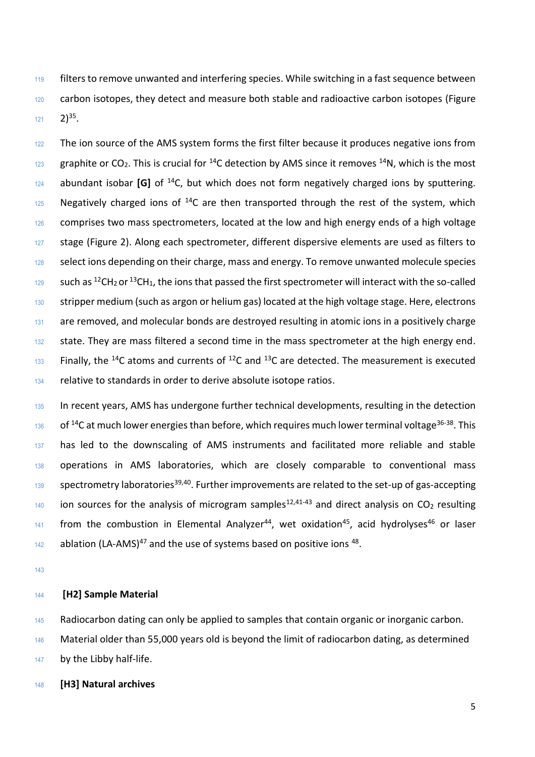filters to remove unwanted and interfering species. While switching in a fast sequence between carbon isotopes, they detect and measure both stable and radioactive carbon isotopes (Figure 2)[35].

The ion source of the AMS system forms the first filter because it produces negative ions from graphite or $CO_2$. This is crucial for $^{14}C$ detection by AMS since it removes $^{14}N$, which is the most abundant isobar **[G]** of $^{14}C$, but which does not form negatively charged ions by sputtering. Negatively charged ions of $^{14}C$ are then transported through the rest of the system, which comprises two mass spectrometers, located at the low and high energy ends of a high voltage stage (Figure 2). Along each spectrometer, different dispersive elements are used as filters to select ions depending on their charge, mass and energy. To remove unwanted molecule species such as $^{12}CH_2$ or $^{13}CH_1$, the ions that passed the first spectrometer will interact with the so-called stripper medium (such as argon or helium gas) located at the high voltage stage. Here, electrons are removed, and molecular bonds are destroyed resulting in atomic ions in a positively charge state. They are mass filtered a second time in the mass spectrometer at the high energy end. Finally, the $^{14}C$ atoms and currents of $^{12}C$ and $^{13}C$ are detected. The measurement is executed relative to standards in order to derive absolute isotope ratios.

In recent years, AMS has undergone further technical developments, resulting in the detection of $^{14}C$ at much lower energies than before, which requires much lower terminal voltage[36-38]. This has led to the downscaling of AMS instruments and facilitated more reliable and stable operations in AMS laboratories, which are closely comparable to conventional mass spectrometry laboratories[39,40]. Further improvements are related to the set-up of gas-accepting ion sources for the analysis of microgram samples[12,41-43] and direct analysis on $CO_2$ resulting from the combustion in Elemental Analyzer[44], wet oxidation[45], acid hydrolyses[46] or laser ablation (LA-AMS)[47] and the use of systems based on positive ions [48].

## [H2] Sample Material

Radiocarbon dating can only be applied to samples that contain organic or inorganic carbon. Material older than 55,000 years old is beyond the limit of radiocarbon dating, as determined by the Libby half-life.

### [H3] Natural archives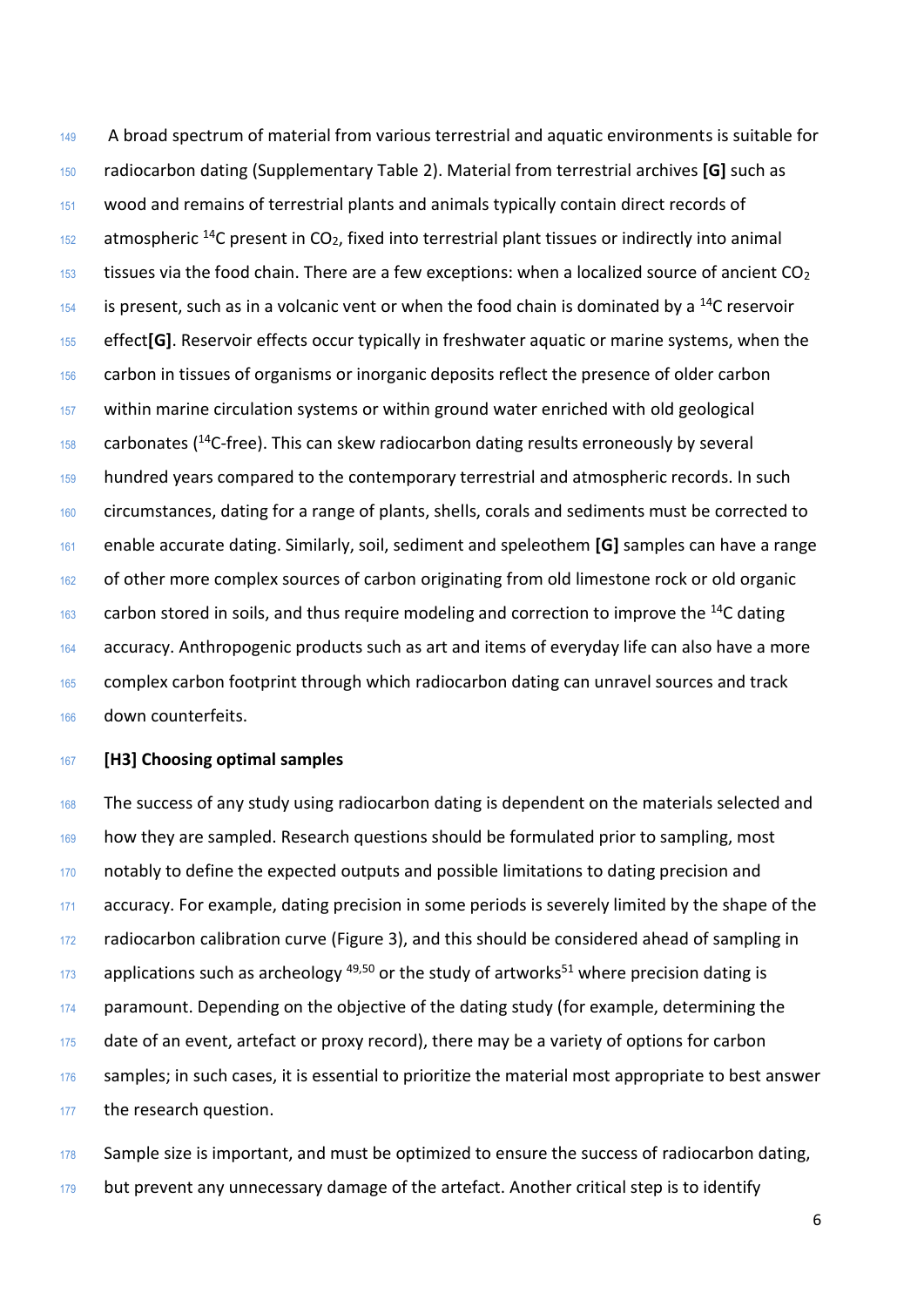A broad spectrum of material from various terrestrial and aquatic environments is suitable for radiocarbon dating (Supplementary Table 2). Material from terrestrial archives **[G]** such as wood and remains of terrestrial plants and animals typically contain direct records of atmospheric $^{14}C$ present in $CO_2$, fixed into terrestrial plant tissues or indirectly into animal tissues via the food chain. There are a few exceptions: when a localized source of ancient $CO_2$ is present, such as in a volcanic vent or when the food chain is dominated by a $^{14}C$ reservoir effect**[G]**. Reservoir effects occur typically in freshwater aquatic or marine systems, when the carbon in tissues of organisms or inorganic deposits reflect the presence of older carbon within marine circulation systems or within ground water enriched with old geological carbonates ($^{14}C$-free). This can skew radiocarbon dating results erroneously by several hundred years compared to the contemporary terrestrial and atmospheric records. In such circumstances, dating for a range of plants, shells, corals and sediments must be corrected to enable accurate dating. Similarly, soil, sediment and speleothem **[G]** samples can have a range of other more complex sources of carbon originating from old limestone rock or old organic carbon stored in soils, and thus require modeling and correction to improve the $^{14}C$ dating accuracy. Anthropogenic products such as art and items of everyday life can also have a more complex carbon footprint through which radiocarbon dating can unravel sources and track down counterfeits.

### [H3] Choosing optimal samples

The success of any study using radiocarbon dating is dependent on the materials selected and how they are sampled. Research questions should be formulated prior to sampling, most notably to define the expected outputs and possible limitations to dating precision and accuracy. For example, dating precision in some periods is severely limited by the shape of the radiocarbon calibration curve (Figure 3), and this should be considered ahead of sampling in applications such as archeology [49,50] or the study of artworks[51] where precision dating is paramount. Depending on the objective of the dating study (for example, determining the date of an event, artefact or proxy record), there may be a variety of options for carbon samples; in such cases, it is essential to prioritize the material most appropriate to best answer the research question.

Sample size is important, and must be optimized to ensure the success of radiocarbon dating, but prevent any unnecessary damage of the artefact. Another critical step is to identify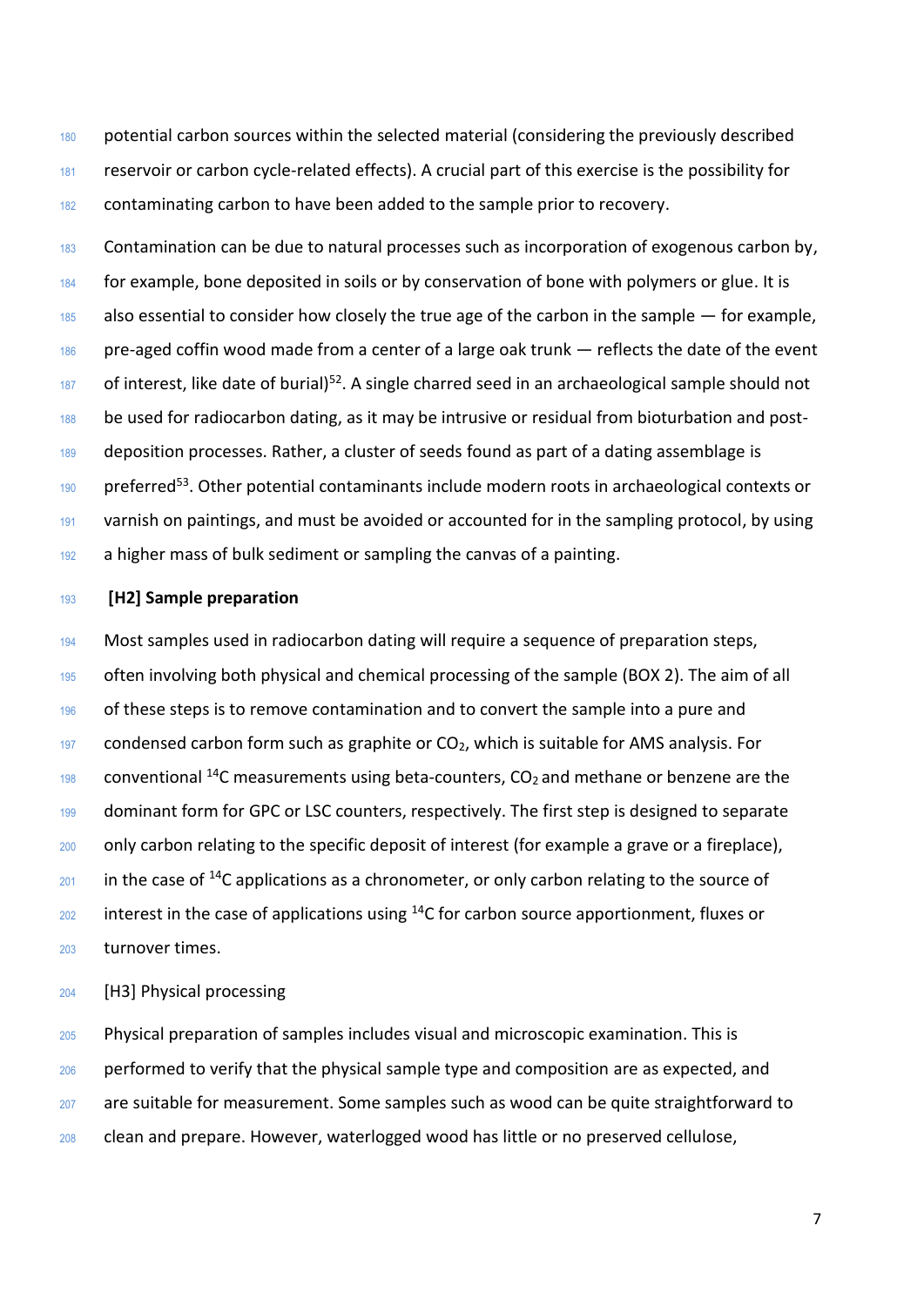potential carbon sources within the selected material (considering the previously described reservoir or carbon cycle-related effects). A crucial part of this exercise is the possibility for contaminating carbon to have been added to the sample prior to recovery.

Contamination can be due to natural processes such as incorporation of exogenous carbon by, for example, bone deposited in soils or by conservation of bone with polymers or glue. It is also essential to consider how closely the true age of the carbon in the sample — for example, pre-aged coffin wood made from a center of a large oak trunk — reflects the date of the event of interest, like date of burial)[52]. A single charred seed in an archaeological sample should not be used for radiocarbon dating, as it may be intrusive or residual from bioturbation and post-deposition processes. Rather, a cluster of seeds found as part of a dating assemblage is preferred[53]. Other potential contaminants include modern roots in archaeological contexts or varnish on paintings, and must be avoided or accounted for in the sampling protocol, by using a higher mass of bulk sediment or sampling the canvas of a painting.

## [H2] Sample preparation

Most samples used in radiocarbon dating will require a sequence of preparation steps, often involving both physical and chemical processing of the sample (BOX 2). The aim of all of these steps is to remove contamination and to convert the sample into a pure and condensed carbon form such as graphite or $CO_2$, which is suitable for AMS analysis. For conventional $^{14}C$ measurements using beta-counters, $CO_2$ and methane or benzene are the dominant form for GPC or LSC counters, respectively. The first step is designed to separate only carbon relating to the specific deposit of interest (for example a grave or a fireplace), in the case of $^{14}C$ applications as a chronometer, or only carbon relating to the source of interest in the case of applications using $^{14}C$ for carbon source apportionment, fluxes or turnover times.

### [H3] Physical processing

Physical preparation of samples includes visual and microscopic examination. This is performed to verify that the physical sample type and composition are as expected, and are suitable for measurement. Some samples such as wood can be quite straightforward to clean and prepare. However, waterlogged wood has little or no preserved cellulose,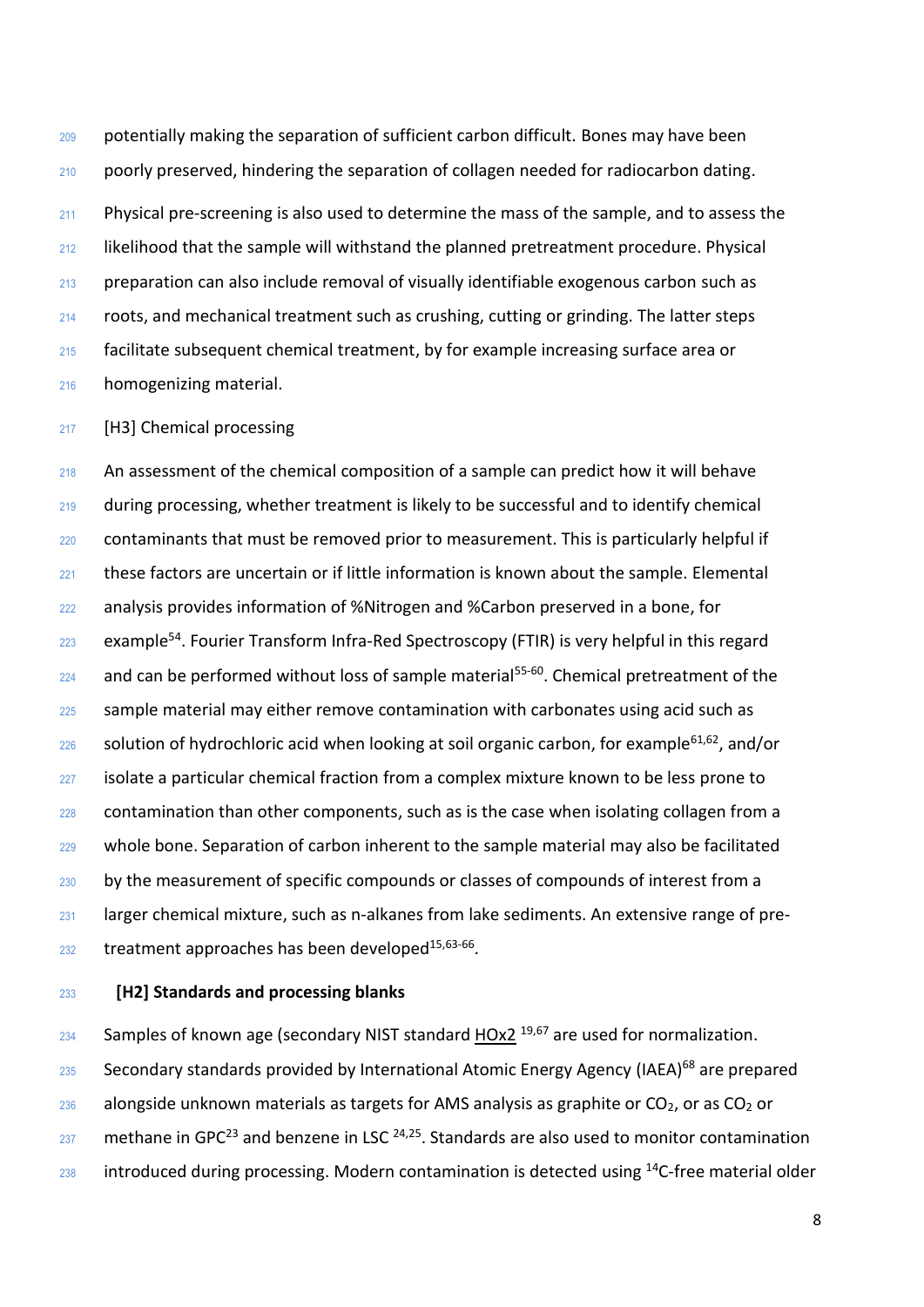potentially making the separation of sufficient carbon difficult. Bones may have been poorly preserved, hindering the separation of collagen needed for radiocarbon dating.

Physical pre-screening is also used to determine the mass of the sample, and to assess the likelihood that the sample will withstand the planned pretreatment procedure. Physical preparation can also include removal of visually identifiable exogenous carbon such as roots, and mechanical treatment such as crushing, cutting or grinding. The latter steps facilitate subsequent chemical treatment, by for example increasing surface area or homogenizing material.

### [H3] Chemical processing

An assessment of the chemical composition of a sample can predict how it will behave during processing, whether treatment is likely to be successful and to identify chemical contaminants that must be removed prior to measurement. This is particularly helpful if these factors are uncertain or if little information is known about the sample. Elemental analysis provides information of %Nitrogen and %Carbon preserved in a bone, for example[54]. Fourier Transform Infra-Red Spectroscopy (FTIR) is very helpful in this regard and can be performed without loss of sample material[55-60]. Chemical pretreatment of the sample material may either remove contamination with carbonates using acid such as solution of hydrochloric acid when looking at soil organic carbon, for example[61,62], and/or isolate a particular chemical fraction from a complex mixture known to be less prone to contamination than other components, such as is the case when isolating collagen from a whole bone. Separation of carbon inherent to the sample material may also be facilitated by the measurement of specific compounds or classes of compounds of interest from a larger chemical mixture, such as n-alkanes from lake sediments. An extensive range of pre-treatment approaches has been developed[15,63-66].

## [H2] Standards and processing blanks

Samples of known age (secondary NIST standard HOx2 [19,67] are used for normalization. Secondary standards provided by International Atomic Energy Agency (IAEA)[68] are prepared alongside unknown materials as targets for AMS analysis as graphite or $CO_2$, or as $CO_2$ or methane in GPC[23] and benzene in LSC [24,25]. Standards are also used to monitor contamination introduced during processing. Modern contamination is detected using $^{14}C$-free material older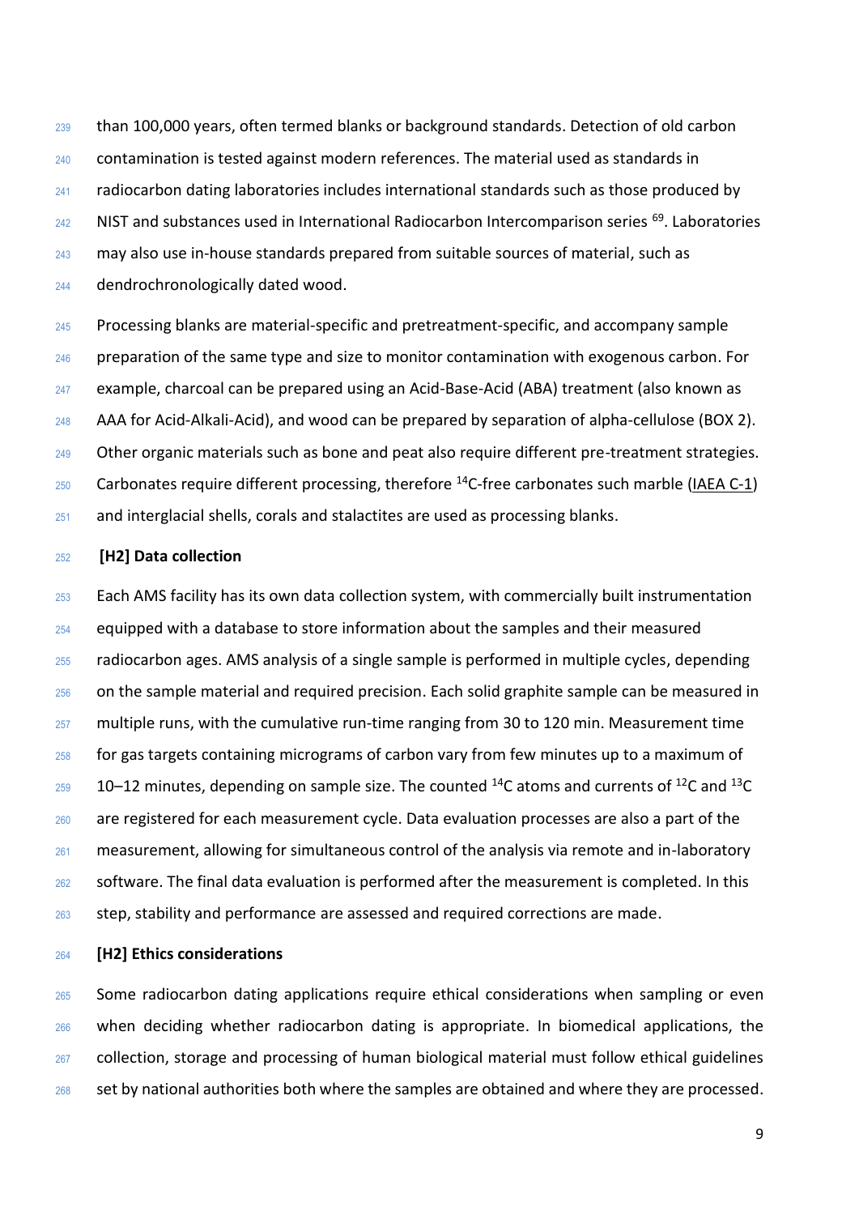than 100,000 years, often termed blanks or background standards. Detection of old carbon contamination is tested against modern references. The material used as standards in radiocarbon dating laboratories includes international standards such as those produced by NIST and substances used in International Radiocarbon Intercomparison series [69]. Laboratories may also use in-house standards prepared from suitable sources of material, such as dendrochronologically dated wood.

Processing blanks are material-specific and pretreatment-specific, and accompany sample preparation of the same type and size to monitor contamination with exogenous carbon. For example, charcoal can be prepared using an Acid-Base-Acid (ABA) treatment (also known as AAA for Acid-Alkali-Acid), and wood can be prepared by separation of alpha-cellulose (BOX 2). Other organic materials such as bone and peat also require different pre-treatment strategies. Carbonates require different processing, therefore $^{14}$C-free carbonates such marble (IAEA C-1) and interglacial shells, corals and stalactites are used as processing blanks.

## [H2] Data collection

Each AMS facility has its own data collection system, with commercially built instrumentation equipped with a database to store information about the samples and their measured radiocarbon ages. AMS analysis of a single sample is performed in multiple cycles, depending on the sample material and required precision. Each solid graphite sample can be measured in multiple runs, with the cumulative run-time ranging from 30 to 120 min. Measurement time for gas targets containing micrograms of carbon vary from few minutes up to a maximum of 10–12 minutes, depending on sample size. The counted $^{14}$C atoms and currents of $^{12}$C and $^{13}$C are registered for each measurement cycle. Data evaluation processes are also a part of the measurement, allowing for simultaneous control of the analysis via remote and in-laboratory software. The final data evaluation is performed after the measurement is completed. In this step, stability and performance are assessed and required corrections are made.

## [H2] Ethics considerations

Some radiocarbon dating applications require ethical considerations when sampling or even when deciding whether radiocarbon dating is appropriate. In biomedical applications, the collection, storage and processing of human biological material must follow ethical guidelines set by national authorities both where the samples are obtained and where they are processed.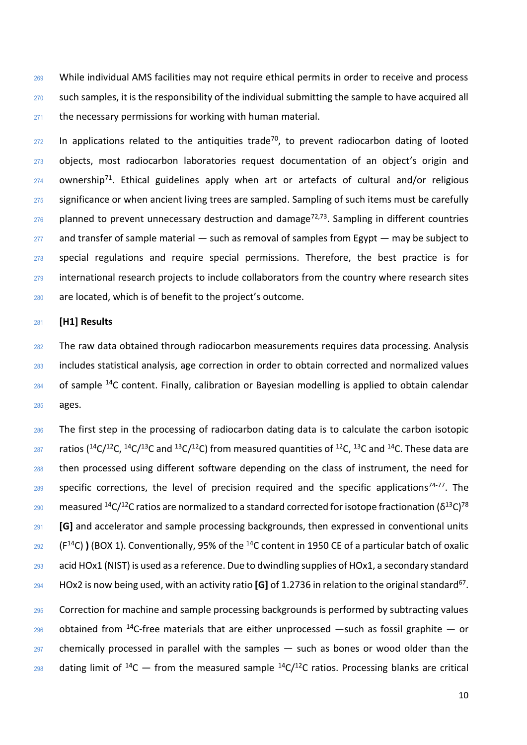While individual AMS facilities may not require ethical permits in order to receive and process such samples, it is the responsibility of the individual submitting the sample to have acquired all the necessary permissions for working with human material.

In applications related to the antiquities trade[70], to prevent radiocarbon dating of looted objects, most radiocarbon laboratories request documentation of an object's origin and ownership[71]. Ethical guidelines apply when art or artefacts of cultural and/or religious significance or when ancient living trees are sampled. Sampling of such items must be carefully planned to prevent unnecessary destruction and damage[72,73]. Sampling in different countries and transfer of sample material — such as removal of samples from Egypt — may be subject to special regulations and require special permissions. Therefore, the best practice is for international research projects to include collaborators from the country where research sites are located, which is of benefit to the project's outcome.

# [H1] Results

The raw data obtained through radiocarbon measurements requires data processing. Analysis includes statistical analysis, age correction in order to obtain corrected and normalized values of sample $^{14}C$ content. Finally, calibration or Bayesian modelling is applied to obtain calendar ages.

The first step in the processing of radiocarbon dating data is to calculate the carbon isotopic ratios ($^{14}C/^{12}C$, $^{14}C/^{13}C$ and $^{13}C/^{12}C$) from measured quantities of $^{12}C$, $^{13}C$ and $^{14}C$. These data are then processed using different software depending on the class of instrument, the need for specific corrections, the level of precision required and the specific applications[74-77]. The measured $^{14}C/^{12}C$ ratios are normalized to a standard corrected for isotope fractionation ($\delta^{13}C$)[78] **[G]** and accelerator and sample processing backgrounds, then expressed in conventional units ($F^{14}C$) **)** (BOX 1). Conventionally, 95% of the $^{14}C$ content in 1950 CE of a particular batch of oxalic acid HOx1 (NIST) is used as a reference. Due to dwindling supplies of HOx1, a secondary standard HOx2 is now being used, with an activity ratio **[G]** of 1.2736 in relation to the original standard[67].

Correction for machine and sample processing backgrounds is performed by subtracting values obtained from $^{14}C$-free materials that are either unprocessed —such as fossil graphite — or chemically processed in parallel with the samples — such as bones or wood older than the dating limit of $^{14}C$ — from the measured sample $^{14}C/^{12}C$ ratios. Processing blanks are critical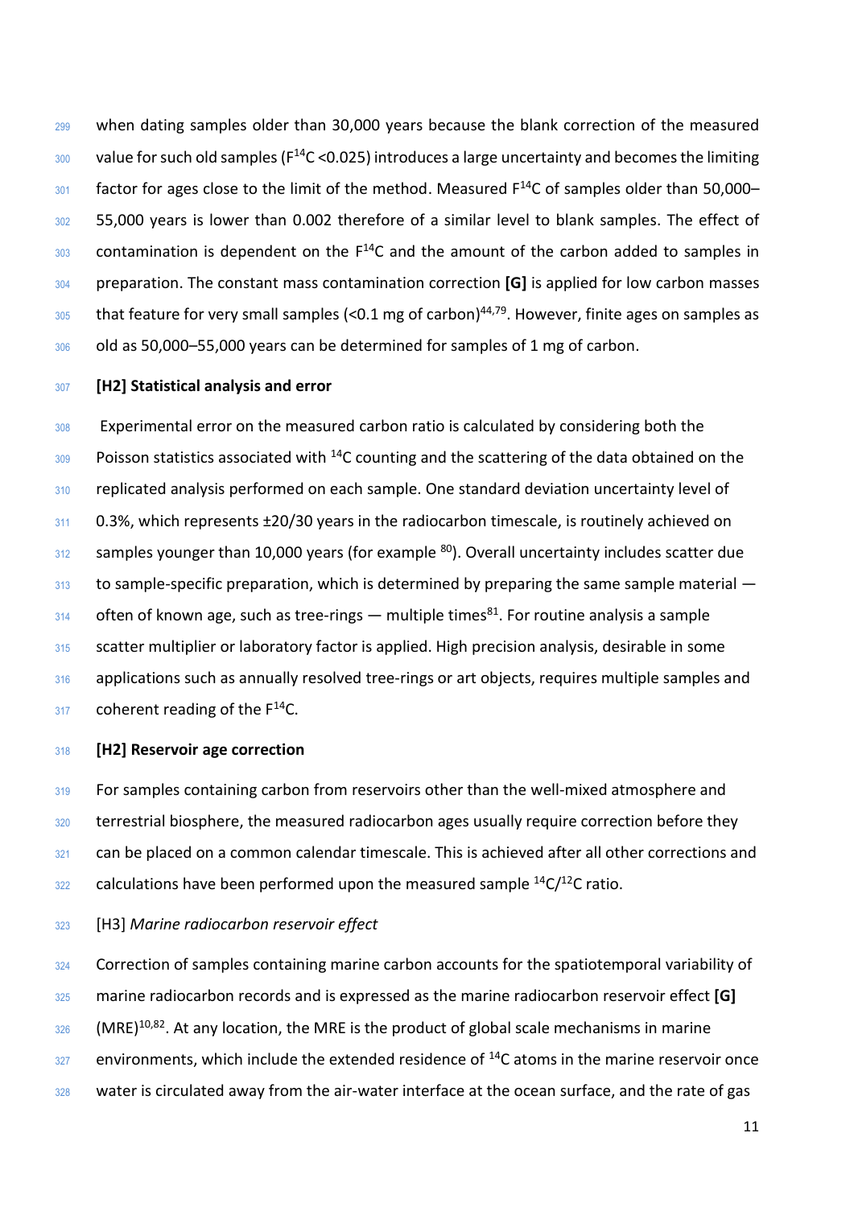when dating samples older than 30,000 years because the blank correction of the measured value for such old samples ($F^{14}C$ <0.025) introduces a large uncertainty and becomes the limiting factor for ages close to the limit of the method. Measured $F^{14}C$ of samples older than 50,000–55,000 years is lower than 0.002 therefore of a similar level to blank samples. The effect of contamination is dependent on the $F^{14}C$ and the amount of the carbon added to samples in preparation. The constant mass contamination correction **[G]** is applied for low carbon masses that feature for very small samples (<0.1 mg of carbon)[44,79]. However, finite ages on samples as old as 50,000–55,000 years can be determined for samples of 1 mg of carbon.

## [H2] Statistical analysis and error

Experimental error on the measured carbon ratio is calculated by considering both the Poisson statistics associated with $^{14}C$ counting and the scattering of the data obtained on the replicated analysis performed on each sample. One standard deviation uncertainty level of 0.3%, which represents ±20/30 years in the radiocarbon timescale, is routinely achieved on samples younger than 10,000 years (for example [80]). Overall uncertainty includes scatter due to sample-specific preparation, which is determined by preparing the same sample material — often of known age, such as tree-rings — multiple times[81]. For routine analysis a sample scatter multiplier or laboratory factor is applied. High precision analysis, desirable in some applications such as annually resolved tree-rings or art objects, requires multiple samples and coherent reading of the $F^{14}C$.

## [H2] Reservoir age correction

For samples containing carbon from reservoirs other than the well-mixed atmosphere and terrestrial biosphere, the measured radiocarbon ages usually require correction before they can be placed on a common calendar timescale. This is achieved after all other corrections and calculations have been performed upon the measured sample $^{14}C/^{12}C$ ratio.

### [H3] *Marine radiocarbon reservoir effect*

Correction of samples containing marine carbon accounts for the spatiotemporal variability of marine radiocarbon records and is expressed as the marine radiocarbon reservoir effect **[G]** (MRE)[10,82]. At any location, the MRE is the product of global scale mechanisms in marine environments, which include the extended residence of $^{14}C$ atoms in the marine reservoir once water is circulated away from the air-water interface at the ocean surface, and the rate of gas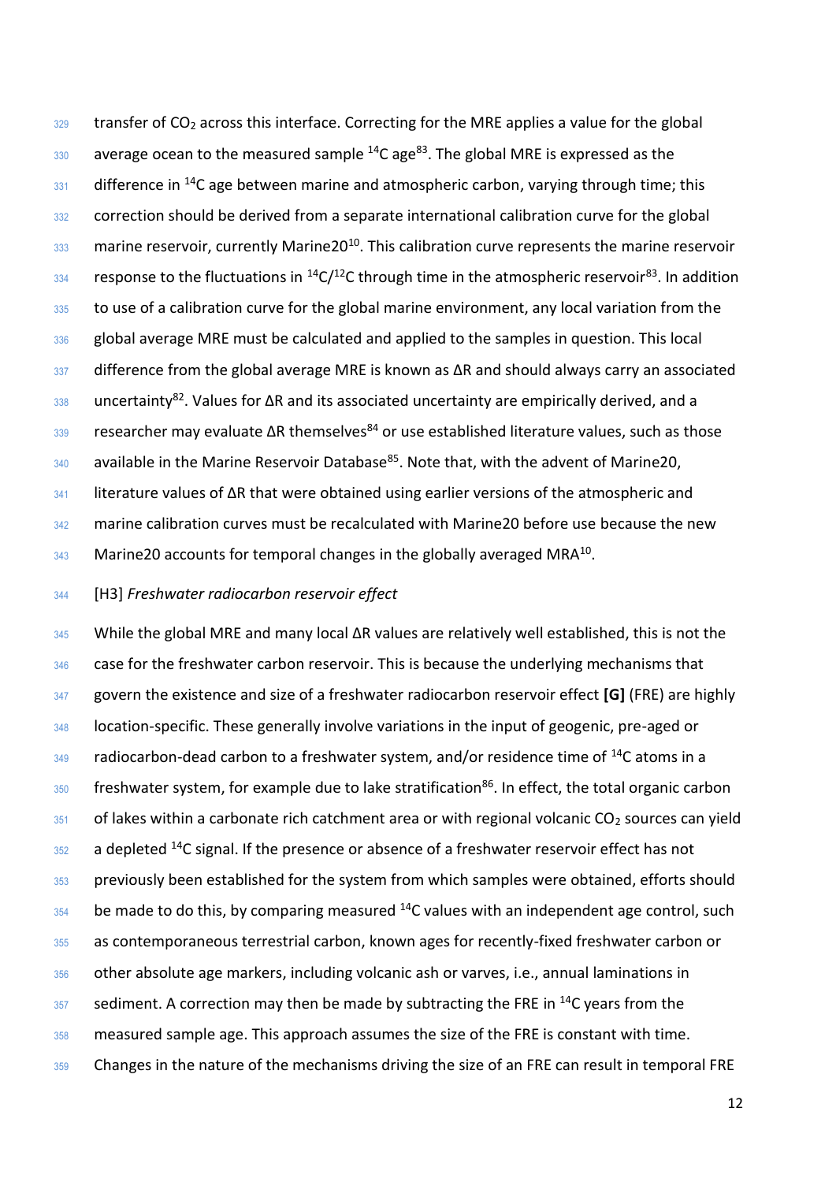transfer of $CO_2$ across this interface. Correcting for the MRE applies a value for the global average ocean to the measured sample $^{14}C$ age[83]. The global MRE is expressed as the difference in $^{14}C$ age between marine and atmospheric carbon, varying through time; this correction should be derived from a separate international calibration curve for the global marine reservoir, currently Marine20[10]. This calibration curve represents the marine reservoir response to the fluctuations in $^{14}C/^{12}C$ through time in the atmospheric reservoir[83]. In addition to use of a calibration curve for the global marine environment, any local variation from the global average MRE must be calculated and applied to the samples in question. This local difference from the global average MRE is known as ΔR and should always carry an associated uncertainty[82]. Values for ΔR and its associated uncertainty are empirically derived, and a researcher may evaluate ΔR themselves[84] or use established literature values, such as those available in the Marine Reservoir Database[85]. Note that, with the advent of Marine20, literature values of ΔR that were obtained using earlier versions of the atmospheric and marine calibration curves must be recalculated with Marine20 before use because the new Marine20 accounts for temporal changes in the globally averaged MRA[10].

### [H3] *Freshwater radiocarbon reservoir effect*

While the global MRE and many local ΔR values are relatively well established, this is not the case for the freshwater carbon reservoir. This is because the underlying mechanisms that govern the existence and size of a freshwater radiocarbon reservoir effect **[G]** (FRE) are highly location-specific. These generally involve variations in the input of geogenic, pre-aged or radiocarbon-dead carbon to a freshwater system, and/or residence time of $^{14}C$ atoms in a freshwater system, for example due to lake stratification[86]. In effect, the total organic carbon of lakes within a carbonate rich catchment area or with regional volcanic $CO_2$ sources can yield a depleted $^{14}C$ signal. If the presence or absence of a freshwater reservoir effect has not previously been established for the system from which samples were obtained, efforts should be made to do this, by comparing measured $^{14}C$ values with an independent age control, such as contemporaneous terrestrial carbon, known ages for recently-fixed freshwater carbon or other absolute age markers, including volcanic ash or varves, i.e., annual laminations in sediment. A correction may then be made by subtracting the FRE in $^{14}C$ years from the measured sample age. This approach assumes the size of the FRE is constant with time. Changes in the nature of the mechanisms driving the size of an FRE can result in temporal FRE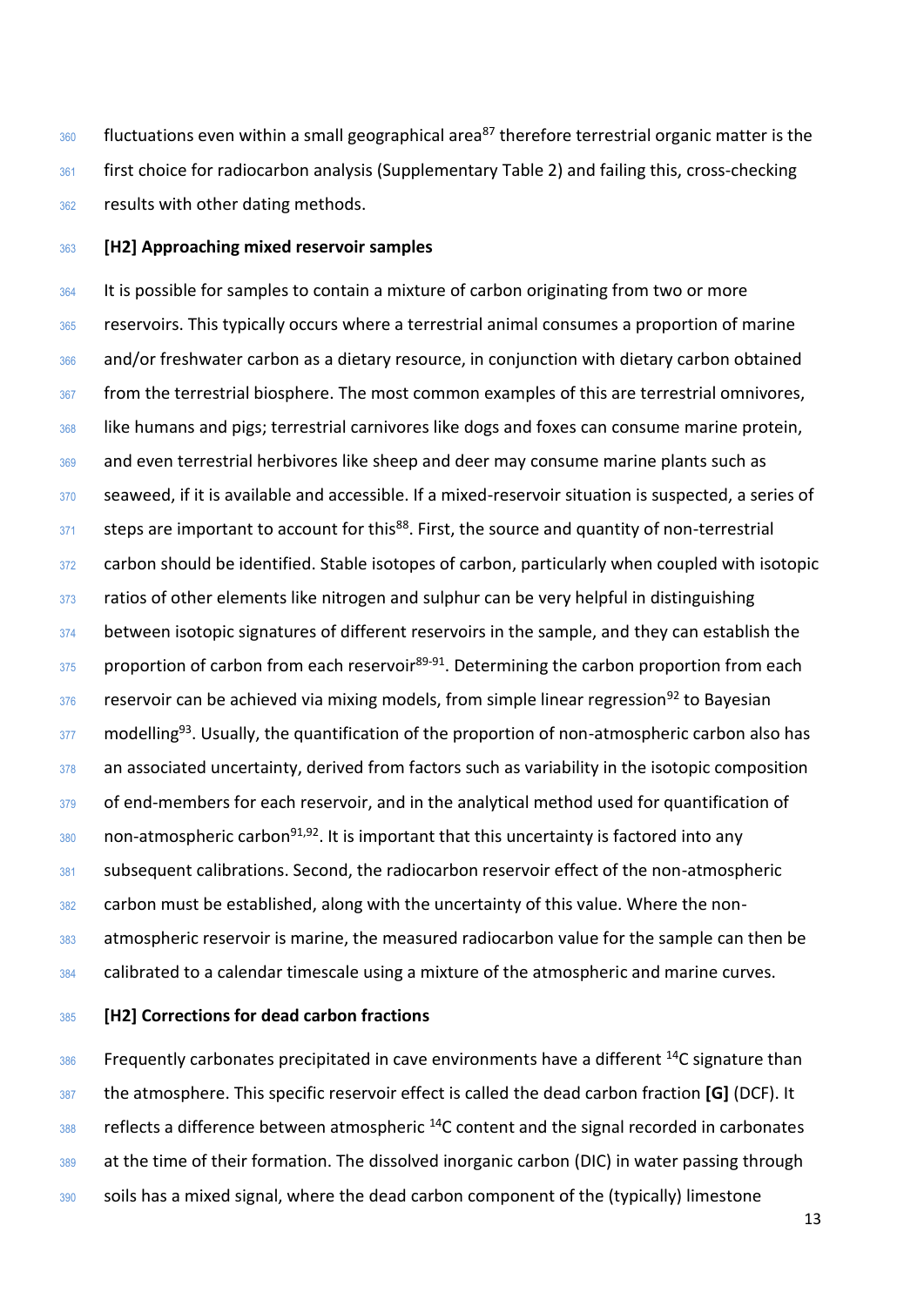fluctuations even within a small geographical area[87] therefore terrestrial organic matter is the first choice for radiocarbon analysis (Supplementary Table 2) and failing this, cross-checking results with other dating methods.

## [H2] Approaching mixed reservoir samples

It is possible for samples to contain a mixture of carbon originating from two or more reservoirs. This typically occurs where a terrestrial animal consumes a proportion of marine and/or freshwater carbon as a dietary resource, in conjunction with dietary carbon obtained from the terrestrial biosphere. The most common examples of this are terrestrial omnivores, like humans and pigs; terrestrial carnivores like dogs and foxes can consume marine protein, and even terrestrial herbivores like sheep and deer may consume marine plants such as seaweed, if it is available and accessible. If a mixed-reservoir situation is suspected, a series of steps are important to account for this[88]. First, the source and quantity of non-terrestrial carbon should be identified. Stable isotopes of carbon, particularly when coupled with isotopic ratios of other elements like nitrogen and sulphur can be very helpful in distinguishing between isotopic signatures of different reservoirs in the sample, and they can establish the proportion of carbon from each reservoir[89-91]. Determining the carbon proportion from each reservoir can be achieved via mixing models, from simple linear regression[92] to Bayesian modelling[93]. Usually, the quantification of the proportion of non-atmospheric carbon also has an associated uncertainty, derived from factors such as variability in the isotopic composition of end-members for each reservoir, and in the analytical method used for quantification of non-atmospheric carbon[91,92]. It is important that this uncertainty is factored into any subsequent calibrations. Second, the radiocarbon reservoir effect of the non-atmospheric carbon must be established, along with the uncertainty of this value. Where the non-atmospheric reservoir is marine, the measured radiocarbon value for the sample can then be calibrated to a calendar timescale using a mixture of the atmospheric and marine curves.

## [H2] Corrections for dead carbon fractions

Frequently carbonates precipitated in cave environments have a different $^{14}C$ signature than the atmosphere. This specific reservoir effect is called the dead carbon fraction **[G]** (DCF). It reflects a difference between atmospheric $^{14}C$ content and the signal recorded in carbonates at the time of their formation. The dissolved inorganic carbon (DIC) in water passing through soils has a mixed signal, where the dead carbon component of the (typically) limestone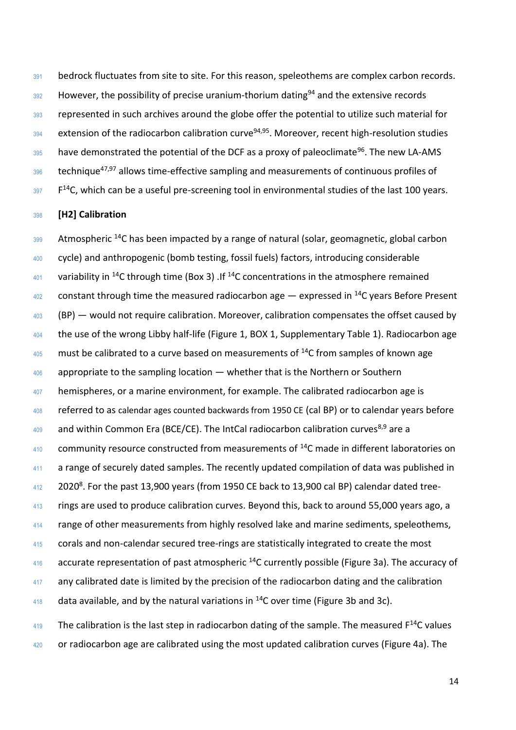bedrock fluctuates from site to site. For this reason, speleothems are complex carbon records. However, the possibility of precise uranium-thorium dating[94] and the extensive records represented in such archives around the globe offer the potential to utilize such material for extension of the radiocarbon calibration curve[94,95]. Moreover, recent high-resolution studies have demonstrated the potential of the DCF as a proxy of paleoclimate[96]. The new LA-AMS technique[47,97] allows time-effective sampling and measurements of continuous profiles of $F^{14}C$, which can be a useful pre-screening tool in environmental studies of the last 100 years.

## [H2] Calibration

Atmospheric $^{14}C$ has been impacted by a range of natural (solar, geomagnetic, global carbon cycle) and anthropogenic (bomb testing, fossil fuels) factors, introducing considerable variability in $^{14}C$ through time (Box 3) .If $^{14}C$ concentrations in the atmosphere remained constant through time the measured radiocarbon age — expressed in $^{14}C$ years Before Present (BP) — would not require calibration. Moreover, calibration compensates the offset caused by the use of the wrong Libby half-life (Figure 1, BOX 1, Supplementary Table 1). Radiocarbon age must be calibrated to a curve based on measurements of $^{14}C$ from samples of known age appropriate to the sampling location — whether that is the Northern or Southern hemispheres, or a marine environment, for example. The calibrated radiocarbon age is referred to as calendar ages counted backwards from 1950 CE (cal BP) or to calendar years before and within Common Era (BCE/CE). The IntCal radiocarbon calibration curves[8,9] are a community resource constructed from measurements of $^{14}C$ made in different laboratories on a range of securely dated samples. The recently updated compilation of data was published in 2020[8]. For the past 13,900 years (from 1950 CE back to 13,900 cal BP) calendar dated tree-rings are used to produce calibration curves. Beyond this, back to around 55,000 years ago, a range of other measurements from highly resolved lake and marine sediments, speleothems, corals and non-calendar secured tree-rings are statistically integrated to create the most accurate representation of past atmospheric $^{14}C$ currently possible (Figure 3a). The accuracy of any calibrated date is limited by the precision of the radiocarbon dating and the calibration data available, and by the natural variations in $^{14}C$ over time (Figure 3b and 3c).

The calibration is the last step in radiocarbon dating of the sample. The measured $F^{14}C$ values or radiocarbon age are calibrated using the most updated calibration curves (Figure 4a). The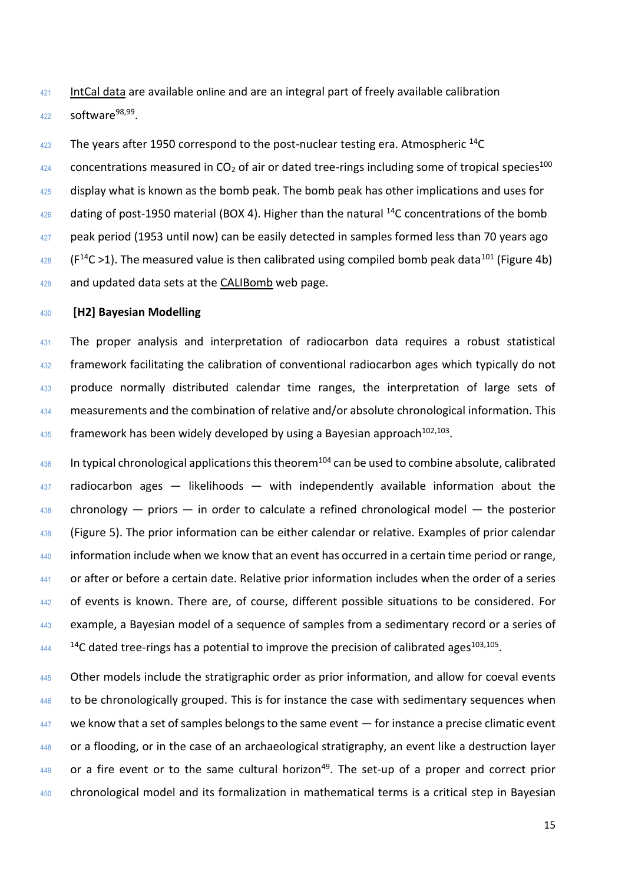IntCal data are available online and are an integral part of freely available calibration software[98,99].

The years after 1950 correspond to the post-nuclear testing era. Atmospheric $^{14}C$ concentrations measured in $CO_2$ of air or dated tree-rings including some of tropical species[100] display what is known as the bomb peak. The bomb peak has other implications and uses for dating of post-1950 material (BOX 4). Higher than the natural $^{14}C$ concentrations of the bomb peak period (1953 until now) can be easily detected in samples formed less than 70 years ago ($F^{14}C$ >1). The measured value is then calibrated using compiled bomb peak data[101] (Figure 4b) and updated data sets at the CALIBomb web page.

## [H2] Bayesian Modelling

The proper analysis and interpretation of radiocarbon data requires a robust statistical framework facilitating the calibration of conventional radiocarbon ages which typically do not produce normally distributed calendar time ranges, the interpretation of large sets of measurements and the combination of relative and/or absolute chronological information. This framework has been widely developed by using a Bayesian approach[102,103].

In typical chronological applications this theorem[104] can be used to combine absolute, calibrated radiocarbon ages — likelihoods — with independently available information about the chronology — priors — in order to calculate a refined chronological model — the posterior (Figure 5). The prior information can be either calendar or relative. Examples of prior calendar information include when we know that an event has occurred in a certain time period or range, or after or before a certain date. Relative prior information includes when the order of a series of events is known. There are, of course, different possible situations to be considered. For example, a Bayesian model of a sequence of samples from a sedimentary record or a series of $^{14}C$ dated tree-rings has a potential to improve the precision of calibrated ages[103,105].

Other models include the stratigraphic order as prior information, and allow for coeval events to be chronologically grouped. This is for instance the case with sedimentary sequences when we know that a set of samples belongs to the same event — for instance a precise climatic event or a flooding, or in the case of an archaeological stratigraphy, an event like a destruction layer or a fire event or to the same cultural horizon[49]. The set-up of a proper and correct prior chronological model and its formalization in mathematical terms is a critical step in Bayesian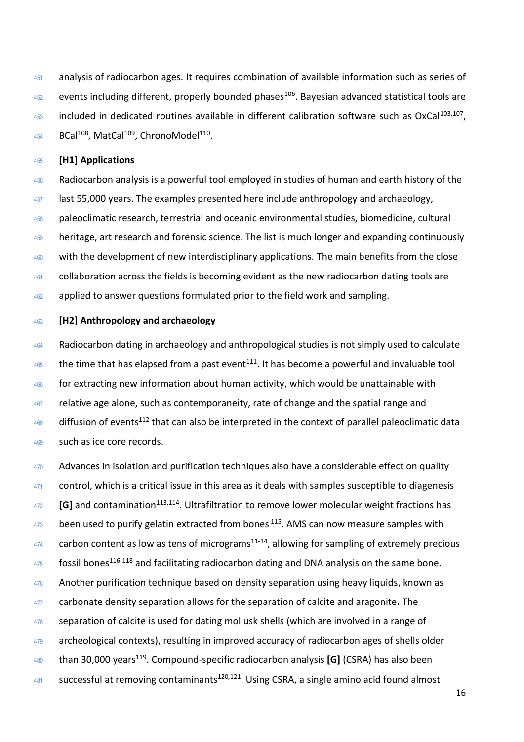analysis of radiocarbon ages. It requires combination of available information such as series of events including different, properly bounded phases[106]. Bayesian advanced statistical tools are included in dedicated routines available in different calibration software such as OxCal[103,107], BCal[108], MatCal[109], ChronoModel[110].

# [H1] Applications

Radiocarbon analysis is a powerful tool employed in studies of human and earth history of the last 55,000 years. The examples presented here include anthropology and archaeology, paleoclimatic research, terrestrial and oceanic environmental studies, biomedicine, cultural heritage, art research and forensic science. The list is much longer and expanding continuously with the development of new interdisciplinary applications. The main benefits from the close collaboration across the fields is becoming evident as the new radiocarbon dating tools are applied to answer questions formulated prior to the field work and sampling.

## [H2] Anthropology and archaeology

Radiocarbon dating in archaeology and anthropological studies is not simply used to calculate the time that has elapsed from a past event[111]. It has become a powerful and invaluable tool for extracting new information about human activity, which would be unattainable with relative age alone, such as contemporaneity, rate of change and the spatial range and diffusion of events[112] that can also be interpreted in the context of parallel paleoclimatic data such as ice core records.

Advances in isolation and purification techniques also have a considerable effect on quality control, which is a critical issue in this area as it deals with samples susceptible to diagenesis **[G]** and contamination[113,114]. Ultrafiltration to remove lower molecular weight fractions has been used to purify gelatin extracted from bones [115]. AMS can now measure samples with carbon content as low as tens of micrograms[11-14], allowing for sampling of extremely precious fossil bones[116-118] and facilitating radiocarbon dating and DNA analysis on the same bone. Another purification technique based on density separation using heavy liquids, known as carbonate density separation allows for the separation of calcite and aragonite**.** The separation of calcite is used for dating mollusk shells (which are involved in a range of archeological contexts), resulting in improved accuracy of radiocarbon ages of shells older than 30,000 years[119]. Compound-specific radiocarbon analysis **[G]** (CSRA) has also been successful at removing contaminants[120,121]. Using CSRA, a single amino acid found almost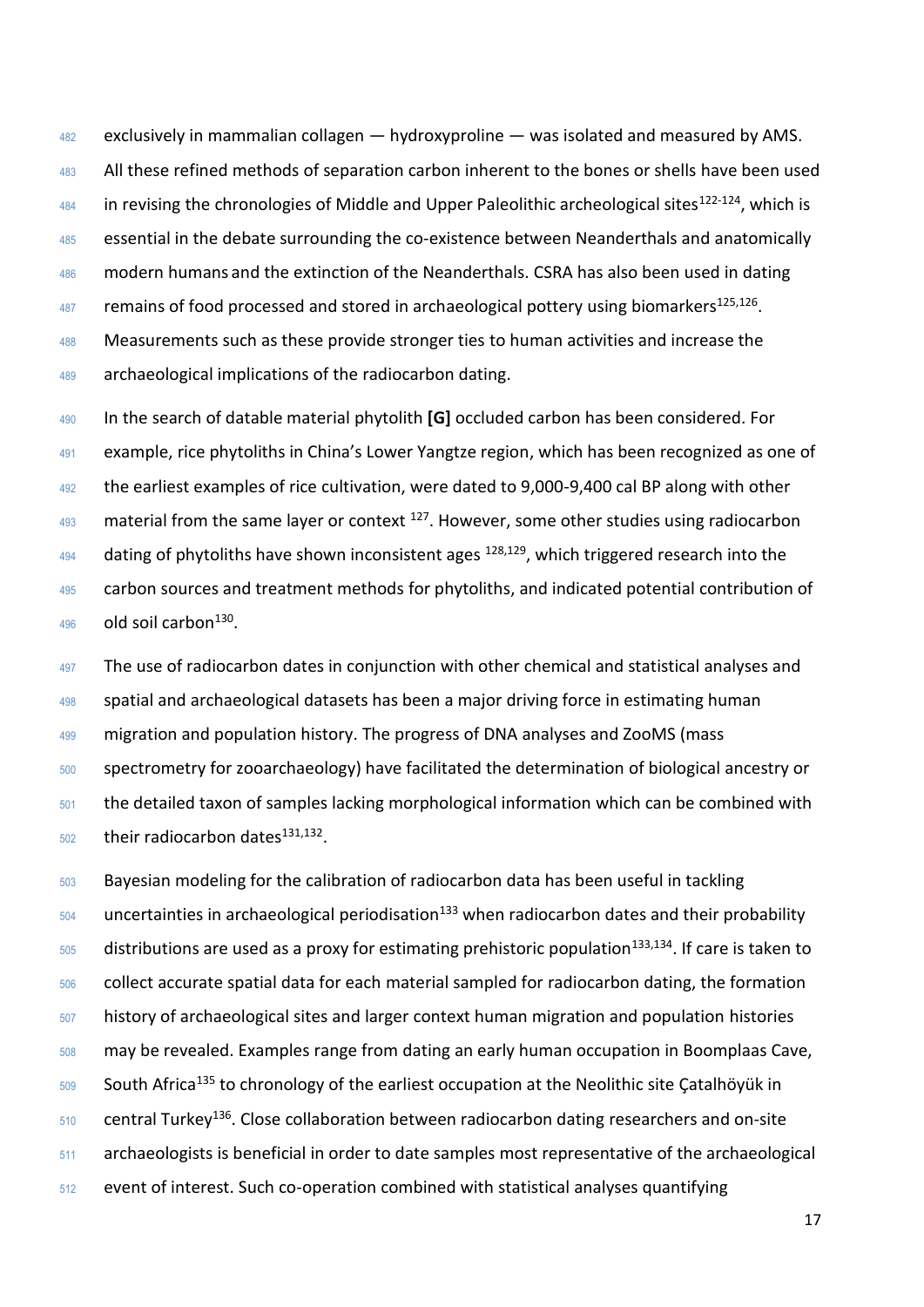exclusively in mammalian collagen — hydroxyproline — was isolated and measured by AMS. All these refined methods of separation carbon inherent to the bones or shells have been used in revising the chronologies of Middle and Upper Paleolithic archeological sites[122-124], which is essential in the debate surrounding the co-existence between Neanderthals and anatomically modern humans and the extinction of the Neanderthals. CSRA has also been used in dating remains of food processed and stored in archaeological pottery using biomarkers[125,126]. Measurements such as these provide stronger ties to human activities and increase the archaeological implications of the radiocarbon dating.

In the search of datable material phytolith **[G]** occluded carbon has been considered. For example, rice phytoliths in China's Lower Yangtze region, which has been recognized as one of the earliest examples of rice cultivation, were dated to 9,000-9,400 cal BP along with other material from the same layer or context [127]. However, some other studies using radiocarbon dating of phytoliths have shown inconsistent ages [128,129], which triggered research into the carbon sources and treatment methods for phytoliths, and indicated potential contribution of old soil carbon[130].

The use of radiocarbon dates in conjunction with other chemical and statistical analyses and spatial and archaeological datasets has been a major driving force in estimating human migration and population history. The progress of DNA analyses and ZooMS (mass spectrometry for zooarchaeology) have facilitated the determination of biological ancestry or the detailed taxon of samples lacking morphological information which can be combined with their radiocarbon dates[131,132].

Bayesian modeling for the calibration of radiocarbon data has been useful in tackling uncertainties in archaeological periodisation[133] when radiocarbon dates and their probability distributions are used as a proxy for estimating prehistoric population[133,134]. If care is taken to collect accurate spatial data for each material sampled for radiocarbon dating, the formation history of archaeological sites and larger context human migration and population histories may be revealed. Examples range from dating an early human occupation in Boomplaas Cave, South Africa[135] to chronology of the earliest occupation at the Neolithic site Çatalhöyük in central Turkey[136]. Close collaboration between radiocarbon dating researchers and on-site archaeologists is beneficial in order to date samples most representative of the archaeological event of interest. Such co-operation combined with statistical analyses quantifying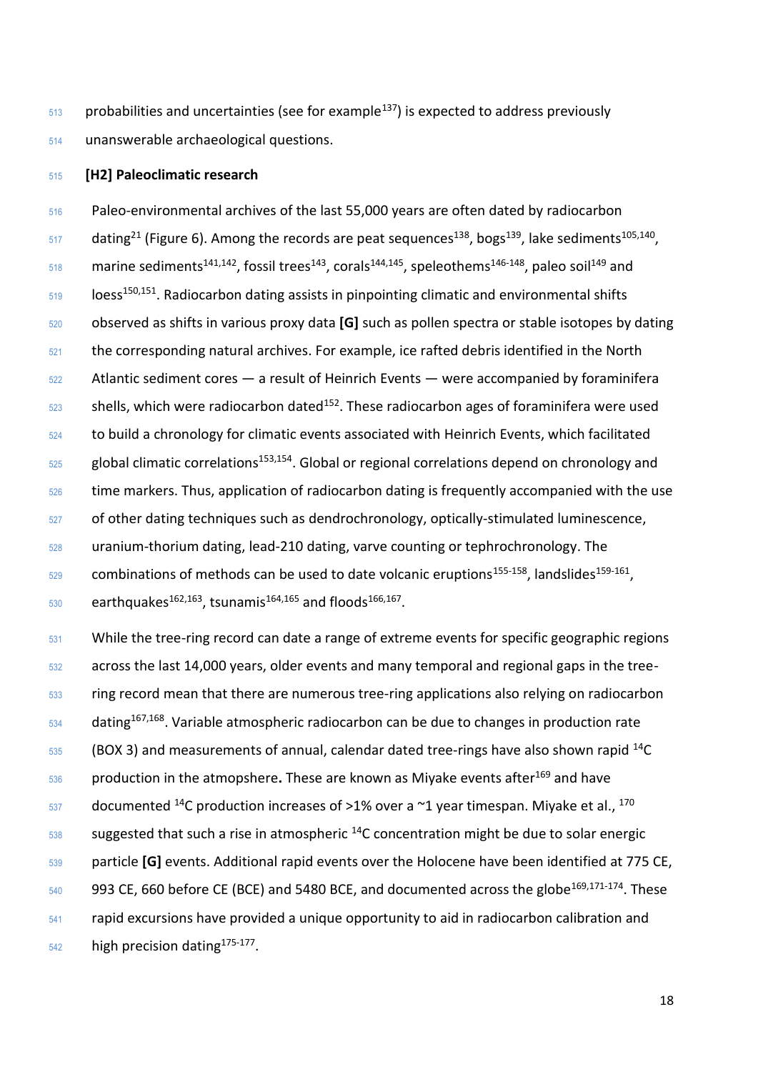probabilities and uncertainties (see for example[137]) is expected to address previously unanswerable archaeological questions.

## [H2] Paleoclimatic research

Paleo-environmental archives of the last 55,000 years are often dated by radiocarbon dating[21] (Figure 6). Among the records are peat sequences[138], bogs[139], lake sediments[105,140], marine sediments[141,142], fossil trees[143], corals[144,145], speleothems[146-148], paleo soil[149] and loess[150,151]. Radiocarbon dating assists in pinpointing climatic and environmental shifts observed as shifts in various proxy data **[G]** such as pollen spectra or stable isotopes by dating the corresponding natural archives. For example, ice rafted debris identified in the North Atlantic sediment cores — a result of Heinrich Events — were accompanied by foraminifera shells, which were radiocarbon dated[152]. These radiocarbon ages of foraminifera were used to build a chronology for climatic events associated with Heinrich Events, which facilitated global climatic correlations[153,154]. Global or regional correlations depend on chronology and time markers. Thus, application of radiocarbon dating is frequently accompanied with the use of other dating techniques such as dendrochronology, optically-stimulated luminescence, uranium-thorium dating, lead-210 dating, varve counting or tephrochronology. The combinations of methods can be used to date volcanic eruptions[155-158], landslides[159-161], earthquakes[162,163], tsunamis[164,165] and floods[166,167].

While the tree-ring record can date a range of extreme events for specific geographic regions across the last 14,000 years, older events and many temporal and regional gaps in the tree-ring record mean that there are numerous tree-ring applications also relying on radiocarbon dating[167,168]. Variable atmospheric radiocarbon can be due to changes in production rate (BOX 3) and measurements of annual, calendar dated tree-rings have also shown rapid $^{14}C$ production in the atmopshere**.** These are known as Miyake events after[169] and have documented $^{14}C$ production increases of >1% over a ~1 year timespan. Miyake et al., [170] suggested that such a rise in atmospheric $^{14}C$ concentration might be due to solar energic particle **[G]** events. Additional rapid events over the Holocene have been identified at 775 CE, 993 CE, 660 before CE (BCE) and 5480 BCE, and documented across the globe[169,171-174]. These rapid excursions have provided a unique opportunity to aid in radiocarbon calibration and high precision dating[175-177].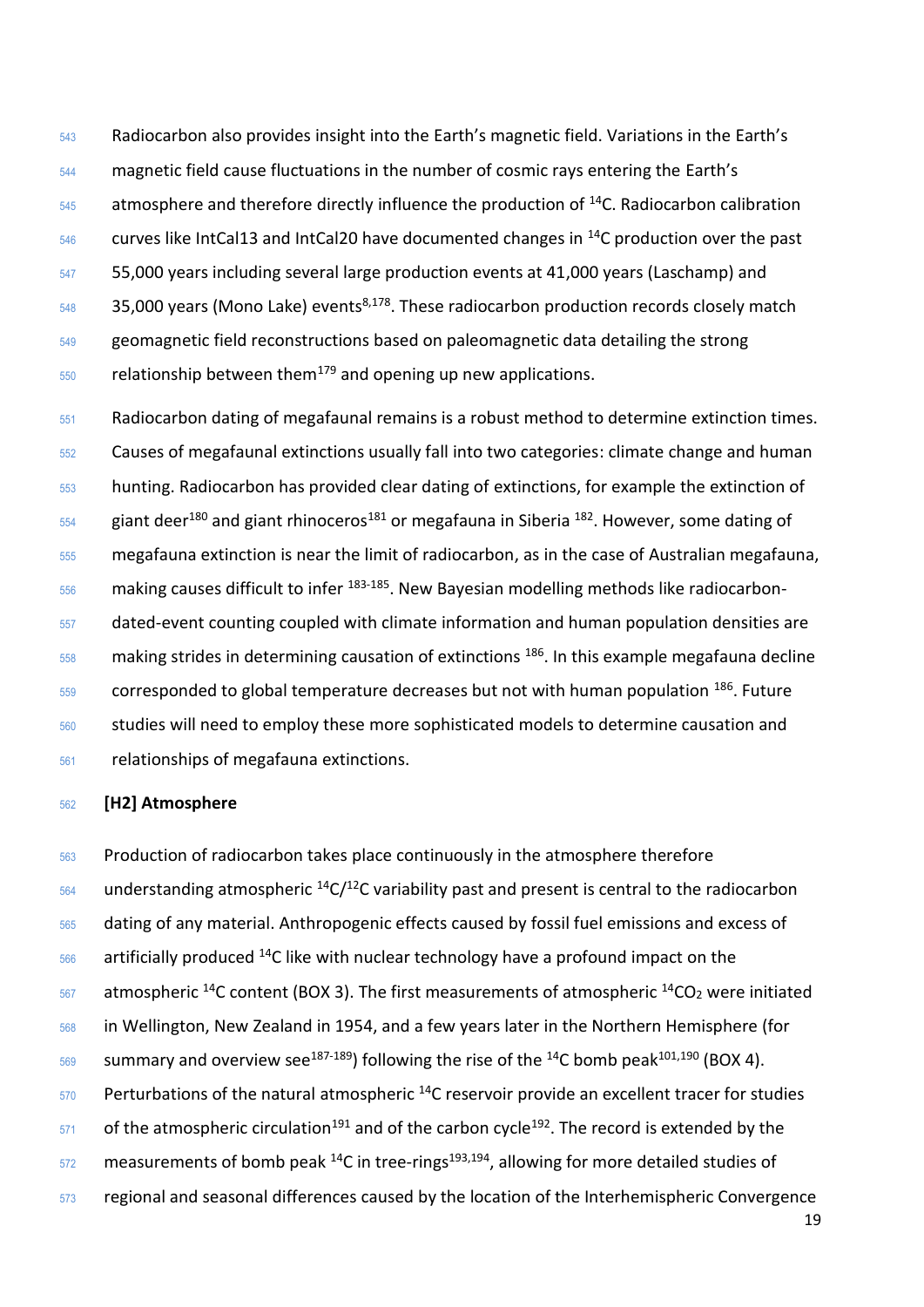Radiocarbon also provides insight into the Earth's magnetic field. Variations in the Earth's magnetic field cause fluctuations in the number of cosmic rays entering the Earth's atmosphere and therefore directly influence the production of $^{14}C$. Radiocarbon calibration curves like IntCal13 and IntCal20 have documented changes in $^{14}C$ production over the past 55,000 years including several large production events at 41,000 years (Laschamp) and 35,000 years (Mono Lake) events[8,178]. These radiocarbon production records closely match geomagnetic field reconstructions based on paleomagnetic data detailing the strong relationship between them[179] and opening up new applications.

Radiocarbon dating of megafaunal remains is a robust method to determine extinction times. Causes of megafaunal extinctions usually fall into two categories: climate change and human hunting. Radiocarbon has provided clear dating of extinctions, for example the extinction of giant deer[180] and giant rhinoceros[181] or megafauna in Siberia [182]. However, some dating of megafauna extinction is near the limit of radiocarbon, as in the case of Australian megafauna, making causes difficult to infer [183-185]. New Bayesian modelling methods like radiocarbon-dated-event counting coupled with climate information and human population densities are making strides in determining causation of extinctions [186]. In this example megafauna decline corresponded to global temperature decreases but not with human population [186]. Future studies will need to employ these more sophisticated models to determine causation and relationships of megafauna extinctions.

**[H2] Atmosphere**

Production of radiocarbon takes place continuously in the atmosphere therefore understanding atmospheric $^{14}C/^{12}C$ variability past and present is central to the radiocarbon dating of any material. Anthropogenic effects caused by fossil fuel emissions and excess of artificially produced $^{14}C$ like with nuclear technology have a profound impact on the atmospheric $^{14}C$ content (BOX 3). The first measurements of atmospheric $^{14}CO_2$ were initiated in Wellington, New Zealand in 1954, and a few years later in the Northern Hemisphere (for summary and overview see[187-189]) following the rise of the $^{14}C$ bomb peak[101,190] (BOX 4). Perturbations of the natural atmospheric $^{14}C$ reservoir provide an excellent tracer for studies of the atmospheric circulation[191] and of the carbon cycle[192]. The record is extended by the measurements of bomb peak $^{14}C$ in tree-rings[193,194], allowing for more detailed studies of regional and seasonal differences caused by the location of the Interhemispheric Convergence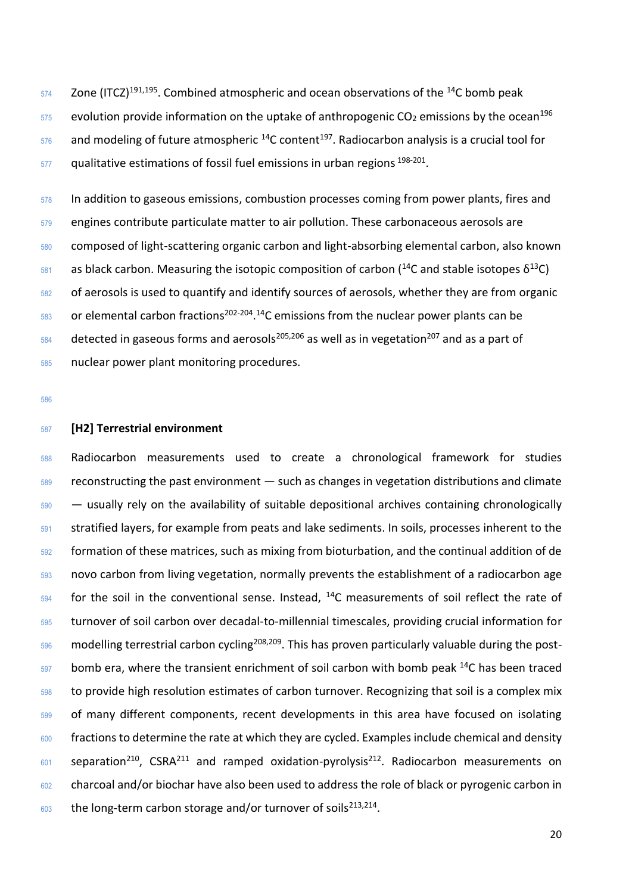Zone (ITCZ)[191,195]. Combined atmospheric and ocean observations of the $^{14}C$ bomb peak evolution provide information on the uptake of anthropogenic $CO_2$ emissions by the ocean[196] and modeling of future atmospheric $^{14}C$ content[197]. Radiocarbon analysis is a crucial tool for qualitative estimations of fossil fuel emissions in urban regions [198-201].

In addition to gaseous emissions, combustion processes coming from power plants, fires and engines contribute particulate matter to air pollution. These carbonaceous aerosols are composed of light-scattering organic carbon and light-absorbing elemental carbon, also known as black carbon. Measuring the isotopic composition of carbon ($^{14}C$ and stable isotopes $\delta^{13}C$) of aerosols is used to quantify and identify sources of aerosols, whether they are from organic or elemental carbon fractions[202-204]. $^{14}C$ emissions from the nuclear power plants can be detected in gaseous forms and aerosols[205,206] as well as in vegetation[207] and as a part of nuclear power plant monitoring procedures.

## [H2] Terrestrial environment

Radiocarbon measurements used to create a chronological framework for studies reconstructing the past environment — such as changes in vegetation distributions and climate — usually rely on the availability of suitable depositional archives containing chronologically stratified layers, for example from peats and lake sediments. In soils, processes inherent to the formation of these matrices, such as mixing from bioturbation, and the continual addition of de novo carbon from living vegetation, normally prevents the establishment of a radiocarbon age for the soil in the conventional sense. Instead, $^{14}C$ measurements of soil reflect the rate of turnover of soil carbon over decadal-to-millennial timescales, providing crucial information for modelling terrestrial carbon cycling[208,209]. This has proven particularly valuable during the post-bomb era, where the transient enrichment of soil carbon with bomb peak $^{14}C$ has been traced to provide high resolution estimates of carbon turnover. Recognizing that soil is a complex mix of many different components, recent developments in this area have focused on isolating fractions to determine the rate at which they are cycled. Examples include chemical and density separation[210], CSRA[211] and ramped oxidation-pyrolysis[212]. Radiocarbon measurements on charcoal and/or biochar have also been used to address the role of black or pyrogenic carbon in the long-term carbon storage and/or turnover of soils[213,214].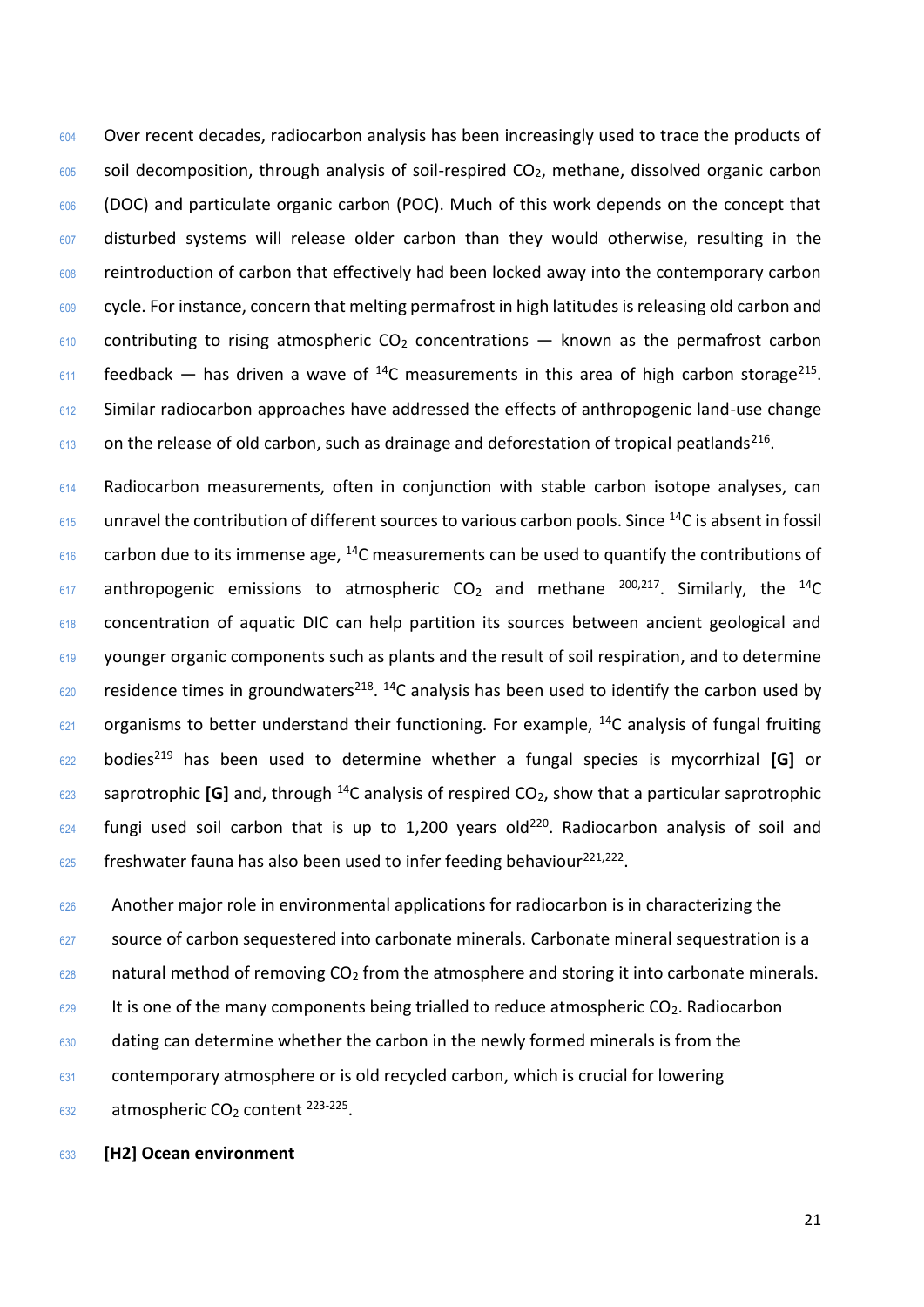Over recent decades, radiocarbon analysis has been increasingly used to trace the products of soil decomposition, through analysis of soil-respired $CO_2$, methane, dissolved organic carbon (DOC) and particulate organic carbon (POC). Much of this work depends on the concept that disturbed systems will release older carbon than they would otherwise, resulting in the reintroduction of carbon that effectively had been locked away into the contemporary carbon cycle. For instance, concern that melting permafrost in high latitudes is releasing old carbon and contributing to rising atmospheric $CO_2$ concentrations — known as the permafrost carbon feedback — has driven a wave of $^{14}C$ measurements in this area of high carbon storage[215]. Similar radiocarbon approaches have addressed the effects of anthropogenic land-use change on the release of old carbon, such as drainage and deforestation of tropical peatlands[216].

Radiocarbon measurements, often in conjunction with stable carbon isotope analyses, can unravel the contribution of different sources to various carbon pools. Since $^{14}C$ is absent in fossil carbon due to its immense age, $^{14}C$ measurements can be used to quantify the contributions of anthropogenic emissions to atmospheric $CO_2$ and methane [200,217]. Similarly, the $^{14}C$ concentration of aquatic DIC can help partition its sources between ancient geological and younger organic components such as plants and the result of soil respiration, and to determine residence times in groundwaters[218]. $^{14}C$ analysis has been used to identify the carbon used by organisms to better understand their functioning. For example, $^{14}C$ analysis of fungal fruiting bodies[219] has been used to determine whether a fungal species is mycorrhizal **[G]** or saprotrophic **[G]** and, through $^{14}C$ analysis of respired $CO_2$, show that a particular saprotrophic fungi used soil carbon that is up to 1,200 years old[220]. Radiocarbon analysis of soil and freshwater fauna has also been used to infer feeding behaviour[221,222].

Another major role in environmental applications for radiocarbon is in characterizing the source of carbon sequestered into carbonate minerals. Carbonate mineral sequestration is a natural method of removing $CO_2$ from the atmosphere and storing it into carbonate minerals. It is one of the many components being trialled to reduce atmospheric $CO_2$. Radiocarbon dating can determine whether the carbon in the newly formed minerals is from the contemporary atmosphere or is old recycled carbon, which is crucial for lowering atmospheric $CO_2$ content [223-225].

## [H2] Ocean environment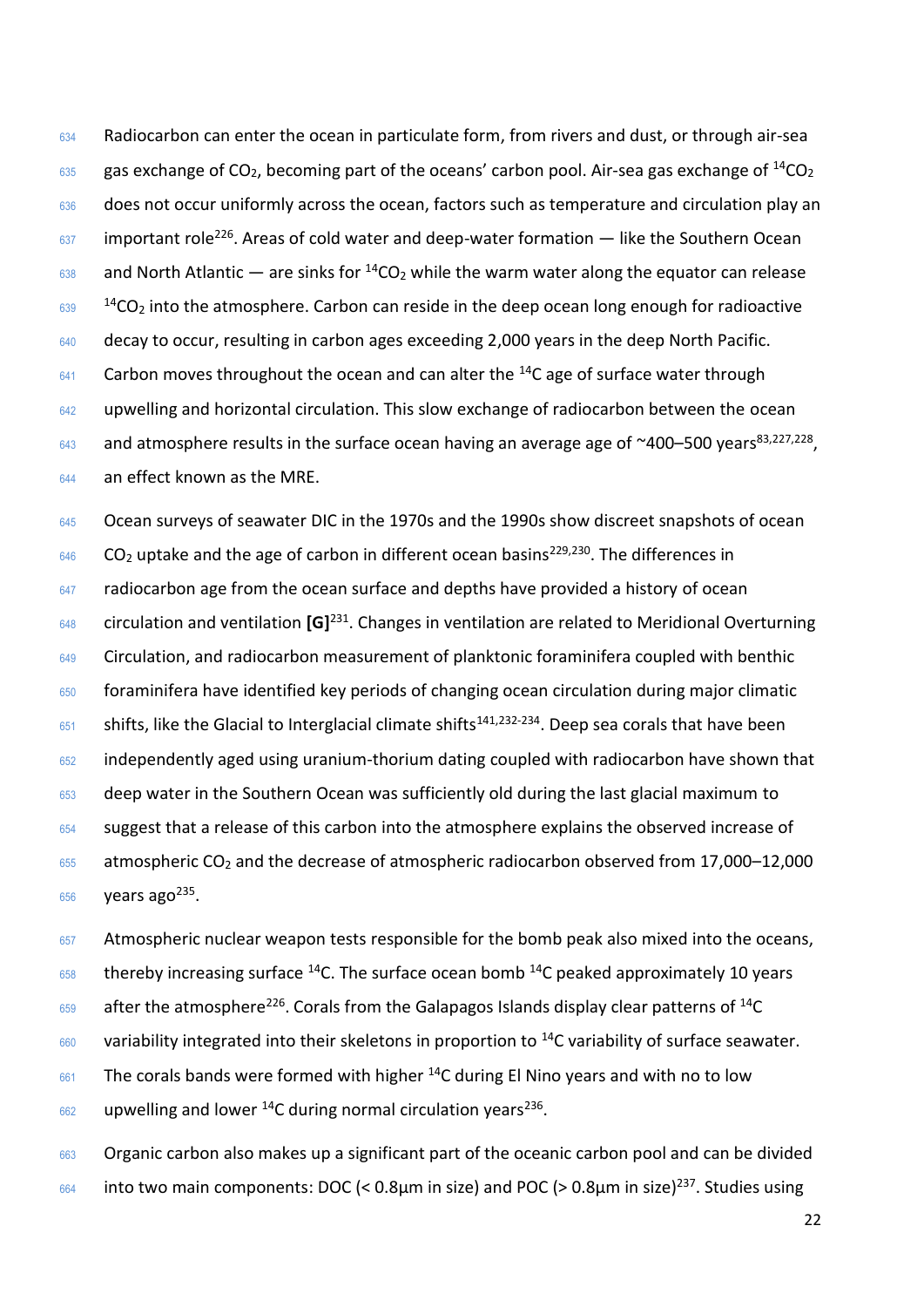Radiocarbon can enter the ocean in particulate form, from rivers and dust, or through air-sea gas exchange of $CO_2$, becoming part of the oceans' carbon pool. Air-sea gas exchange of $^{14}CO_2$ does not occur uniformly across the ocean, factors such as temperature and circulation play an important role[226]. Areas of cold water and deep-water formation — like the Southern Ocean and North Atlantic — are sinks for $^{14}CO_2$ while the warm water along the equator can release $^{14}CO_2$ into the atmosphere. Carbon can reside in the deep ocean long enough for radioactive decay to occur, resulting in carbon ages exceeding 2,000 years in the deep North Pacific. Carbon moves throughout the ocean and can alter the $^{14}C$ age of surface water through upwelling and horizontal circulation. This slow exchange of radiocarbon between the ocean and atmosphere results in the surface ocean having an average age of ~400–500 years[83,227,228], an effect known as the MRE.

Ocean surveys of seawater DIC in the 1970s and the 1990s show discreet snapshots of ocean $CO_2$ uptake and the age of carbon in different ocean basins[229,230]. The differences in radiocarbon age from the ocean surface and depths have provided a history of ocean circulation and ventilation **[G]**[231]. Changes in ventilation are related to Meridional Overturning Circulation, and radiocarbon measurement of planktonic foraminifera coupled with benthic foraminifera have identified key periods of changing ocean circulation during major climatic shifts, like the Glacial to Interglacial climate shifts[141,232-234]. Deep sea corals that have been independently aged using uranium-thorium dating coupled with radiocarbon have shown that deep water in the Southern Ocean was sufficiently old during the last glacial maximum to suggest that a release of this carbon into the atmosphere explains the observed increase of atmospheric $CO_2$ and the decrease of atmospheric radiocarbon observed from 17,000–12,000 years ago[235].

Atmospheric nuclear weapon tests responsible for the bomb peak also mixed into the oceans, thereby increasing surface $^{14}C$. The surface ocean bomb $^{14}C$ peaked approximately 10 years after the atmosphere[226]. Corals from the Galapagos Islands display clear patterns of $^{14}C$ variability integrated into their skeletons in proportion to $^{14}C$ variability of surface seawater. The corals bands were formed with higher $^{14}C$ during El Nino years and with no to low upwelling and lower $^{14}C$ during normal circulation years[236].

Organic carbon also makes up a significant part of the oceanic carbon pool and can be divided into two main components: DOC (< 0.8μm in size) and POC (> 0.8μm in size)[237]. Studies using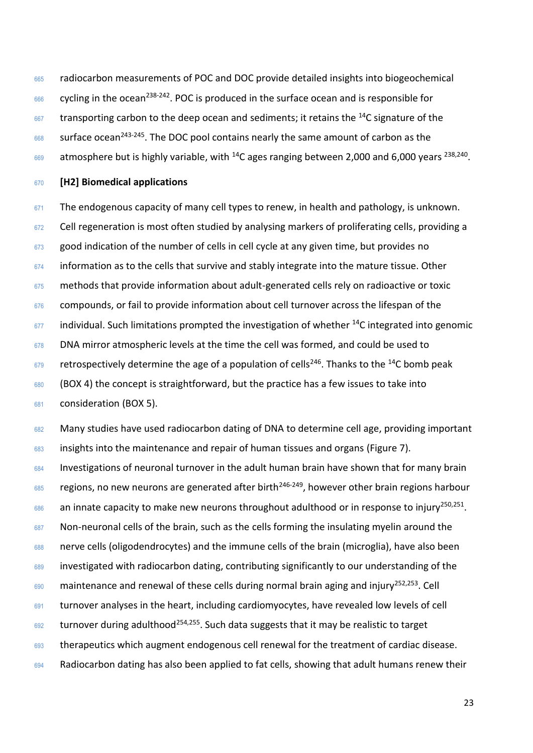radiocarbon measurements of POC and DOC provide detailed insights into biogeochemical cycling in the ocean[238-242]. POC is produced in the surface ocean and is responsible for transporting carbon to the deep ocean and sediments; it retains the $^{14}C$ signature of the surface ocean[243-245]. The DOC pool contains nearly the same amount of carbon as the atmosphere but is highly variable, with $^{14}C$ ages ranging between 2,000 and 6,000 years [238,240].

## [H2] Biomedical applications

The endogenous capacity of many cell types to renew, in health and pathology, is unknown. Cell regeneration is most often studied by analysing markers of proliferating cells, providing a good indication of the number of cells in cell cycle at any given time, but provides no information as to the cells that survive and stably integrate into the mature tissue. Other methods that provide information about adult-generated cells rely on radioactive or toxic compounds, or fail to provide information about cell turnover across the lifespan of the individual. Such limitations prompted the investigation of whether $^{14}C$ integrated into genomic DNA mirror atmospheric levels at the time the cell was formed, and could be used to retrospectively determine the age of a population of cells[246]. Thanks to the $^{14}C$ bomb peak (BOX 4) the concept is straightforward, but the practice has a few issues to take into consideration (BOX 5).

Many studies have used radiocarbon dating of DNA to determine cell age, providing important insights into the maintenance and repair of human tissues and organs (Figure 7). Investigations of neuronal turnover in the adult human brain have shown that for many brain regions, no new neurons are generated after birth[246-249], however other brain regions harbour an innate capacity to make new neurons throughout adulthood or in response to injury[250,251]. Non-neuronal cells of the brain, such as the cells forming the insulating myelin around the nerve cells (oligodendrocytes) and the immune cells of the brain (microglia), have also been investigated with radiocarbon dating, contributing significantly to our understanding of the maintenance and renewal of these cells during normal brain aging and injury[252,253]. Cell turnover analyses in the heart, including cardiomyocytes, have revealed low levels of cell turnover during adulthood[254,255]. Such data suggests that it may be realistic to target therapeutics which augment endogenous cell renewal for the treatment of cardiac disease. Radiocarbon dating has also been applied to fat cells, showing that adult humans renew their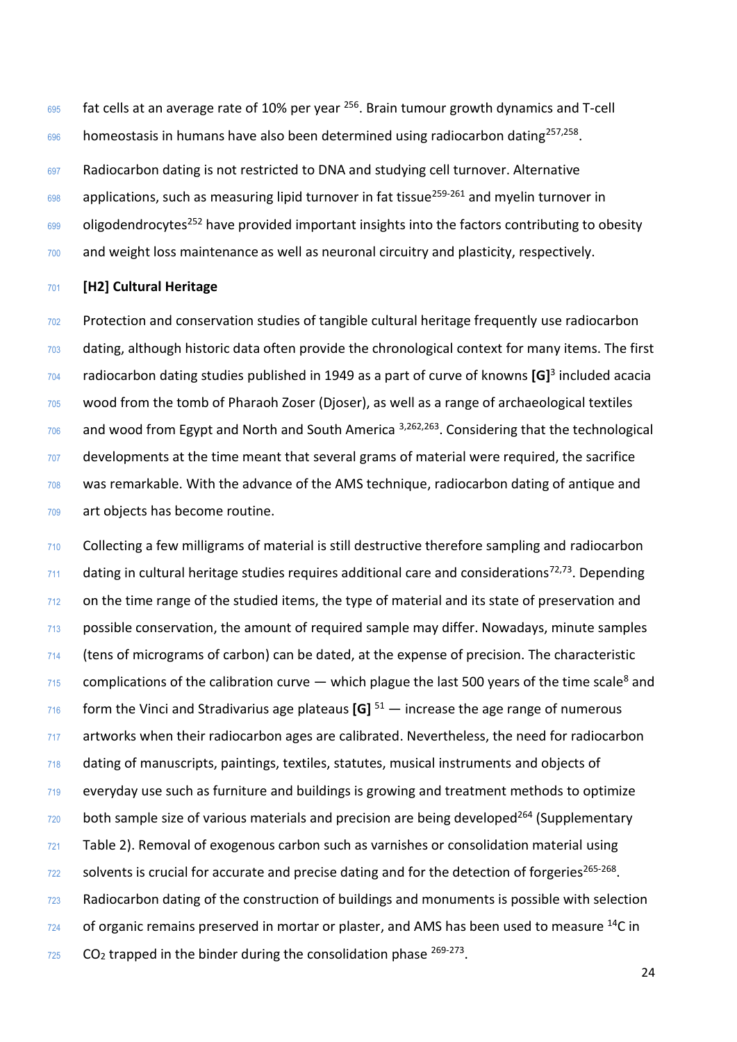fat cells at an average rate of 10% per year [256]. Brain tumour growth dynamics and T-cell homeostasis in humans have also been determined using radiocarbon dating[257,258].

Radiocarbon dating is not restricted to DNA and studying cell turnover. Alternative applications, such as measuring lipid turnover in fat tissue[259-261] and myelin turnover in oligodendrocytes[252] have provided important insights into the factors contributing to obesity and weight loss maintenance as well as neuronal circuitry and plasticity, respectively.

## [H2] Cultural Heritage

Protection and conservation studies of tangible cultural heritage frequently use radiocarbon dating, although historic data often provide the chronological context for many items. The first radiocarbon dating studies published in 1949 as a part of curve of knowns **[G]**[3] included acacia wood from the tomb of Pharaoh Zoser (Djoser), as well as a range of archaeological textiles and wood from Egypt and North and South America [3,262,263]. Considering that the technological developments at the time meant that several grams of material were required, the sacrifice was remarkable. With the advance of the AMS technique, radiocarbon dating of antique and art objects has become routine.

Collecting a few milligrams of material is still destructive therefore sampling and radiocarbon dating in cultural heritage studies requires additional care and considerations[72,73]. Depending on the time range of the studied items, the type of material and its state of preservation and possible conservation, the amount of required sample may differ. Nowadays, minute samples (tens of micrograms of carbon) can be dated, at the expense of precision. The characteristic complications of the calibration curve — which plague the last 500 years of the time scale[8] and form the Vinci and Stradivarius age plateaus **[G]** [51] — increase the age range of numerous artworks when their radiocarbon ages are calibrated. Nevertheless, the need for radiocarbon dating of manuscripts, paintings, textiles, statutes, musical instruments and objects of everyday use such as furniture and buildings is growing and treatment methods to optimize both sample size of various materials and precision are being developed[264] (Supplementary Table 2). Removal of exogenous carbon such as varnishes or consolidation material using solvents is crucial for accurate and precise dating and for the detection of forgeries[265-268]. Radiocarbon dating of the construction of buildings and monuments is possible with selection of organic remains preserved in mortar or plaster, and AMS has been used to measure $^{14}C$ in $CO_2$ trapped in the binder during the consolidation phase [269-273].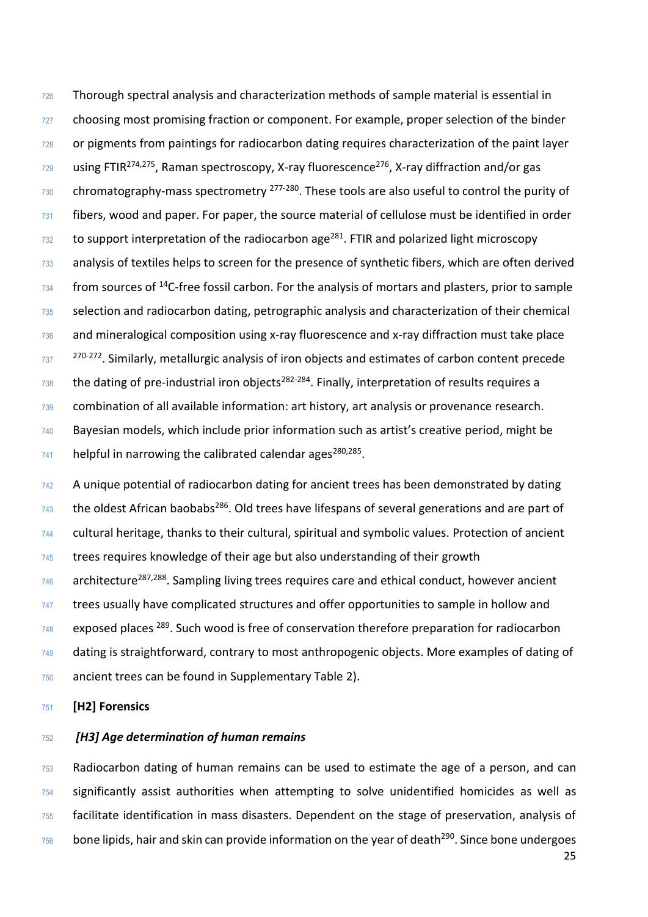Thorough spectral analysis and characterization methods of sample material is essential in choosing most promising fraction or component. For example, proper selection of the binder or pigments from paintings for radiocarbon dating requires characterization of the paint layer using FTIR[274,275], Raman spectroscopy, X-ray fluorescence[276], X-ray diffraction and/or gas chromatography-mass spectrometry [277-280]. These tools are also useful to control the purity of fibers, wood and paper. For paper, the source material of cellulose must be identified in order to support interpretation of the radiocarbon age[281]. FTIR and polarized light microscopy analysis of textiles helps to screen for the presence of synthetic fibers, which are often derived from sources of $^{14}$C-free fossil carbon. For the analysis of mortars and plasters, prior to sample selection and radiocarbon dating, petrographic analysis and characterization of their chemical and mineralogical composition using x-ray fluorescence and x-ray diffraction must take place [270-272]. Similarly, metallurgic analysis of iron objects and estimates of carbon content precede the dating of pre-industrial iron objects[282-284]. Finally, interpretation of results requires a combination of all available information: art history, art analysis or provenance research. Bayesian models, which include prior information such as artist's creative period, might be helpful in narrowing the calibrated calendar ages[280,285].

A unique potential of radiocarbon dating for ancient trees has been demonstrated by dating the oldest African baobabs[286]. Old trees have lifespans of several generations and are part of cultural heritage, thanks to their cultural, spiritual and symbolic values. Protection of ancient trees requires knowledge of their age but also understanding of their growth architecture[287,288]. Sampling living trees requires care and ethical conduct, however ancient trees usually have complicated structures and offer opportunities to sample in hollow and exposed places [289]. Such wood is free of conservation therefore preparation for radiocarbon dating is straightforward, contrary to most anthropogenic objects. More examples of dating of ancient trees can be found in Supplementary Table 2).

## [H2] Forensics

### *[H3] Age determination of human remains*

Radiocarbon dating of human remains can be used to estimate the age of a person, and can significantly assist authorities when attempting to solve unidentified homicides as well as facilitate identification in mass disasters. Dependent on the stage of preservation, analysis of bone lipids, hair and skin can provide information on the year of death[290]. Since bone undergoes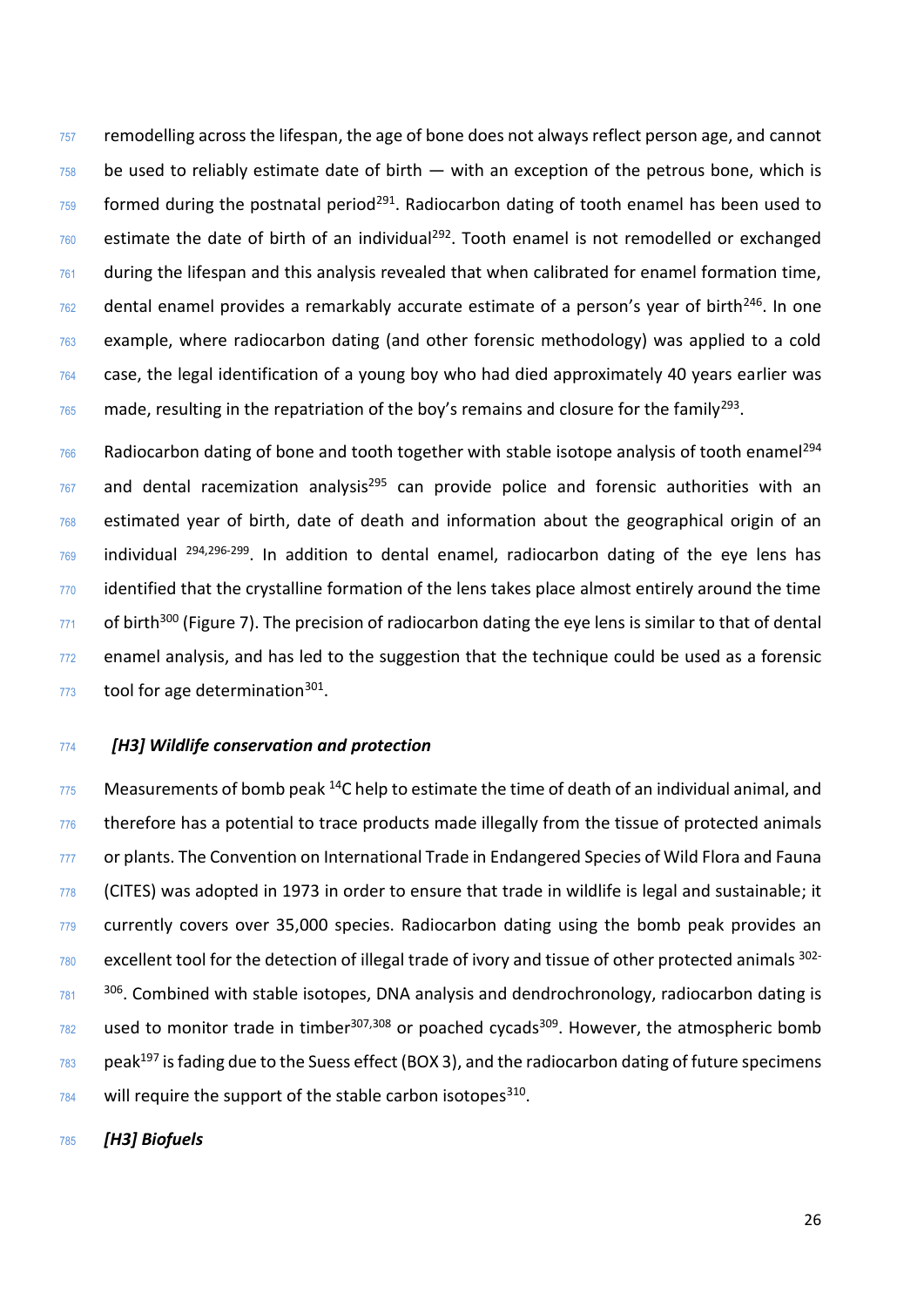remodelling across the lifespan, the age of bone does not always reflect person age, and cannot be used to reliably estimate date of birth — with an exception of the petrous bone, which is formed during the postnatal period[291]. Radiocarbon dating of tooth enamel has been used to estimate the date of birth of an individual[292]. Tooth enamel is not remodelled or exchanged during the lifespan and this analysis revealed that when calibrated for enamel formation time, dental enamel provides a remarkably accurate estimate of a person's year of birth[246]. In one example, where radiocarbon dating (and other forensic methodology) was applied to a cold case, the legal identification of a young boy who had died approximately 40 years earlier was made, resulting in the repatriation of the boy's remains and closure for the family[293].

Radiocarbon dating of bone and tooth together with stable isotope analysis of tooth enamel[294] and dental racemization analysis[295] can provide police and forensic authorities with an estimated year of birth, date of death and information about the geographical origin of an individual [294,296-299]. In addition to dental enamel, radiocarbon dating of the eye lens has identified that the crystalline formation of the lens takes place almost entirely around the time of birth[300] (Figure 7). The precision of radiocarbon dating the eye lens is similar to that of dental enamel analysis, and has led to the suggestion that the technique could be used as a forensic tool for age determination[301].

### *[H3] Wildlife conservation and protection*

Measurements of bomb peak $^{14}C$ help to estimate the time of death of an individual animal, and therefore has a potential to trace products made illegally from the tissue of protected animals or plants. The Convention on International Trade in Endangered Species of Wild Flora and Fauna (CITES) was adopted in 1973 in order to ensure that trade in wildlife is legal and sustainable; it currently covers over 35,000 species. Radiocarbon dating using the bomb peak provides an excellent tool for the detection of illegal trade of ivory and tissue of other protected animals [302-306]. Combined with stable isotopes, DNA analysis and dendrochronology, radiocarbon dating is used to monitor trade in timber[307,308] or poached cycads[309]. However, the atmospheric bomb peak[197] is fading due to the Suess effect (BOX 3), and the radiocarbon dating of future specimens will require the support of the stable carbon isotopes[310].

### *[H3] Biofuels*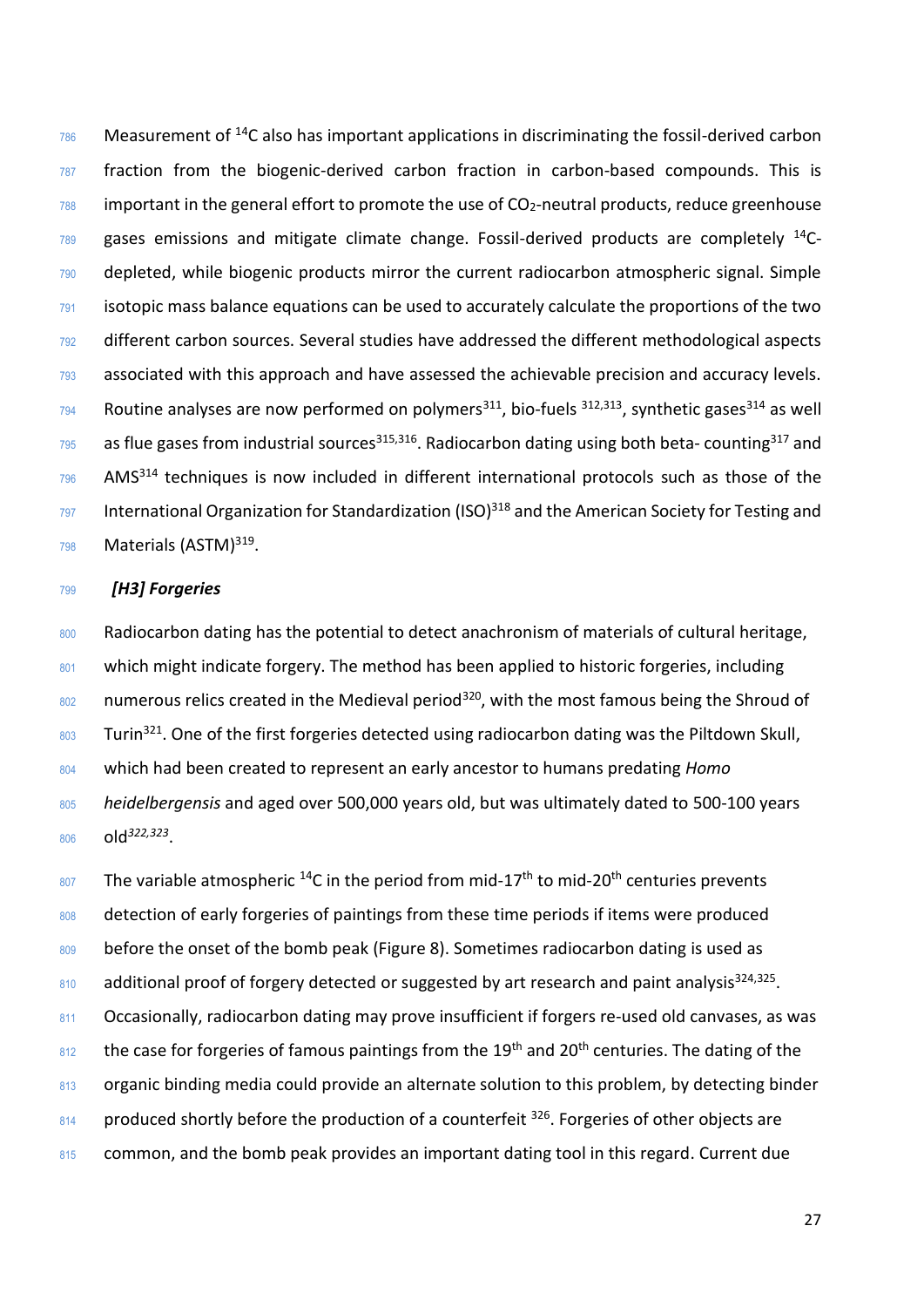Measurement of $^{14}C$ also has important applications in discriminating the fossil-derived carbon fraction from the biogenic-derived carbon fraction in carbon-based compounds. This is important in the general effort to promote the use of $CO_2$-neutral products, reduce greenhouse gases emissions and mitigate climate change. Fossil-derived products are completely $^{14}C$-depleted, while biogenic products mirror the current radiocarbon atmospheric signal. Simple isotopic mass balance equations can be used to accurately calculate the proportions of the two different carbon sources. Several studies have addressed the different methodological aspects associated with this approach and have assessed the achievable precision and accuracy levels. Routine analyses are now performed on polymers[311], bio-fuels [312,313], synthetic gases[314] as well as flue gases from industrial sources[315,316]. Radiocarbon dating using both beta- counting[317] and AMS[314] techniques is now included in different international protocols such as those of the International Organization for Standardization (ISO)[318] and the American Society for Testing and Materials (ASTM)[319].

### *[H3] Forgeries*

Radiocarbon dating has the potential to detect anachronism of materials of cultural heritage, which might indicate forgery. The method has been applied to historic forgeries, including numerous relics created in the Medieval period[320], with the most famous being the Shroud of Turin[321]. One of the first forgeries detected using radiocarbon dating was the Piltdown Skull, which had been created to represent an early ancestor to humans predating *Homo heidelbergensis* and aged over 500,000 years old, but was ultimately dated to 500-100 years old[322,323].

The variable atmospheric $^{14}C$ in the period from mid-17$^{th}$ to mid-20$^{th}$ centuries prevents detection of early forgeries of paintings from these time periods if items were produced before the onset of the bomb peak (Figure 8). Sometimes radiocarbon dating is used as additional proof of forgery detected or suggested by art research and paint analysis[324,325]. Occasionally, radiocarbon dating may prove insufficient if forgers re-used old canvases, as was the case for forgeries of famous paintings from the 19$^{th}$ and 20$^{th}$ centuries. The dating of the organic binding media could provide an alternate solution to this problem, by detecting binder produced shortly before the production of a counterfeit [326]. Forgeries of other objects are common, and the bomb peak provides an important dating tool in this regard. Current due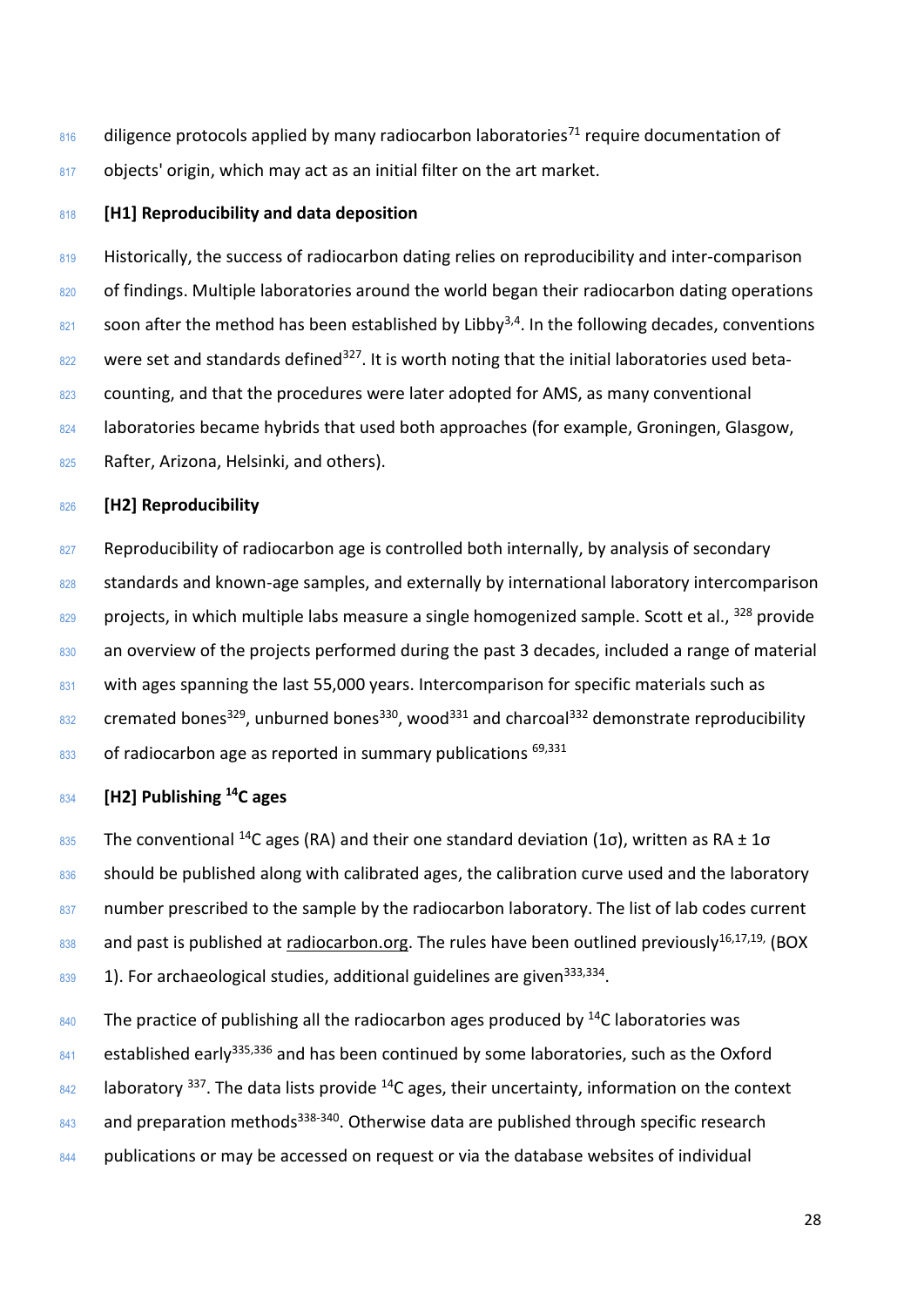diligence protocols applied by many radiocarbon laboratories[71] require documentation of objects' origin, which may act as an initial filter on the art market.

# [H1] Reproducibility and data deposition

Historically, the success of radiocarbon dating relies on reproducibility and inter-comparison of findings. Multiple laboratories around the world began their radiocarbon dating operations soon after the method has been established by Libby[3,4]. In the following decades, conventions were set and standards defined[327]. It is worth noting that the initial laboratories used beta-counting, and that the procedures were later adopted for AMS, as many conventional laboratories became hybrids that used both approaches (for example, Groningen, Glasgow, Rafter, Arizona, Helsinki, and others).

## [H2] Reproducibility

Reproducibility of radiocarbon age is controlled both internally, by analysis of secondary standards and known-age samples, and externally by international laboratory intercomparison projects, in which multiple labs measure a single homogenized sample. Scott et al., [328] provide an overview of the projects performed during the past 3 decades, included a range of material with ages spanning the last 55,000 years. Intercomparison for specific materials such as cremated bones[329], unburned bones[330], wood[331] and charcoal[332] demonstrate reproducibility of radiocarbon age as reported in summary publications [69,331]

## [H2] Publishing $^{14}C$ ages

The conventional $^{14}C$ ages (RA) and their one standard deviation (1σ), written as RA ± 1σ should be published along with calibrated ages, the calibration curve used and the laboratory number prescribed to the sample by the radiocarbon laboratory. The list of lab codes current and past is published at radiocarbon.org. The rules have been outlined previously[16,17,19,] (BOX 1). For archaeological studies, additional guidelines are given[333,334].

The practice of publishing all the radiocarbon ages produced by $^{14}C$ laboratories was established early[335,336] and has been continued by some laboratories, such as the Oxford laboratory [337]. The data lists provide $^{14}C$ ages, their uncertainty, information on the context and preparation methods[338-340]. Otherwise data are published through specific research publications or may be accessed on request or via the database websites of individual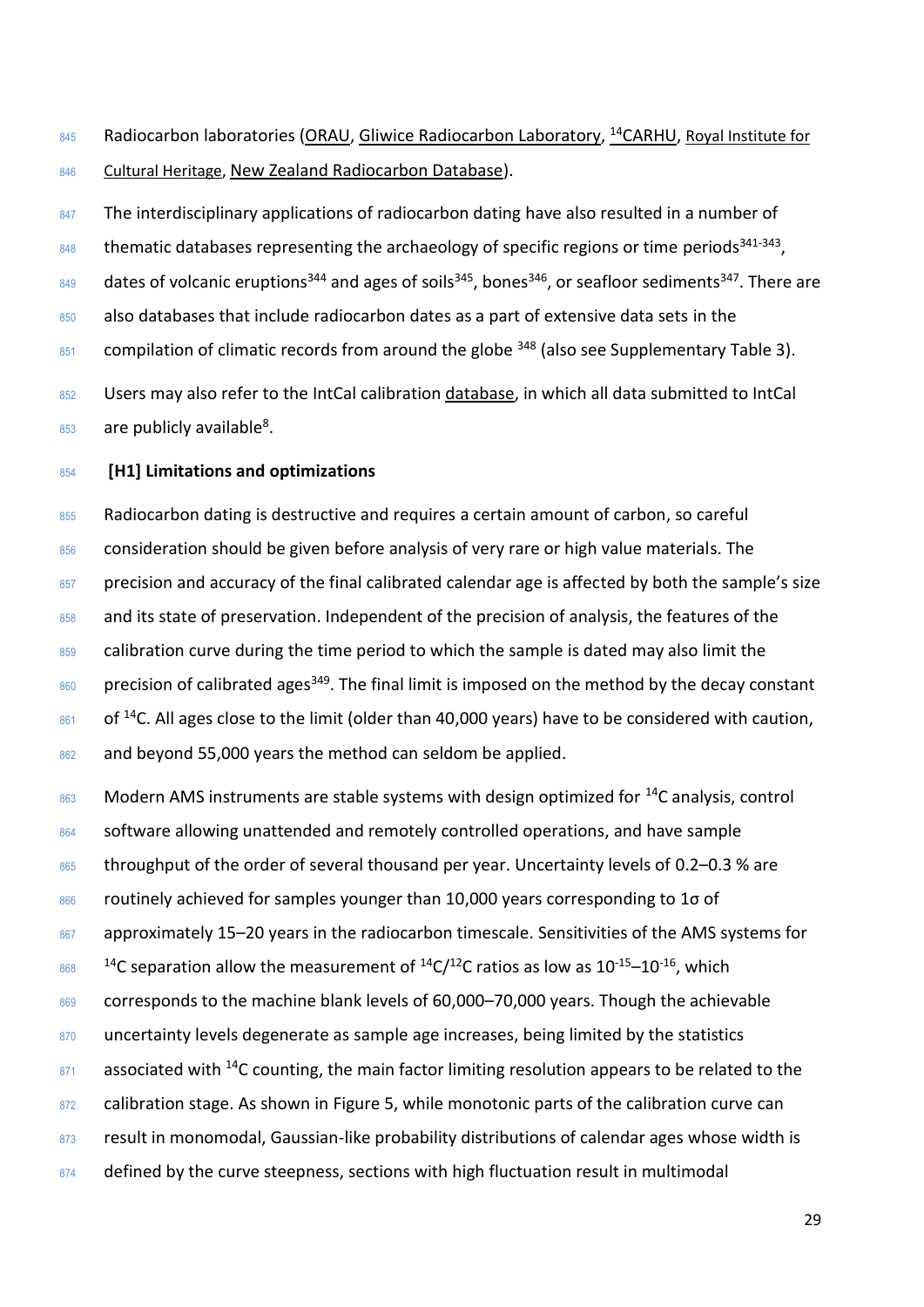Radiocarbon laboratories (ORAU, Gliwice Radiocarbon Laboratory, $^{14}$CARHU, Royal Institute for Cultural Heritage, New Zealand Radiocarbon Database).

The interdisciplinary applications of radiocarbon dating have also resulted in a number of thematic databases representing the archaeology of specific regions or time periods[341-343], dates of volcanic eruptions[344] and ages of soils[345], bones[346], or seafloor sediments[347]. There are also databases that include radiocarbon dates as a part of extensive data sets in the compilation of climatic records from around the globe [348] (also see Supplementary Table 3).

Users may also refer to the IntCal calibration database, in which all data submitted to IntCal are publicly available[8].

# [H1] Limitations and optimizations

Radiocarbon dating is destructive and requires a certain amount of carbon, so careful consideration should be given before analysis of very rare or high value materials. The precision and accuracy of the final calibrated calendar age is affected by both the sample's size and its state of preservation. Independent of the precision of analysis, the features of the calibration curve during the time period to which the sample is dated may also limit the precision of calibrated ages[349]. The final limit is imposed on the method by the decay constant of $^{14}$C. All ages close to the limit (older than 40,000 years) have to be considered with caution, and beyond 55,000 years the method can seldom be applied.

Modern AMS instruments are stable systems with design optimized for $^{14}$C analysis, control software allowing unattended and remotely controlled operations, and have sample throughput of the order of several thousand per year. Uncertainty levels of 0.2–0.3 % are routinely achieved for samples younger than 10,000 years corresponding to 1σ of approximately 15–20 years in the radiocarbon timescale. Sensitivities of the AMS systems for $^{14}$C separation allow the measurement of $^{14}C/^{12}C$ ratios as low as $10^{-15}$–$10^{-16}$, which corresponds to the machine blank levels of 60,000–70,000 years. Though the achievable uncertainty levels degenerate as sample age increases, being limited by the statistics associated with $^{14}$C counting, the main factor limiting resolution appears to be related to the calibration stage. As shown in Figure 5, while monotonic parts of the calibration curve can result in monomodal, Gaussian-like probability distributions of calendar ages whose width is defined by the curve steepness, sections with high fluctuation result in multimodal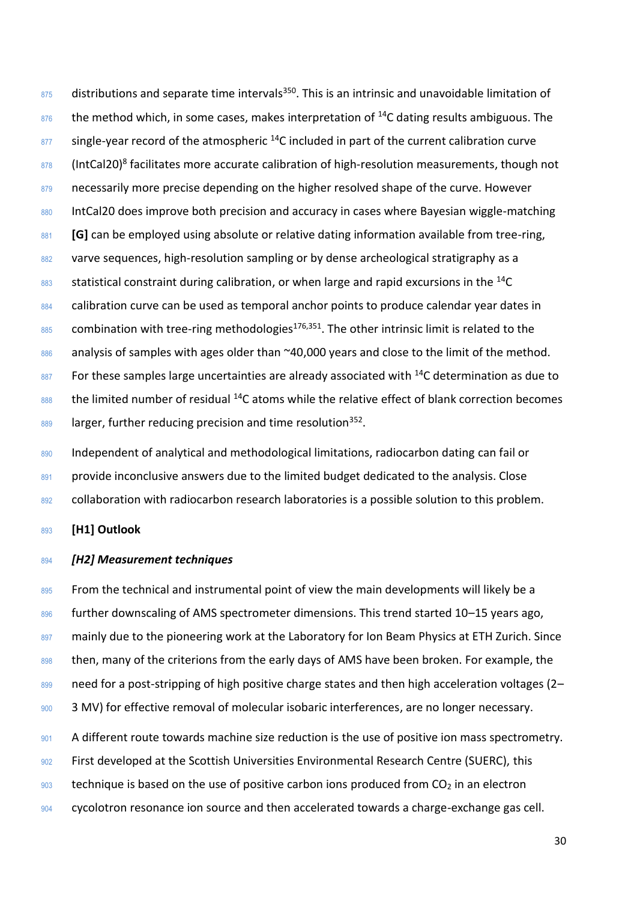distributions and separate time intervals[350]. This is an intrinsic and unavoidable limitation of the method which, in some cases, makes interpretation of $^{14}C$ dating results ambiguous. The single-year record of the atmospheric $^{14}C$ included in part of the current calibration curve (IntCal20)[8] facilitates more accurate calibration of high-resolution measurements, though not necessarily more precise depending on the higher resolved shape of the curve. However IntCal20 does improve both precision and accuracy in cases where Bayesian wiggle-matching **[G]** can be employed using absolute or relative dating information available from tree-ring, varve sequences, high-resolution sampling or by dense archeological stratigraphy as a statistical constraint during calibration, or when large and rapid excursions in the $^{14}C$ calibration curve can be used as temporal anchor points to produce calendar year dates in combination with tree-ring methodologies[176,351]. The other intrinsic limit is related to the analysis of samples with ages older than ~40,000 years and close to the limit of the method. For these samples large uncertainties are already associated with $^{14}C$ determination as due to the limited number of residual $^{14}C$ atoms while the relative effect of blank correction becomes larger, further reducing precision and time resolution[352].

Independent of analytical and methodological limitations, radiocarbon dating can fail or provide inconclusive answers due to the limited budget dedicated to the analysis. Close collaboration with radiocarbon research laboratories is a possible solution to this problem.

# [H1] Outlook

## *[H2] Measurement techniques*

From the technical and instrumental point of view the main developments will likely be a further downscaling of AMS spectrometer dimensions. This trend started 10–15 years ago, mainly due to the pioneering work at the Laboratory for Ion Beam Physics at ETH Zurich. Since then, many of the criterions from the early days of AMS have been broken. For example, the need for a post-stripping of high positive charge states and then high acceleration voltages (2–3 MV) for effective removal of molecular isobaric interferences, are no longer necessary.

A different route towards machine size reduction is the use of positive ion mass spectrometry. First developed at the Scottish Universities Environmental Research Centre (SUERC), this technique is based on the use of positive carbon ions produced from $CO_2$ in an electron cyclotron resonance ion source and then accelerated towards a charge-exchange gas cell.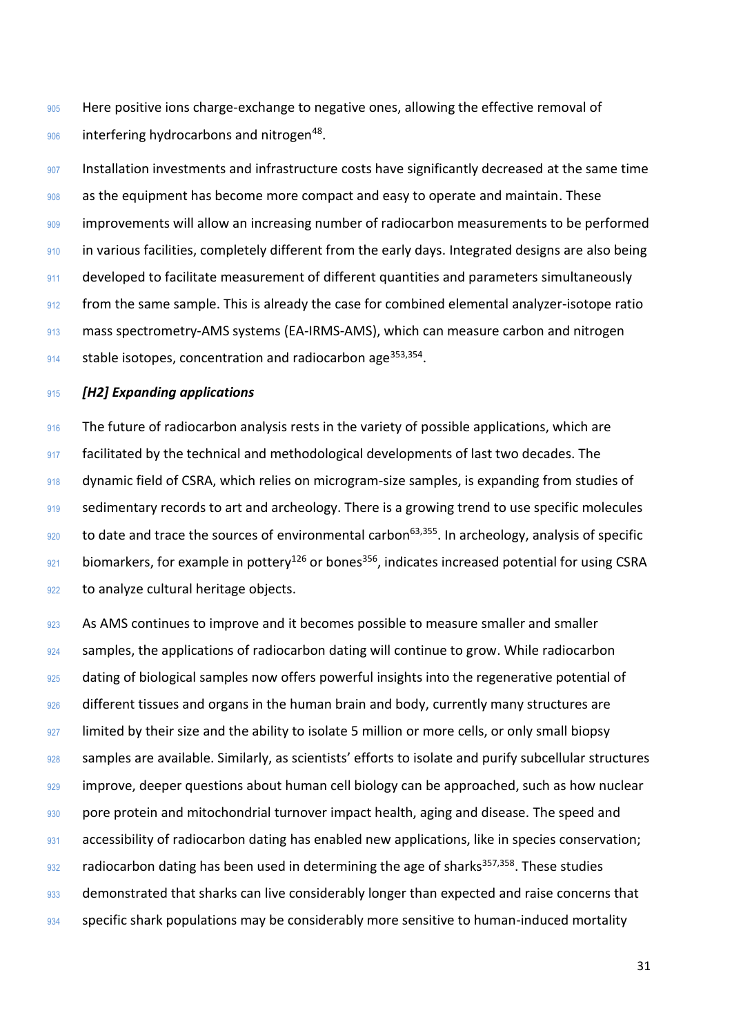Here positive ions charge-exchange to negative ones, allowing the effective removal of interfering hydrocarbons and nitrogen[48].

Installation investments and infrastructure costs have significantly decreased at the same time as the equipment has become more compact and easy to operate and maintain. These improvements will allow an increasing number of radiocarbon measurements to be performed in various facilities, completely different from the early days. Integrated designs are also being developed to facilitate measurement of different quantities and parameters simultaneously from the same sample. This is already the case for combined elemental analyzer-isotope ratio mass spectrometry-AMS systems (EA-IRMS-AMS), which can measure carbon and nitrogen stable isotopes, concentration and radiocarbon age[353,354].

## *[H2] Expanding applications*

The future of radiocarbon analysis rests in the variety of possible applications, which are facilitated by the technical and methodological developments of last two decades. The dynamic field of CSRA, which relies on microgram-size samples, is expanding from studies of sedimentary records to art and archeology. There is a growing trend to use specific molecules to date and trace the sources of environmental carbon[63,355]. In archeology, analysis of specific biomarkers, for example in pottery[126] or bones[356], indicates increased potential for using CSRA to analyze cultural heritage objects.

As AMS continues to improve and it becomes possible to measure smaller and smaller samples, the applications of radiocarbon dating will continue to grow. While radiocarbon dating of biological samples now offers powerful insights into the regenerative potential of different tissues and organs in the human brain and body, currently many structures are limited by their size and the ability to isolate 5 million or more cells, or only small biopsy samples are available. Similarly, as scientists' efforts to isolate and purify subcellular structures improve, deeper questions about human cell biology can be approached, such as how nuclear pore protein and mitochondrial turnover impact health, aging and disease. The speed and accessibility of radiocarbon dating has enabled new applications, like in species conservation; radiocarbon dating has been used in determining the age of sharks[357,358]. These studies demonstrated that sharks can live considerably longer than expected and raise concerns that specific shark populations may be considerably more sensitive to human-induced mortality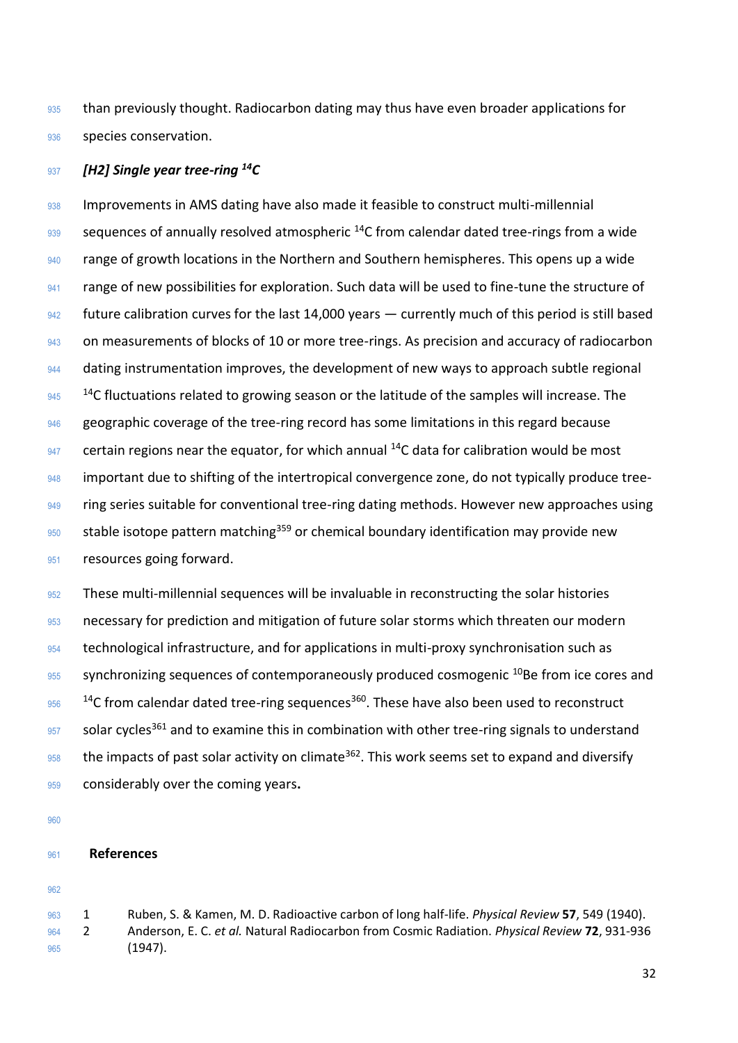than previously thought. Radiocarbon dating may thus have even broader applications for species conservation.

### *[H2] Single year tree-ring $^{14}C$*

Improvements in AMS dating have also made it feasible to construct multi-millennial sequences of annually resolved atmospheric $^{14}C$ from calendar dated tree-rings from a wide range of growth locations in the Northern and Southern hemispheres. This opens up a wide range of new possibilities for exploration. Such data will be used to fine-tune the structure of future calibration curves for the last 14,000 years — currently much of this period is still based on measurements of blocks of 10 or more tree-rings. As precision and accuracy of radiocarbon dating instrumentation improves, the development of new ways to approach subtle regional $^{14}C$ fluctuations related to growing season or the latitude of the samples will increase. The geographic coverage of the tree-ring record has some limitations in this regard because certain regions near the equator, for which annual $^{14}C$ data for calibration would be most important due to shifting of the intertropical convergence zone, do not typically produce tree-ring series suitable for conventional tree-ring dating methods. However new approaches using stable isotope pattern matching[359] or chemical boundary identification may provide new resources going forward.

These multi-millennial sequences will be invaluable in reconstructing the solar histories necessary for prediction and mitigation of future solar storms which threaten our modern technological infrastructure, and for applications in multi-proxy synchronisation such as synchronizing sequences of contemporaneously produced cosmogenic $^{10}Be$ from ice cores and $^{14}C$ from calendar dated tree-ring sequences[360]. These have also been used to reconstruct solar cycles[361] and to examine this in combination with other tree-ring signals to understand the impacts of past solar activity on climate[362]. This work seems set to expand and diversify considerably over the coming years**.**

## References

1. Ruben, S. & Kamen, M. D. Radioactive carbon of long half-life. *Physical Review* **57**, 549 (1940).
2. Anderson, E. C. *et al.* Natural Radiocarbon from Cosmic Radiation. *Physical Review* **72**, 931-936 (1947).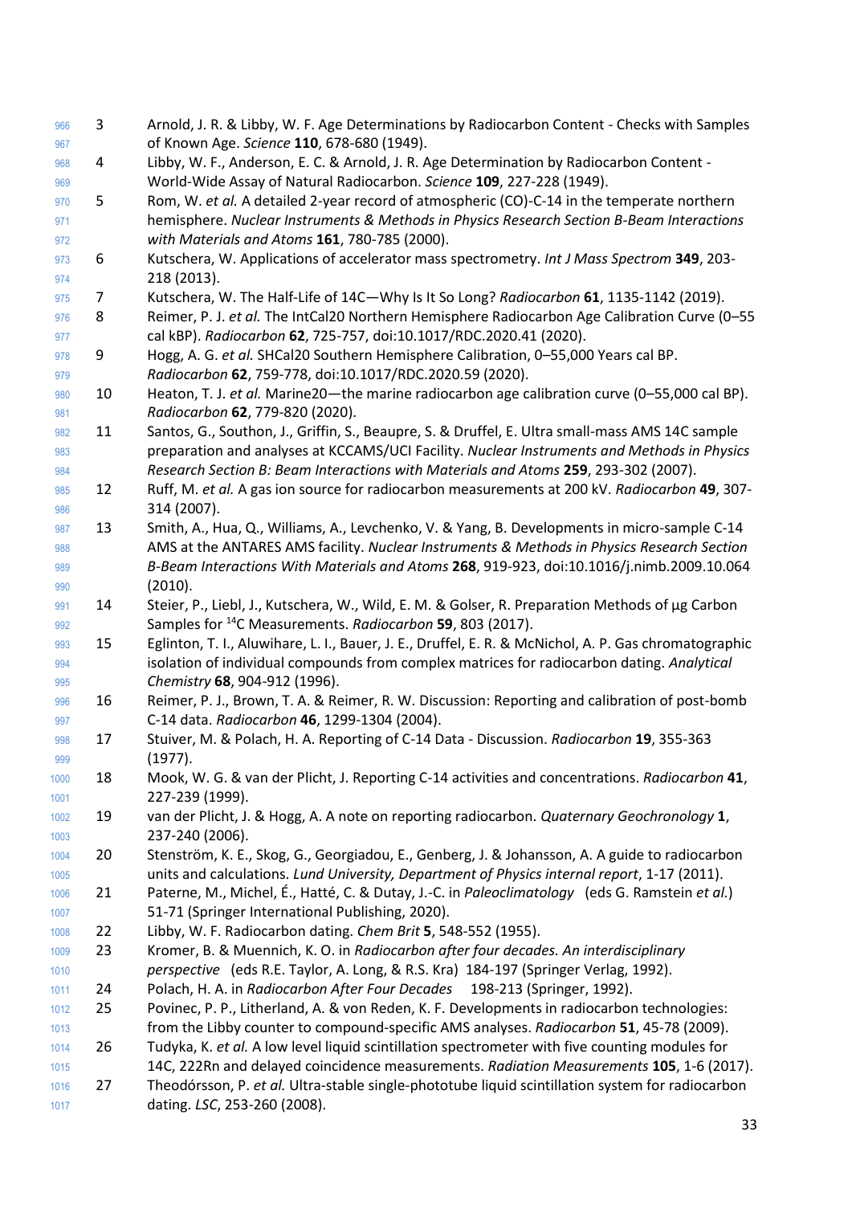3. Arnold, J. R. & Libby, W. F. Age Determinations by Radiocarbon Content - Checks with Samples of Known Age. *Science* **110**, 678-680 (1949).
4. Libby, W. F., Anderson, E. C. & Arnold, J. R. Age Determination by Radiocarbon Content - World-Wide Assay of Natural Radiocarbon. *Science* **109**, 227-228 (1949).
5. Rom, W. *et al.* A detailed 2-year record of atmospheric (CO)-C-14 in the temperate northern hemisphere. *Nuclear Instruments & Methods in Physics Research Section B-Beam Interactions with Materials and Atoms* **161**, 780-785 (2000).
6. Kutschera, W. Applications of accelerator mass spectrometry. *Int J Mass Spectrom* **349**, 203-218 (2013).
7. Kutschera, W. The Half-Life of 14C—Why Is It So Long? *Radiocarbon* **61**, 1135-1142 (2019).
8. Reimer, P. J. *et al.* The IntCal20 Northern Hemisphere Radiocarbon Age Calibration Curve (0–55 cal kBP). *Radiocarbon* **62**, 725-757, doi:10.1017/RDC.2020.41 (2020).
9. Hogg, A. G. *et al.* SHCal20 Southern Hemisphere Calibration, 0–55,000 Years cal BP. *Radiocarbon* **62**, 759-778, doi:10.1017/RDC.2020.59 (2020).
10. Heaton, T. J. *et al.* Marine20—the marine radiocarbon age calibration curve (0–55,000 cal BP). *Radiocarbon* **62**, 779-820 (2020).
11. Santos, G., Southon, J., Griffin, S., Beaupre, S. & Druffel, E. Ultra small-mass AMS 14C sample preparation and analyses at KCCAMS/UCI Facility. *Nuclear Instruments and Methods in Physics Research Section B: Beam Interactions with Materials and Atoms* **259**, 293-302 (2007).
12. Ruff, M. *et al.* A gas ion source for radiocarbon measurements at 200 kV. *Radiocarbon* **49**, 307-314 (2007).
13. Smith, A., Hua, Q., Williams, A., Levchenko, V. & Yang, B. Developments in micro-sample C-14 AMS at the ANTARES AMS facility. *Nuclear Instruments & Methods in Physics Research Section B-Beam Interactions With Materials and Atoms* **268**, 919-923, doi:10.1016/j.nimb.2009.10.064 (2010).
14. Steier, P., Liebl, J., Kutschera, W., Wild, E. M. & Golser, R. Preparation Methods of µg Carbon Samples for $^{14}$C Measurements. *Radiocarbon* **59**, 803 (2017).
15. Eglinton, T. I., Aluwihare, L. I., Bauer, J. E., Druffel, E. R. & McNichol, A. P. Gas chromatographic isolation of individual compounds from complex matrices for radiocarbon dating. *Analytical Chemistry* **68**, 904-912 (1996).
16. Reimer, P. J., Brown, T. A. & Reimer, R. W. Discussion: Reporting and calibration of post-bomb C-14 data. *Radiocarbon* **46**, 1299-1304 (2004).
17. Stuiver, M. & Polach, H. A. Reporting of C-14 Data - Discussion. *Radiocarbon* **19**, 355-363 (1977).
18. Mook, W. G. & van der Plicht, J. Reporting C-14 activities and concentrations. *Radiocarbon* **41**, 227-239 (1999).
19. van der Plicht, J. & Hogg, A. A note on reporting radiocarbon. *Quaternary Geochronology* **1**, 237-240 (2006).
20. Stenström, K. E., Skog, G., Georgiadou, E., Genberg, J. & Johansson, A. A guide to radiocarbon units and calculations. *Lund University, Department of Physics internal report*, 1-17 (2011).
21. Paterne, M., Michel, É., Hatté, C. & Dutay, J.-C. in *Paleoclimatology* (eds G. Ramstein *et al.*) 51-71 (Springer International Publishing, 2020).
22. Libby, W. F. Radiocarbon dating. *Chem Brit* **5**, 548-552 (1955).
23. Kromer, B. & Muennich, K. O. in *Radiocarbon after four decades. An interdisciplinary perspective* (eds R.E. Taylor, A. Long, & R.S. Kra) 184-197 (Springer Verlag, 1992).
24. Polach, H. A. in *Radiocarbon After Four Decades* 198-213 (Springer, 1992).
25. Povinec, P. P., Litherland, A. & von Reden, K. F. Developments in radiocarbon technologies: from the Libby counter to compound-specific AMS analyses. *Radiocarbon* **51**, 45-78 (2009).
26. Tudyka, K. *et al.* A low level liquid scintillation spectrometer with five counting modules for 14C, 222Rn and delayed coincidence measurements. *Radiation Measurements* **105**, 1-6 (2017).
27. Theodórsson, P. *et al.* Ultra-stable single-phototube liquid scintillation system for radiocarbon dating. *LSC*, 253-260 (2008).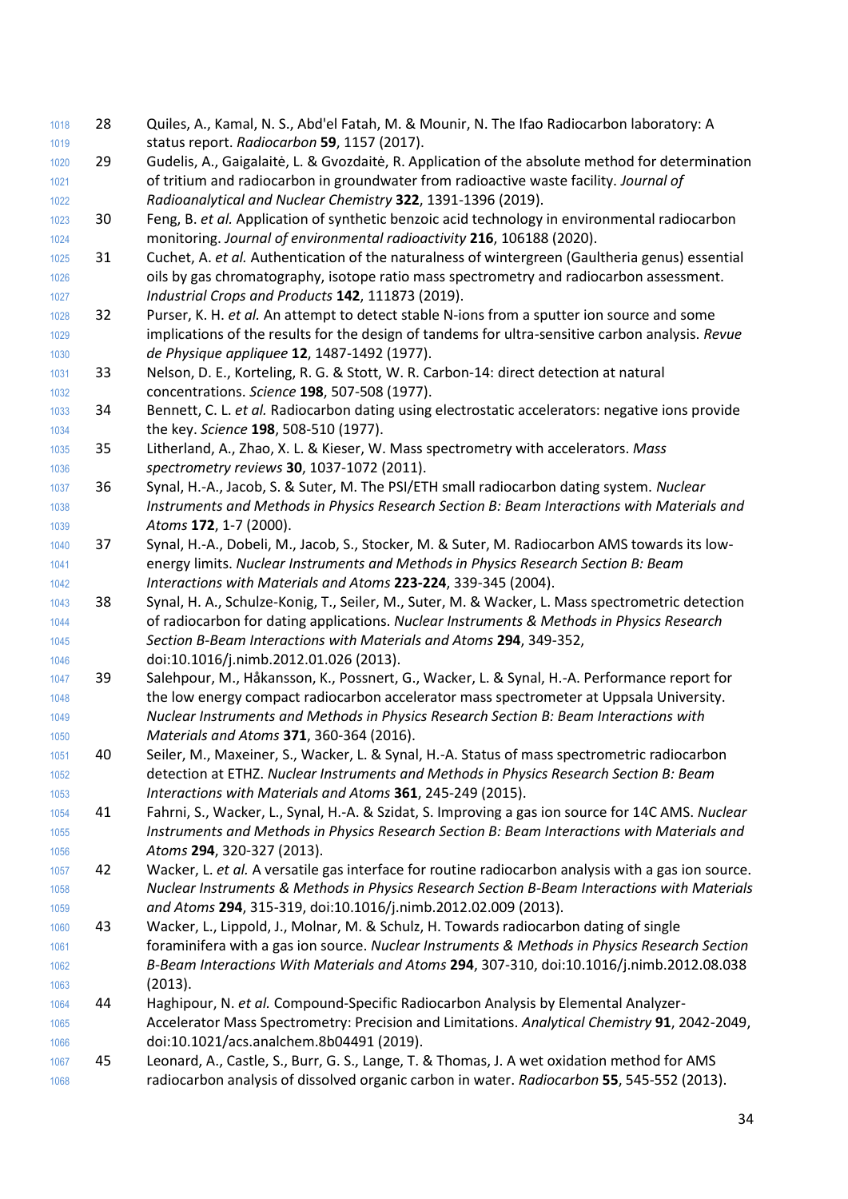28 Quiles, A., Kamal, N. S., Abd'el Fatah, M. & Mounir, N. The Ifao Radiocarbon laboratory: A status report. *Radiocarbon* **59**, 1157 (2017).

29 Gudelis, A., Gaigalaitė, L. & Gvozdaitė, R. Application of the absolute method for determination of tritium and radiocarbon in groundwater from radioactive waste facility. *Journal of Radioanalytical and Nuclear Chemistry* **322**, 1391-1396 (2019).

30 Feng, B. *et al.* Application of synthetic benzoic acid technology in environmental radiocarbon monitoring. *Journal of environmental radioactivity* **216**, 106188 (2020).

31 Cuchet, A. *et al.* Authentication of the naturalness of wintergreen (Gaultheria genus) essential oils by gas chromatography, isotope ratio mass spectrometry and radiocarbon assessment. *Industrial Crops and Products* **142**, 111873 (2019).

32 Purser, K. H. *et al.* An attempt to detect stable N-ions from a sputter ion source and some implications of the results for the design of tandems for ultra-sensitive carbon analysis. *Revue de Physique appliquee* **12**, 1487-1492 (1977).

33 Nelson, D. E., Korteling, R. G. & Stott, W. R. Carbon-14: direct detection at natural concentrations. *Science* **198**, 507-508 (1977).

34 Bennett, C. L. *et al.* Radiocarbon dating using electrostatic accelerators: negative ions provide the key. *Science* **198**, 508-510 (1977).

35 Litherland, A., Zhao, X. L. & Kieser, W. Mass spectrometry with accelerators. *Mass spectrometry reviews* **30**, 1037-1072 (2011).

36 Synal, H.-A., Jacob, S. & Suter, M. The PSI/ETH small radiocarbon dating system. *Nuclear Instruments and Methods in Physics Research Section B: Beam Interactions with Materials and Atoms* **172**, 1-7 (2000).

37 Synal, H.-A., Dobeli, M., Jacob, S., Stocker, M. & Suter, M. Radiocarbon AMS towards its low-energy limits. *Nuclear Instruments and Methods in Physics Research Section B: Beam Interactions with Materials and Atoms* **223-224**, 339-345 (2004).

38 Synal, H. A., Schulze-Konig, T., Seiler, M., Suter, M. & Wacker, L. Mass spectrometric detection of radiocarbon for dating applications. *Nuclear Instruments & Methods in Physics Research Section B-Beam Interactions with Materials and Atoms* **294**, 349-352, doi:10.1016/j.nimb.2012.01.026 (2013).

39 Salehpour, M., Håkansson, K., Possnert, G., Wacker, L. & Synal, H.-A. Performance report for the low energy compact radiocarbon accelerator mass spectrometer at Uppsala University. *Nuclear Instruments and Methods in Physics Research Section B: Beam Interactions with Materials and Atoms* **371**, 360-364 (2016).

40 Seiler, M., Maxeiner, S., Wacker, L. & Synal, H.-A. Status of mass spectrometric radiocarbon detection at ETHZ. *Nuclear Instruments and Methods in Physics Research Section B: Beam Interactions with Materials and Atoms* **361**, 245-249 (2015).

41 Fahrni, S., Wacker, L., Synal, H.-A. & Szidat, S. Improving a gas ion source for 14C AMS. *Nuclear Instruments and Methods in Physics Research Section B: Beam Interactions with Materials and Atoms* **294**, 320-327 (2013).

42 Wacker, L. *et al.* A versatile gas interface for routine radiocarbon analysis with a gas ion source. *Nuclear Instruments & Methods in Physics Research Section B-Beam Interactions with Materials and Atoms* **294**, 315-319, doi:10.1016/j.nimb.2012.02.009 (2013).

43 Wacker, L., Lippold, J., Molnar, M. & Schulz, H. Towards radiocarbon dating of single foraminifera with a gas ion source. *Nuclear Instruments & Methods in Physics Research Section B-Beam Interactions With Materials and Atoms* **294**, 307-310, doi:10.1016/j.nimb.2012.08.038 (2013).

44 Haghipour, N. *et al.* Compound-Specific Radiocarbon Analysis by Elemental Analyzer-Accelerator Mass Spectrometry: Precision and Limitations. *Analytical Chemistry* **91**, 2042-2049, doi:10.1021/acs.analchem.8b04491 (2019).

45 Leonard, A., Castle, S., Burr, G. S., Lange, T. & Thomas, J. A wet oxidation method for AMS radiocarbon analysis of dissolved organic carbon in water. *Radiocarbon* **55**, 545-552 (2013).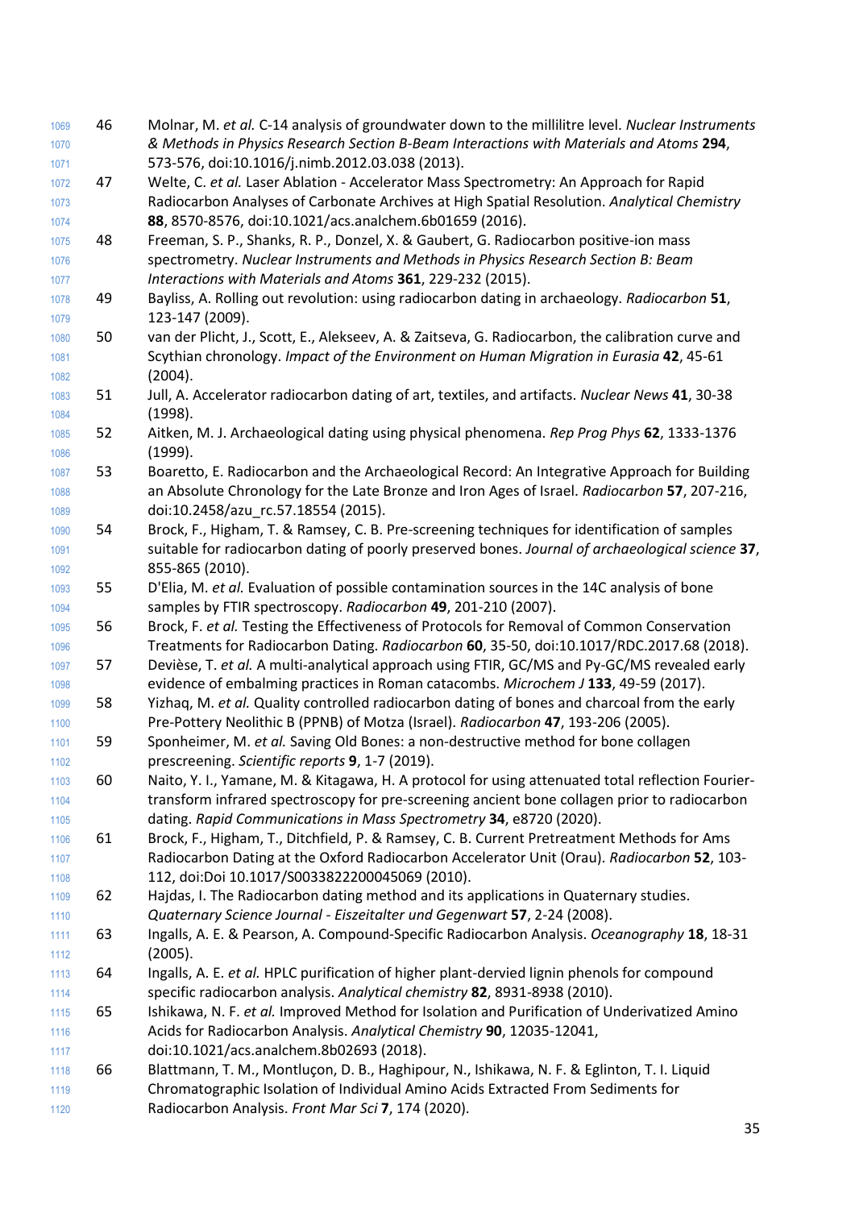46 Molnar, M. *et al.* C-14 analysis of groundwater down to the millilitre level. *Nuclear Instruments & Methods in Physics Research Section B-Beam Interactions with Materials and Atoms* **294**, 573-576, doi:10.1016/j.nimb.2012.03.038 (2013).

47 Welte, C. *et al.* Laser Ablation - Accelerator Mass Spectrometry: An Approach for Rapid Radiocarbon Analyses of Carbonate Archives at High Spatial Resolution. *Analytical Chemistry* **88**, 8570-8576, doi:10.1021/acs.analchem.6b01659 (2016).

48 Freeman, S. P., Shanks, R. P., Donzel, X. & Gaubert, G. Radiocarbon positive-ion mass spectrometry. *Nuclear Instruments and Methods in Physics Research Section B: Beam Interactions with Materials and Atoms* **361**, 229-232 (2015).

49 Bayliss, A. Rolling out revolution: using radiocarbon dating in archaeology. *Radiocarbon* **51**, 123-147 (2009).

50 van der Plicht, J., Scott, E., Alekseev, A. & Zaitseva, G. Radiocarbon, the calibration curve and Scythian chronology. *Impact of the Environment on Human Migration in Eurasia* **42**, 45-61 (2004).

51 Jull, A. Accelerator radiocarbon dating of art, textiles, and artifacts. *Nuclear News* **41**, 30-38 (1998).

52 Aitken, M. J. Archaeological dating using physical phenomena. *Rep Prog Phys* **62**, 1333-1376 (1999).

53 Boaretto, E. Radiocarbon and the Archaeological Record: An Integrative Approach for Building an Absolute Chronology for the Late Bronze and Iron Ages of Israel. *Radiocarbon* **57**, 207-216, doi:10.2458/azu_rc.57.18554 (2015).

54 Brock, F., Higham, T. & Ramsey, C. B. Pre-screening techniques for identification of samples suitable for radiocarbon dating of poorly preserved bones. *Journal of archaeological science* **37**, 855-865 (2010).

55 D'Elia, M. *et al.* Evaluation of possible contamination sources in the 14C analysis of bone samples by FTIR spectroscopy. *Radiocarbon* **49**, 201-210 (2007).

56 Brock, F. *et al.* Testing the Effectiveness of Protocols for Removal of Common Conservation Treatments for Radiocarbon Dating. *Radiocarbon* **60**, 35-50, doi:10.1017/RDC.2017.68 (2018).

57 Devièse, T. *et al.* A multi-analytical approach using FTIR, GC/MS and Py-GC/MS revealed early evidence of embalming practices in Roman catacombs. *Microchem J* **133**, 49-59 (2017).

58 Yizhaq, M. *et al.* Quality controlled radiocarbon dating of bones and charcoal from the early Pre-Pottery Neolithic B (PPNB) of Motza (Israel). *Radiocarbon* **47**, 193-206 (2005).

59 Sponheimer, M. *et al.* Saving Old Bones: a non-destructive method for bone collagen prescreening. *Scientific reports* **9**, 1-7 (2019).

60 Naito, Y. I., Yamane, M. & Kitagawa, H. A protocol for using attenuated total reflection Fourier-transform infrared spectroscopy for pre-screening ancient bone collagen prior to radiocarbon dating. *Rapid Communications in Mass Spectrometry* **34**, e8720 (2020).

61 Brock, F., Higham, T., Ditchfield, P. & Ramsey, C. B. Current Pretreatment Methods for Ams Radiocarbon Dating at the Oxford Radiocarbon Accelerator Unit (Orau). *Radiocarbon* **52**, 103-112, doi:Doi 10.1017/S0033822200045069 (2010).

62 Hajdas, I. The Radiocarbon dating method and its applications in Quaternary studies. *Quaternary Science Journal - Eiszeitalter und Gegenwart* **57**, 2-24 (2008).

63 Ingalls, A. E. & Pearson, A. Compound-Specific Radiocarbon Analysis. *Oceanography* **18**, 18-31 (2005).

64 Ingalls, A. E. *et al.* HPLC purification of higher plant-dervied lignin phenols for compound specific radiocarbon analysis. *Analytical chemistry* **82**, 8931-8938 (2010).

65 Ishikawa, N. F. *et al.* Improved Method for Isolation and Purification of Underivatized Amino Acids for Radiocarbon Analysis. *Analytical Chemistry* **90**, 12035-12041, doi:10.1021/acs.analchem.8b02693 (2018).

66 Blattmann, T. M., Montluçon, D. B., Haghipour, N., Ishikawa, N. F. & Eglinton, T. I. Liquid Chromatographic Isolation of Individual Amino Acids Extracted From Sediments for Radiocarbon Analysis. *Front Mar Sci* **7**, 174 (2020).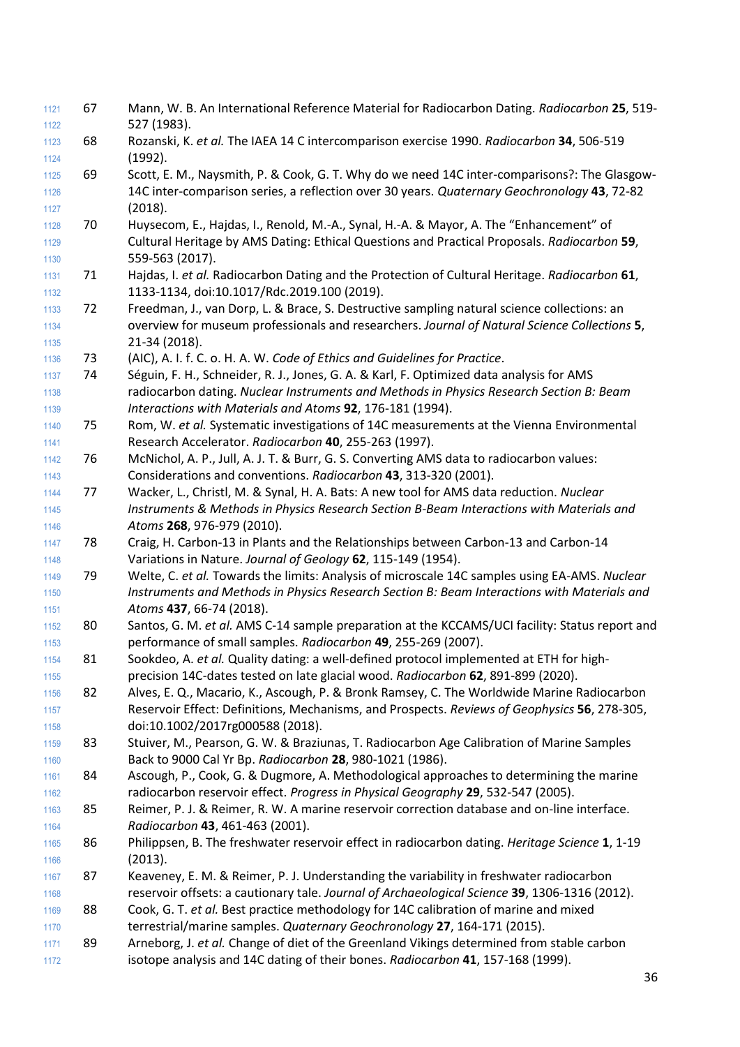67 Mann, W. B. An International Reference Material for Radiocarbon Dating. *Radiocarbon* **25**, 519-527 (1983).

68 Rozanski, K. *et al.* The IAEA 14 C intercomparison exercise 1990. *Radiocarbon* **34**, 506-519 (1992).

69 Scott, E. M., Naysmith, P. & Cook, G. T. Why do we need 14C inter-comparisons?: The Glasgow-14C inter-comparison series, a reflection over 30 years. *Quaternary Geochronology* **43**, 72-82 (2018).

70 Huysecom, E., Hajdas, I., Renold, M.-A., Synal, H.-A. & Mayor, A. The "Enhancement" of Cultural Heritage by AMS Dating: Ethical Questions and Practical Proposals. *Radiocarbon* **59**, 559-563 (2017).

71 Hajdas, I. *et al.* Radiocarbon Dating and the Protection of Cultural Heritage. *Radiocarbon* **61**, 1133-1134, doi:10.1017/Rdc.2019.100 (2019).

72 Freedman, J., van Dorp, L. & Brace, S. Destructive sampling natural science collections: an overview for museum professionals and researchers. *Journal of Natural Science Collections* **5**, 21-34 (2018).

73 (AIC), A. I. f. C. o. H. A. W. *Code of Ethics and Guidelines for Practice*.

74 Séguin, F. H., Schneider, R. J., Jones, G. A. & Karl, F. Optimized data analysis for AMS radiocarbon dating. *Nuclear Instruments and Methods in Physics Research Section B: Beam Interactions with Materials and Atoms* **92**, 176-181 (1994).

75 Rom, W. *et al.* Systematic investigations of 14C measurements at the Vienna Environmental Research Accelerator. *Radiocarbon* **40**, 255-263 (1997).

76 McNichol, A. P., Jull, A. J. T. & Burr, G. S. Converting AMS data to radiocarbon values: Considerations and conventions. *Radiocarbon* **43**, 313-320 (2001).

77 Wacker, L., Christl, M. & Synal, H. A. Bats: A new tool for AMS data reduction. *Nuclear Instruments & Methods in Physics Research Section B-Beam Interactions with Materials and Atoms* **268**, 976-979 (2010).

78 Craig, H. Carbon-13 in Plants and the Relationships between Carbon-13 and Carbon-14 Variations in Nature. *Journal of Geology* **62**, 115-149 (1954).

79 Welte, C. *et al.* Towards the limits: Analysis of microscale 14C samples using EA-AMS. *Nuclear Instruments and Methods in Physics Research Section B: Beam Interactions with Materials and Atoms* **437**, 66-74 (2018).

80 Santos, G. M. *et al.* AMS C-14 sample preparation at the KCCAMS/UCI facility: Status report and performance of small samples. *Radiocarbon* **49**, 255-269 (2007).

81 Sookdeo, A. *et al.* Quality dating: a well-defined protocol implemented at ETH for high-precision 14C-dates tested on late glacial wood. *Radiocarbon* **62**, 891-899 (2020).

82 Alves, E. Q., Macario, K., Ascough, P. & Bronk Ramsey, C. The Worldwide Marine Radiocarbon Reservoir Effect: Definitions, Mechanisms, and Prospects. *Reviews of Geophysics* **56**, 278-305, doi:10.1002/2017rg000588 (2018).

83 Stuiver, M., Pearson, G. W. & Braziunas, T. Radiocarbon Age Calibration of Marine Samples Back to 9000 Cal Yr Bp. *Radiocarbon* **28**, 980-1021 (1986).

84 Ascough, P., Cook, G. & Dugmore, A. Methodological approaches to determining the marine radiocarbon reservoir effect. *Progress in Physical Geography* **29**, 532-547 (2005).

85 Reimer, P. J. & Reimer, R. W. A marine reservoir correction database and on-line interface. *Radiocarbon* **43**, 461-463 (2001).

86 Philippsen, B. The freshwater reservoir effect in radiocarbon dating. *Heritage Science* **1**, 1-19 (2013).

87 Keaveney, E. M. & Reimer, P. J. Understanding the variability in freshwater radiocarbon reservoir offsets: a cautionary tale. *Journal of Archaeological Science* **39**, 1306-1316 (2012).

88 Cook, G. T. *et al.* Best practice methodology for 14C calibration of marine and mixed terrestrial/marine samples. *Quaternary Geochronology* **27**, 164-171 (2015).

89 Arneborg, J. *et al.* Change of diet of the Greenland Vikings determined from stable carbon isotope analysis and 14C dating of their bones. *Radiocarbon* **41**, 157-168 (1999).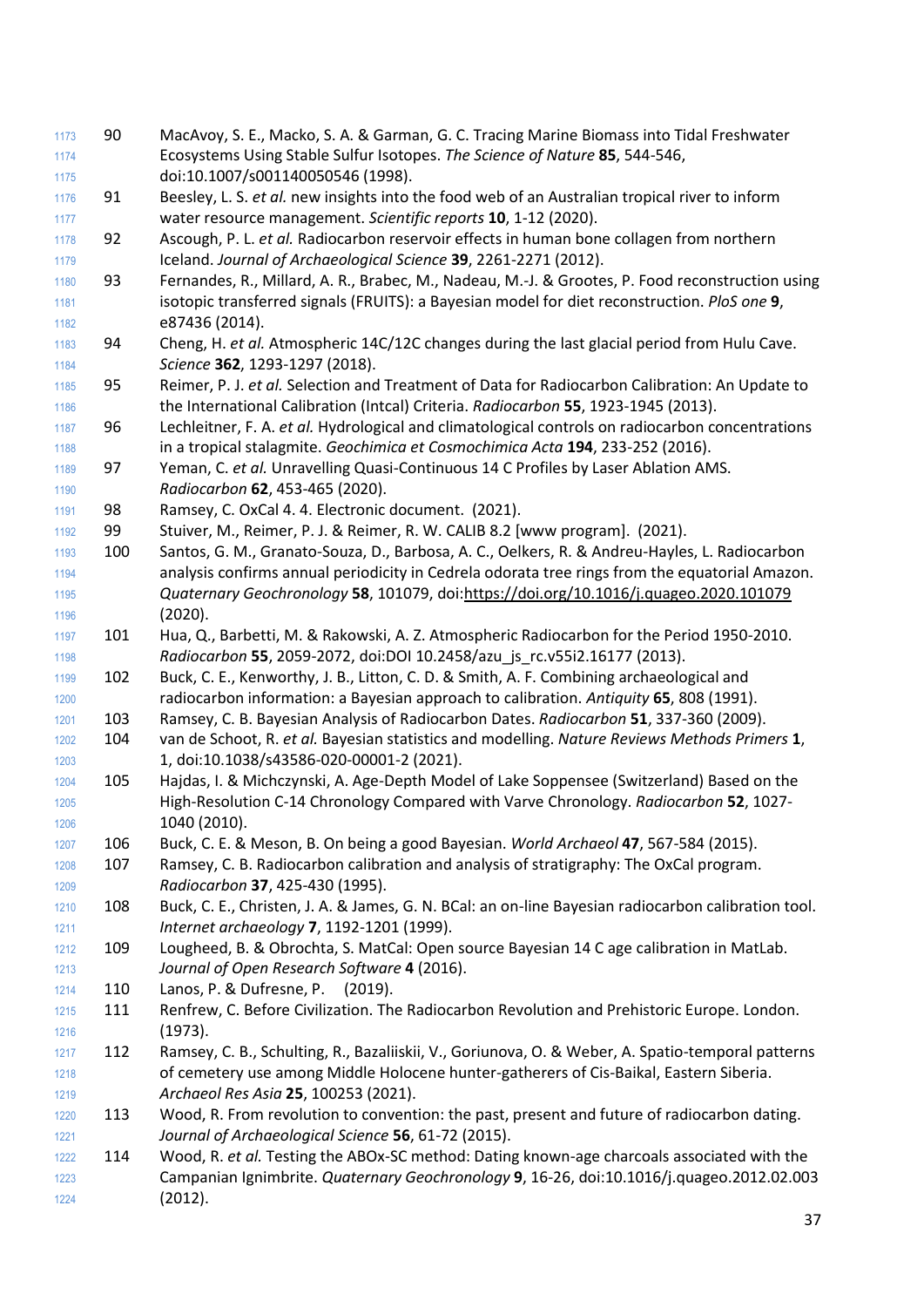90. MacAvoy, S. E., Macko, S. A. & Garman, G. C. Tracing Marine Biomass into Tidal Freshwater Ecosystems Using Stable Sulfur Isotopes. *The Science of Nature* **85**, 544-546, doi:10.1007/s001140050546 (1998).
91. Beesley, L. S. *et al.* new insights into the food web of an Australian tropical river to inform water resource management. *Scientific reports* **10**, 1-12 (2020).
92. Ascough, P. L. *et al.* Radiocarbon reservoir effects in human bone collagen from northern Iceland. *Journal of Archaeological Science* **39**, 2261-2271 (2012).
93. Fernandes, R., Millard, A. R., Brabec, M., Nadeau, M.-J. & Grootes, P. Food reconstruction using isotopic transferred signals (FRUITS): a Bayesian model for diet reconstruction. *PloS one* **9**, e87436 (2014).
94. Cheng, H. *et al.* Atmospheric 14C/12C changes during the last glacial period from Hulu Cave. *Science* **362**, 1293-1297 (2018).
95. Reimer, P. J. *et al.* Selection and Treatment of Data for Radiocarbon Calibration: An Update to the International Calibration (Intcal) Criteria. *Radiocarbon* **55**, 1923-1945 (2013).
96. Lechleitner, F. A. *et al.* Hydrological and climatological controls on radiocarbon concentrations in a tropical stalagmite. *Geochimica et Cosmochimica Acta* **194**, 233-252 (2016).
97. Yeman, C. *et al.* Unravelling Quasi-Continuous 14 C Profiles by Laser Ablation AMS. *Radiocarbon* **62**, 453-465 (2020).
98. Ramsey, C. OxCal 4. 4. Electronic document. (2021).
99. Stuiver, M., Reimer, P. J. & Reimer, R. W. CALIB 8.2 [www program]. (2021).
100. Santos, G. M., Granato-Souza, D., Barbosa, A. C., Oelkers, R. & Andreu-Hayles, L. Radiocarbon analysis confirms annual periodicity in Cedrela odorata tree rings from the equatorial Amazon. *Quaternary Geochronology* **58**, 101079, doi:https://doi.org/10.1016/j.quageo.2020.101079 (2020).
101. Hua, Q., Barbetti, M. & Rakowski, A. Z. Atmospheric Radiocarbon for the Period 1950-2010. *Radiocarbon* **55**, 2059-2072, doi:DOI 10.2458/azu_js_rc.v55i2.16177 (2013).
102. Buck, C. E., Kenworthy, J. B., Litton, C. D. & Smith, A. F. Combining archaeological and radiocarbon information: a Bayesian approach to calibration. *Antiquity* **65**, 808 (1991).
103. Ramsey, C. B. Bayesian Analysis of Radiocarbon Dates. *Radiocarbon* **51**, 337-360 (2009).
104. van de Schoot, R. *et al.* Bayesian statistics and modelling. *Nature Reviews Methods Primers* **1**, 1, doi:10.1038/s43586-020-00001-2 (2021).
105. Hajdas, I. & Michczynski, A. Age-Depth Model of Lake Soppensee (Switzerland) Based on the High-Resolution C-14 Chronology Compared with Varve Chronology. *Radiocarbon* **52**, 1027-1040 (2010).
106. Buck, C. E. & Meson, B. On being a good Bayesian. *World Archaeol* **47**, 567-584 (2015).
107. Ramsey, C. B. Radiocarbon calibration and analysis of stratigraphy: The OxCal program. *Radiocarbon* **37**, 425-430 (1995).
108. Buck, C. E., Christen, J. A. & James, G. N. BCal: an on-line Bayesian radiocarbon calibration tool. *Internet archaeology* **7**, 1192-1201 (1999).
109. Lougheed, B. & Obrochta, S. MatCal: Open source Bayesian 14 C age calibration in MatLab. *Journal of Open Research Software* **4** (2016).
110. Lanos, P. & Dufresne, P. (2019).
111. Renfrew, C. Before Civilization. The Radiocarbon Revolution and Prehistoric Europe. London. (1973).
112. Ramsey, C. B., Schulting, R., Bazaliiskii, V., Goriunova, O. & Weber, A. Spatio-temporal patterns of cemetery use among Middle Holocene hunter-gatherers of Cis-Baikal, Eastern Siberia. *Archaeol Res Asia* **25**, 100253 (2021).
113. Wood, R. From revolution to convention: the past, present and future of radiocarbon dating. *Journal of Archaeological Science* **56**, 61-72 (2015).
114. Wood, R. *et al.* Testing the ABOx-SC method: Dating known-age charcoals associated with the Campanian Ignimbrite. *Quaternary Geochronology* **9**, 16-26, doi:10.1016/j.quageo.2012.02.003 (2012).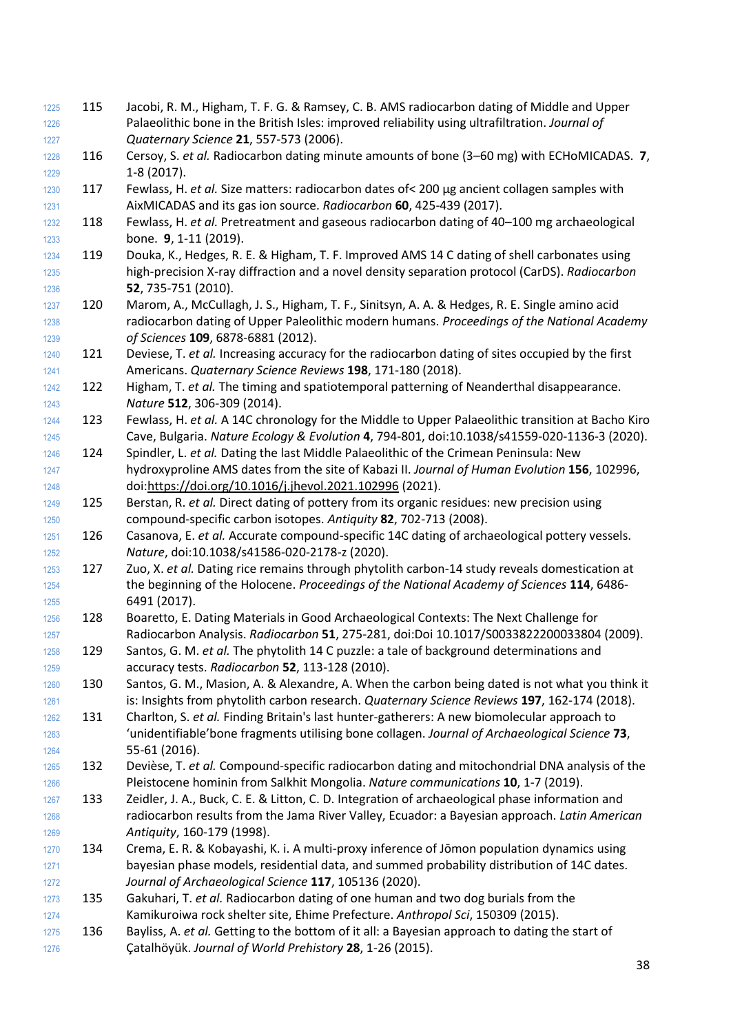115. Jacobi, R. M., Higham, T. F. G. & Ramsey, C. B. AMS radiocarbon dating of Middle and Upper Palaeolithic bone in the British Isles: improved reliability using ultrafiltration. *Journal of Quaternary Science* **21**, 557-573 (2006).
116. Cersoy, S. *et al.* Radiocarbon dating minute amounts of bone (3–60 mg) with ECHoMICADAS. **7**, 1-8 (2017).
117. Fewlass, H. *et al.* Size matters: radiocarbon dates of< 200 µg ancient collagen samples with AixMICADAS and its gas ion source. *Radiocarbon* **60**, 425-439 (2017).
118. Fewlass, H. *et al.* Pretreatment and gaseous radiocarbon dating of 40–100 mg archaeological bone. **9**, 1-11 (2019).
119. Douka, K., Hedges, R. E. & Higham, T. F. Improved AMS 14 C dating of shell carbonates using high-precision X-ray diffraction and a novel density separation protocol (CarDS). *Radiocarbon* **52**, 735-751 (2010).
120. Marom, A., McCullagh, J. S., Higham, T. F., Sinitsyn, A. A. & Hedges, R. E. Single amino acid radiocarbon dating of Upper Paleolithic modern humans. *Proceedings of the National Academy of Sciences* **109**, 6878-6881 (2012).
121. Deviese, T. *et al.* Increasing accuracy for the radiocarbon dating of sites occupied by the first Americans. *Quaternary Science Reviews* **198**, 171-180 (2018).
122. Higham, T. *et al.* The timing and spatiotemporal patterning of Neanderthal disappearance. *Nature* **512**, 306-309 (2014).
123. Fewlass, H. *et al.* A 14C chronology for the Middle to Upper Palaeolithic transition at Bacho Kiro Cave, Bulgaria. *Nature Ecology & Evolution* **4**, 794-801, doi:10.1038/s41559-020-1136-3 (2020).
124. Spindler, L. *et al.* Dating the last Middle Palaeolithic of the Crimean Peninsula: New hydroxyproline AMS dates from the site of Kabazi II. *Journal of Human Evolution* **156**, 102996, doi:https://doi.org/10.1016/j.jhevol.2021.102996 (2021).
125. Berstan, R. *et al.* Direct dating of pottery from its organic residues: new precision using compound-specific carbon isotopes. *Antiquity* **82**, 702-713 (2008).
126. Casanova, E. *et al.* Accurate compound-specific 14C dating of archaeological pottery vessels. *Nature*, doi:10.1038/s41586-020-2178-z (2020).
127. Zuo, X. *et al.* Dating rice remains through phytolith carbon-14 study reveals domestication at the beginning of the Holocene. *Proceedings of the National Academy of Sciences* **114**, 6486-6491 (2017).
128. Boaretto, E. Dating Materials in Good Archaeological Contexts: The Next Challenge for Radiocarbon Analysis. *Radiocarbon* **51**, 275-281, doi:Doi 10.1017/S0033822200033804 (2009).
129. Santos, G. M. *et al.* The phytolith 14 C puzzle: a tale of background determinations and accuracy tests. *Radiocarbon* **52**, 113-128 (2010).
130. Santos, G. M., Masion, A. & Alexandre, A. When the carbon being dated is not what you think it is: Insights from phytolith carbon research. *Quaternary Science Reviews* **197**, 162-174 (2018).
131. Charlton, S. *et al.* Finding Britain's last hunter-gatherers: A new biomolecular approach to 'unidentifiable'bone fragments utilising bone collagen. *Journal of Archaeological Science* **73**, 55-61 (2016).
132. Devièse, T. *et al.* Compound-specific radiocarbon dating and mitochondrial DNA analysis of the Pleistocene hominin from Salkhit Mongolia. *Nature communications* **10**, 1-7 (2019).
133. Zeidler, J. A., Buck, C. E. & Litton, C. D. Integration of archaeological phase information and radiocarbon results from the Jama River Valley, Ecuador: a Bayesian approach. *Latin American Antiquity*, 160-179 (1998).
134. Crema, E. R. & Kobayashi, K. i. A multi-proxy inference of Jōmon population dynamics using bayesian phase models, residential data, and summed probability distribution of 14C dates. *Journal of Archaeological Science* **117**, 105136 (2020).
135. Gakuhari, T. *et al.* Radiocarbon dating of one human and two dog burials from the Kamikuroiwa rock shelter site, Ehime Prefecture. *Anthropol Sci*, 150309 (2015).
136. Bayliss, A. *et al.* Getting to the bottom of it all: a Bayesian approach to dating the start of Çatalhöyük. *Journal of World Prehistory* **28**, 1-26 (2015).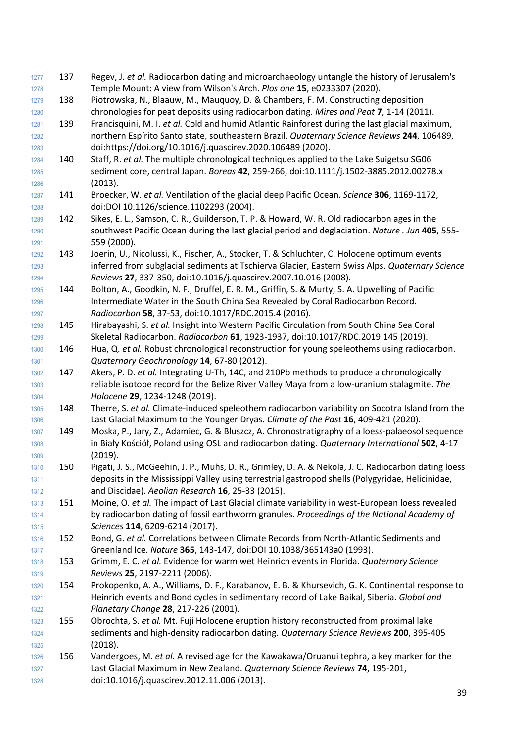137 Regev, J. *et al.* Radiocarbon dating and microarchaeology untangle the history of Jerusalem's Temple Mount: A view from Wilson's Arch. *Plos one* **15**, e0233307 (2020).

138 Piotrowska, N., Blaauw, M., Mauquoy, D. & Chambers, F. M. Constructing deposition chronologies for peat deposits using radiocarbon dating. *Mires and Peat* **7**, 1-14 (2011).

139 Francisquini, M. I. *et al.* Cold and humid Atlantic Rainforest during the last glacial maximum, northern Espírito Santo state, southeastern Brazil. *Quaternary Science Reviews* **244**, 106489, doi:https://doi.org/10.1016/j.quascirev.2020.106489 (2020).

140 Staff, R. *et al.* The multiple chronological techniques applied to the Lake Suigetsu SG06 sediment core, central Japan. *Boreas* **42**, 259-266, doi:10.1111/j.1502-3885.2012.00278.x (2013).

141 Broecker, W. *et al.* Ventilation of the glacial deep Pacific Ocean. *Science* **306**, 1169-1172, doi:DOI 10.1126/science.1102293 (2004).

142 Sikes, E. L., Samson, C. R., Guilderson, T. P. & Howard, W. R. Old radiocarbon ages in the southwest Pacific Ocean during the last glacial period and deglaciation. *Nature . Jun* **405**, 555-559 (2000).

143 Joerin, U., Nicolussi, K., Fischer, A., Stocker, T. & Schluchter, C. Holocene optimum events inferred from subglacial sediments at Tschierva Glacier, Eastern Swiss Alps. *Quaternary Science Reviews* **27**, 337-350, doi:10.1016/j.quascirev.2007.10.016 (2008).

144 Bolton, A., Goodkin, N. F., Druffel, E. R. M., Griffin, S. & Murty, S. A. Upwelling of Pacific Intermediate Water in the South China Sea Revealed by Coral Radiocarbon Record. *Radiocarbon* **58**, 37-53, doi:10.1017/RDC.2015.4 (2016).

145 Hirabayashi, S. *et al.* Insight into Western Pacific Circulation from South China Sea Coral Skeletal Radiocarbon. *Radiocarbon* **61**, 1923-1937, doi:10.1017/RDC.2019.145 (2019).

146 Hua, Q. *et al.* Robust chronological reconstruction for young speleothems using radiocarbon. *Quaternary Geochronology* **14**, 67-80 (2012).

147 Akers, P. D. *et al.* Integrating U-Th, 14C, and 210Pb methods to produce a chronologically reliable isotope record for the Belize River Valley Maya from a low-uranium stalagmite. *The Holocene* **29**, 1234-1248 (2019).

148 Therre, S. *et al.* Climate-induced speleothem radiocarbon variability on Socotra Island from the Last Glacial Maximum to the Younger Dryas. *Climate of the Past* **16**, 409-421 (2020).

149 Moska, P., Jary, Z., Adamiec, G. & Bluszcz, A. Chronostratigraphy of a loess-palaeosol sequence in Biały Kościół, Poland using OSL and radiocarbon dating. *Quaternary International* **502**, 4-17 (2019).

150 Pigati, J. S., McGeehin, J. P., Muhs, D. R., Grimley, D. A. & Nekola, J. C. Radiocarbon dating loess deposits in the Mississippi Valley using terrestrial gastropod shells (Polygyridae, Helicinidae, and Discidae). *Aeolian Research* **16**, 25-33 (2015).

151 Moine, O. *et al.* The impact of Last Glacial climate variability in west-European loess revealed by radiocarbon dating of fossil earthworm granules. *Proceedings of the National Academy of Sciences* **114**, 6209-6214 (2017).

152 Bond, G. *et al.* Correlations between Climate Records from North-Atlantic Sediments and Greenland Ice. *Nature* **365**, 143-147, doi:DOI 10.1038/365143a0 (1993).

153 Grimm, E. C. *et al.* Evidence for warm wet Heinrich events in Florida. *Quaternary Science Reviews* **25**, 2197-2211 (2006).

154 Prokopenko, A. A., Williams, D. F., Karabanov, E. B. & Khursevich, G. K. Continental response to Heinrich events and Bond cycles in sedimentary record of Lake Baikal, Siberia. *Global and Planetary Change* **28**, 217-226 (2001).

155 Obrochta, S. *et al.* Mt. Fuji Holocene eruption history reconstructed from proximal lake sediments and high-density radiocarbon dating. *Quaternary Science Reviews* **200**, 395-405 (2018).

156 Vandergoes, M. *et al.* A revised age for the Kawakawa/Oruanui tephra, a key marker for the Last Glacial Maximum in New Zealand. *Quaternary Science Reviews* **74**, 195-201, doi:10.1016/j.quascirev.2012.11.006 (2013).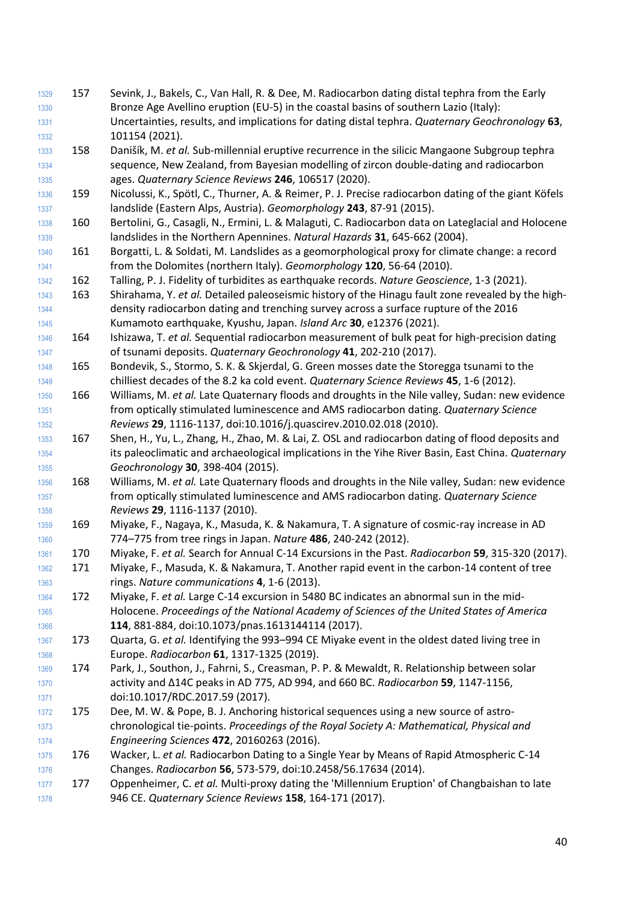157 Sevink, J., Bakels, C., Van Hall, R. & Dee, M. Radiocarbon dating distal tephra from the Early Bronze Age Avellino eruption (EU-5) in the coastal basins of southern Lazio (Italy): Uncertainties, results, and implications for dating distal tephra. *Quaternary Geochronology* **63**, 101154 (2021).

158 Danišík, M. *et al.* Sub-millennial eruptive recurrence in the silicic Mangaone Subgroup tephra sequence, New Zealand, from Bayesian modelling of zircon double-dating and radiocarbon ages. *Quaternary Science Reviews* **246**, 106517 (2020).

159 Nicolussi, K., Spötl, C., Thurner, A. & Reimer, P. J. Precise radiocarbon dating of the giant Köfels landslide (Eastern Alps, Austria). *Geomorphology* **243**, 87-91 (2015).

160 Bertolini, G., Casagli, N., Ermini, L. & Malaguti, C. Radiocarbon data on Lateglacial and Holocene landslides in the Northern Apennines. *Natural Hazards* **31**, 645-662 (2004).

161 Borgatti, L. & Soldati, M. Landslides as a geomorphological proxy for climate change: a record from the Dolomites (northern Italy). *Geomorphology* **120**, 56-64 (2010).

162 Talling, P. J. Fidelity of turbidites as earthquake records. *Nature Geoscience*, 1-3 (2021).

163 Shirahama, Y. *et al.* Detailed paleoseismic history of the Hinagu fault zone revealed by the high-density radiocarbon dating and trenching survey across a surface rupture of the 2016 Kumamoto earthquake, Kyushu, Japan. *Island Arc* **30**, e12376 (2021).

164 Ishizawa, T. *et al.* Sequential radiocarbon measurement of bulk peat for high-precision dating of tsunami deposits. *Quaternary Geochronology* **41**, 202-210 (2017).

165 Bondevik, S., Stormo, S. K. & Skjerdal, G. Green mosses date the Storegga tsunami to the chilliest decades of the 8.2 ka cold event. *Quaternary Science Reviews* **45**, 1-6 (2012).

166 Williams, M. *et al.* Late Quaternary floods and droughts in the Nile valley, Sudan: new evidence from optically stimulated luminescence and AMS radiocarbon dating. *Quaternary Science Reviews* **29**, 1116-1137, doi:10.1016/j.quascirev.2010.02.018 (2010).

167 Shen, H., Yu, L., Zhang, H., Zhao, M. & Lai, Z. OSL and radiocarbon dating of flood deposits and its paleoclimatic and archaeological implications in the Yihe River Basin, East China. *Quaternary Geochronology* **30**, 398-404 (2015).

168 Williams, M. *et al.* Late Quaternary floods and droughts in the Nile valley, Sudan: new evidence from optically stimulated luminescence and AMS radiocarbon dating. *Quaternary Science Reviews* **29**, 1116-1137 (2010).

169 Miyake, F., Nagaya, K., Masuda, K. & Nakamura, T. A signature of cosmic-ray increase in AD 774–775 from tree rings in Japan. *Nature* **486**, 240-242 (2012).

170 Miyake, F. *et al.* Search for Annual C-14 Excursions in the Past. *Radiocarbon* **59**, 315-320 (2017).

171 Miyake, F., Masuda, K. & Nakamura, T. Another rapid event in the carbon-14 content of tree rings. *Nature communications* **4**, 1-6 (2013).

172 Miyake, F. *et al.* Large C-14 excursion in 5480 BC indicates an abnormal sun in the mid-Holocene. *Proceedings of the National Academy of Sciences of the United States of America* **114**, 881-884, doi:10.1073/pnas.1613144114 (2017).

173 Quarta, G. *et al.* Identifying the 993–994 CE Miyake event in the oldest dated living tree in Europe. *Radiocarbon* **61**, 1317-1325 (2019).

174 Park, J., Southon, J., Fahrni, S., Creasman, P. P. & Mewaldt, R. Relationship between solar activity and Δ14C peaks in AD 775, AD 994, and 660 BC. *Radiocarbon* **59**, 1147-1156, doi:10.1017/RDC.2017.59 (2017).

175 Dee, M. W. & Pope, B. J. Anchoring historical sequences using a new source of astro-chronological tie-points. *Proceedings of the Royal Society A: Mathematical, Physical and Engineering Sciences* **472**, 20160263 (2016).

176 Wacker, L. *et al.* Radiocarbon Dating to a Single Year by Means of Rapid Atmospheric C-14 Changes. *Radiocarbon* **56**, 573-579, doi:10.2458/56.17634 (2014).

177 Oppenheimer, C. *et al.* Multi-proxy dating the 'Millennium Eruption' of Changbaishan to late 946 CE. *Quaternary Science Reviews* **158**, 164-171 (2017).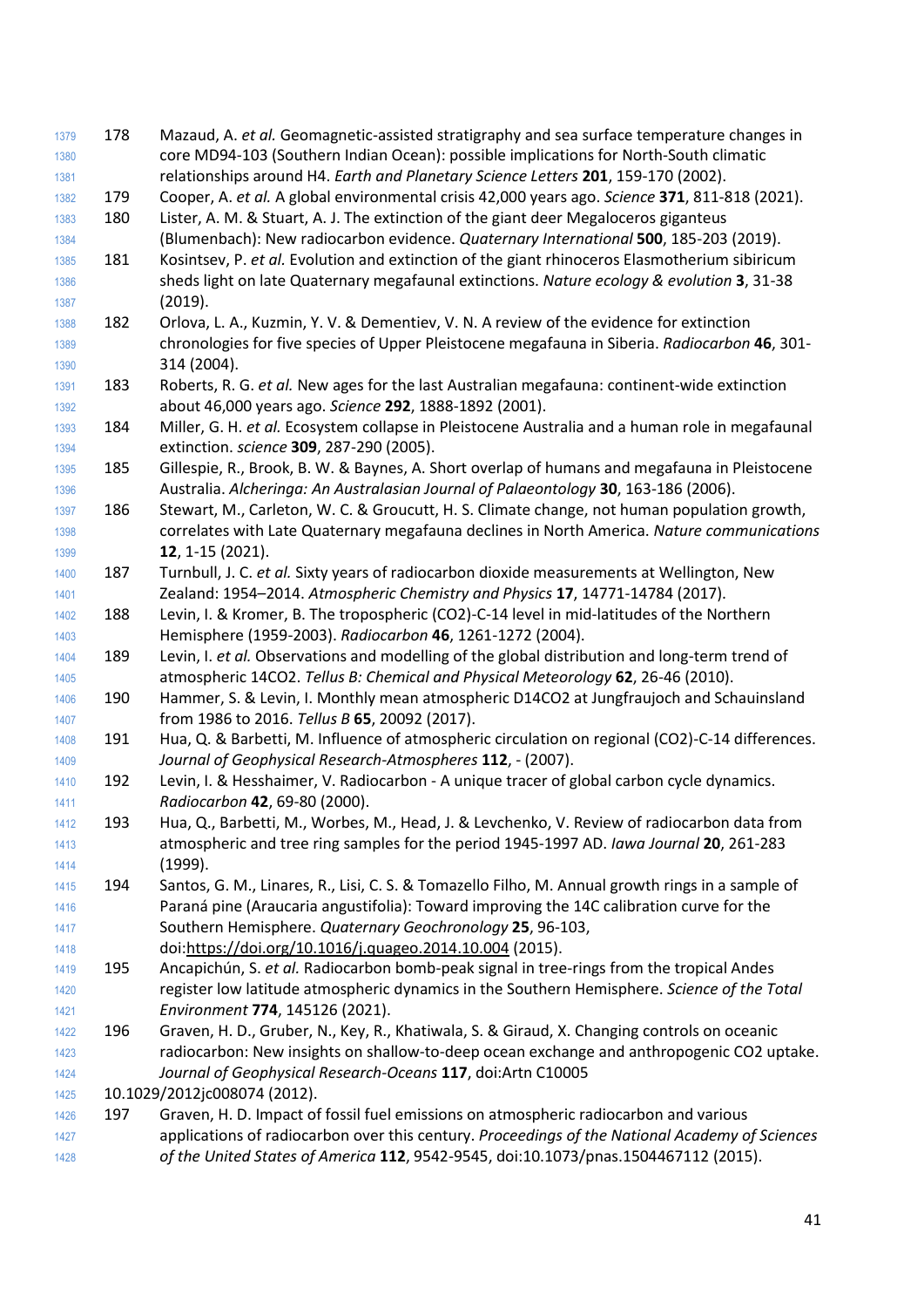178. Mazaud, A. *et al.* Geomagnetic-assisted stratigraphy and sea surface temperature changes in core MD94-103 (Southern Indian Ocean): possible implications for North-South climatic relationships around H4. *Earth and Planetary Science Letters* **201**, 159-170 (2002).
179. Cooper, A. *et al.* A global environmental crisis 42,000 years ago. *Science* **371**, 811-818 (2021).
180. Lister, A. M. & Stuart, A. J. The extinction of the giant deer Megaloceros giganteus (Blumenbach): New radiocarbon evidence. *Quaternary International* **500**, 185-203 (2019).
181. Kosintsev, P. *et al.* Evolution and extinction of the giant rhinoceros Elasmotherium sibiricum sheds light on late Quaternary megafaunal extinctions. *Nature ecology & evolution* **3**, 31-38 (2019).
182. Orlova, L. A., Kuzmin, Y. V. & Dementiev, V. N. A review of the evidence for extinction chronologies for five species of Upper Pleistocene megafauna in Siberia. *Radiocarbon* **46**, 301-314 (2004).
183. Roberts, R. G. *et al.* New ages for the last Australian megafauna: continent-wide extinction about 46,000 years ago. *Science* **292**, 1888-1892 (2001).
184. Miller, G. H. *et al.* Ecosystem collapse in Pleistocene Australia and a human role in megafaunal extinction. *science* **309**, 287-290 (2005).
185. Gillespie, R., Brook, B. W. & Baynes, A. Short overlap of humans and megafauna in Pleistocene Australia. *Alcheringa: An Australasian Journal of Palaeontology* **30**, 163-186 (2006).
186. Stewart, M., Carleton, W. C. & Groucutt, H. S. Climate change, not human population growth, correlates with Late Quaternary megafauna declines in North America. *Nature communications* **12**, 1-15 (2021).
187. Turnbull, J. C. *et al.* Sixty years of radiocarbon dioxide measurements at Wellington, New Zealand: 1954–2014. *Atmospheric Chemistry and Physics* **17**, 14771-14784 (2017).
188. Levin, I. & Kromer, B. The tropospheric (CO2)-C-14 level in mid-latitudes of the Northern Hemisphere (1959-2003). *Radiocarbon* **46**, 1261-1272 (2004).
189. Levin, I. *et al.* Observations and modelling of the global distribution and long-term trend of atmospheric 14CO2. *Tellus B: Chemical and Physical Meteorology* **62**, 26-46 (2010).
190. Hammer, S. & Levin, I. Monthly mean atmospheric D14CO2 at Jungfraujoch and Schauinsland from 1986 to 2016. *Tellus B* **65**, 20092 (2017).
191. Hua, Q. & Barbetti, M. Influence of atmospheric circulation on regional (CO2)-C-14 differences. *Journal of Geophysical Research-Atmospheres* **112**, - (2007).
192. Levin, I. & Hesshaimer, V. Radiocarbon - A unique tracer of global carbon cycle dynamics. *Radiocarbon* **42**, 69-80 (2000).
193. Hua, Q., Barbetti, M., Worbes, M., Head, J. & Levchenko, V. Review of radiocarbon data from atmospheric and tree ring samples for the period 1945-1997 AD. *Iawa Journal* **20**, 261-283 (1999).
194. Santos, G. M., Linares, R., Lisi, C. S. & Tomazello Filho, M. Annual growth rings in a sample of Paraná pine (Araucaria angustifolia): Toward improving the 14C calibration curve for the Southern Hemisphere. *Quaternary Geochronology* **25**, 96-103, doi:https://doi.org/10.1016/j.quageo.2014.10.004 (2015).
195. Ancapichún, S. *et al.* Radiocarbon bomb-peak signal in tree-rings from the tropical Andes register low latitude atmospheric dynamics in the Southern Hemisphere. *Science of the Total Environment* **774**, 145126 (2021).
196. Graven, H. D., Gruber, N., Key, R., Khatiwala, S. & Giraud, X. Changing controls on oceanic radiocarbon: New insights on shallow-to-deep ocean exchange and anthropogenic CO2 uptake. *Journal of Geophysical Research-Oceans* **117**, doi:Artn C10005 10.1029/2012jc008074 (2012).
197. Graven, H. D. Impact of fossil fuel emissions on atmospheric radiocarbon and various applications of radiocarbon over this century. *Proceedings of the National Academy of Sciences of the United States of America* **112**, 9542-9545, doi:10.1073/pnas.1504467112 (2015).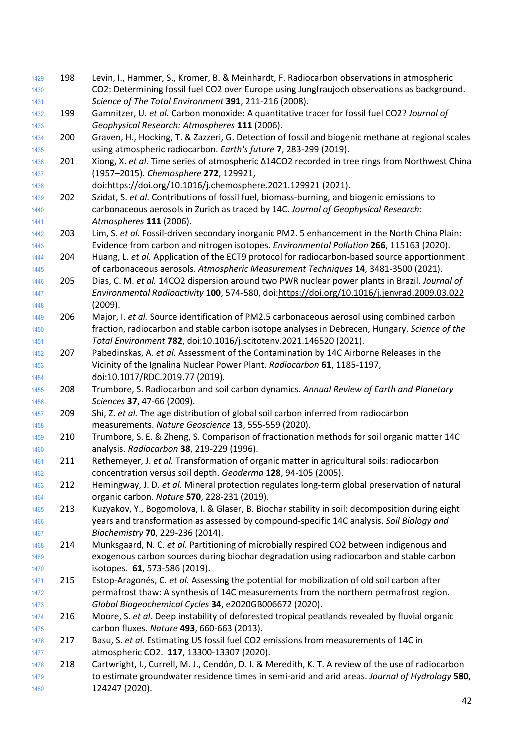198. Levin, I., Hammer, S., Kromer, B. & Meinhardt, F. Radiocarbon observations in atmospheric CO2: Determining fossil fuel CO2 over Europe using Jungfraujoch observations as background. *Science of The Total Environment* **391**, 211-216 (2008).
199. Gamnitzer, U. *et al.* Carbon monoxide: A quantitative tracer for fossil fuel CO2? *Journal of Geophysical Research: Atmospheres* **111** (2006).
200. Graven, H., Hocking, T. & Zazzeri, G. Detection of fossil and biogenic methane at regional scales using atmospheric radiocarbon. *Earth's future* **7**, 283-299 (2019).
201. Xiong, X. *et al.* Time series of atmospheric Δ14CO2 recorded in tree rings from Northwest China (1957–2015). *Chemosphere* **272**, 129921, doi:https://doi.org/10.1016/j.chemosphere.2021.129921 (2021).
202. Szidat, S. *et al.* Contributions of fossil fuel, biomass-burning, and biogenic emissions to carbonaceous aerosols in Zurich as traced by 14C. *Journal of Geophysical Research: Atmospheres* **111** (2006).
203. Lim, S. *et al.* Fossil-driven secondary inorganic PM2. 5 enhancement in the North China Plain: Evidence from carbon and nitrogen isotopes. *Environmental Pollution* **266**, 115163 (2020).
204. Huang, L. *et al.* Application of the ECT9 protocol for radiocarbon-based source apportionment of carbonaceous aerosols. *Atmospheric Measurement Techniques* **14**, 3481-3500 (2021).
205. Dias, C. M. *et al.* 14CO2 dispersion around two PWR nuclear power plants in Brazil. *Journal of Environmental Radioactivity* **100**, 574-580, doi:https://doi.org/10.1016/j.jenvrad.2009.03.022 (2009).
206. Major, I. *et al.* Source identification of PM2.5 carbonaceous aerosol using combined carbon fraction, radiocarbon and stable carbon isotope analyses in Debrecen, Hungary. *Science of the Total Environment* **782**, doi:10.1016/j.scitotenv.2021.146520 (2021).
207. Pabedinskas, A. *et al.* Assessment of the Contamination by 14C Airborne Releases in the Vicinity of the Ignalina Nuclear Power Plant. *Radiocarbon* **61**, 1185-1197, doi:10.1017/RDC.2019.77 (2019).
208. Trumbore, S. Radiocarbon and soil carbon dynamics. *Annual Review of Earth and Planetary Sciences* **37**, 47-66 (2009).
209. Shi, Z. *et al.* The age distribution of global soil carbon inferred from radiocarbon measurements. *Nature Geoscience* **13**, 555-559 (2020).
210. Trumbore, S. E. & Zheng, S. Comparison of fractionation methods for soil organic matter 14C analysis. *Radiocarbon* **38**, 219-229 (1996).
211. Rethemeyer, J. *et al.* Transformation of organic matter in agricultural soils: radiocarbon concentration versus soil depth. *Geoderma* **128**, 94-105 (2005).
212. Hemingway, J. D. *et al.* Mineral protection regulates long-term global preservation of natural organic carbon. *Nature* **570**, 228-231 (2019).
213. Kuzyakov, Y., Bogomolova, I. & Glaser, B. Biochar stability in soil: decomposition during eight years and transformation as assessed by compound-specific 14C analysis. *Soil Biology and Biochemistry* **70**, 229-236 (2014).
214. Munksgaard, N. C. *et al.* Partitioning of microbially respired CO2 between indigenous and exogenous carbon sources during biochar degradation using radiocarbon and stable carbon isotopes. **61**, 573-586 (2019).
215. Estop-Aragonés, C. *et al.* Assessing the potential for mobilization of old soil carbon after permafrost thaw: A synthesis of 14C measurements from the northern permafrost region. *Global Biogeochemical Cycles* **34**, e2020GB006672 (2020).
216. Moore, S. *et al.* Deep instability of deforested tropical peatlands revealed by fluvial organic carbon fluxes. *Nature* **493**, 660-663 (2013).
217. Basu, S. *et al.* Estimating US fossil fuel CO2 emissions from measurements of 14C in atmospheric CO2. **117**, 13300-13307 (2020).
218. Cartwright, I., Currell, M. J., Cendón, D. I. & Meredith, K. T. A review of the use of radiocarbon to estimate groundwater residence times in semi-arid and arid areas. *Journal of Hydrology* **580**, 124247 (2020).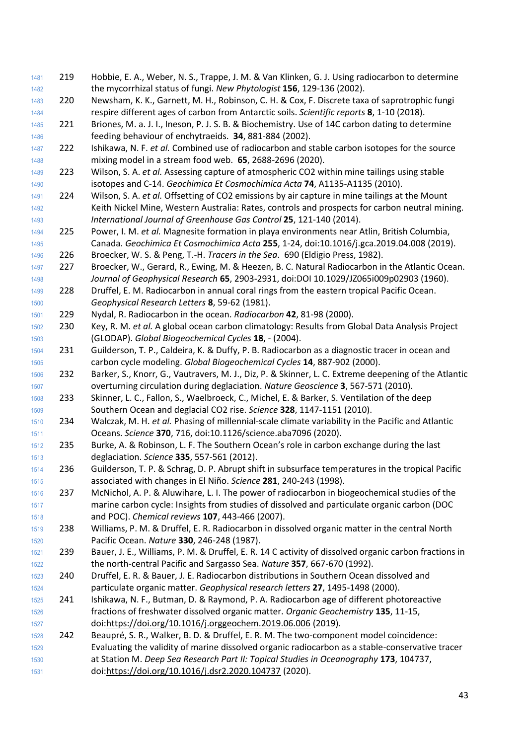219 Hobbie, E. A., Weber, N. S., Trappe, J. M. & Van Klinken, G. J. Using radiocarbon to determine the mycorrhizal status of fungi. *New Phytologist* **156**, 129-136 (2002).

220 Newsham, K. K., Garnett, M. H., Robinson, C. H. & Cox, F. Discrete taxa of saprotrophic fungi respire different ages of carbon from Antarctic soils. *Scientific reports* **8**, 1-10 (2018).

221 Briones, M. a. J. I., Ineson, P. J. S. B. & Biochemistry. Use of 14C carbon dating to determine feeding behaviour of enchytraeids. **34**, 881-884 (2002).

222 Ishikawa, N. F. *et al.* Combined use of radiocarbon and stable carbon isotopes for the source mixing model in a stream food web. **65**, 2688-2696 (2020).

223 Wilson, S. A. *et al.* Assessing capture of atmospheric CO2 within mine tailings using stable isotopes and C-14. *Geochimica Et Cosmochimica Acta* **74**, A1135-A1135 (2010).

224 Wilson, S. A. *et al.* Offsetting of CO2 emissions by air capture in mine tailings at the Mount Keith Nickel Mine, Western Australia: Rates, controls and prospects for carbon neutral mining. *International Journal of Greenhouse Gas Control* **25**, 121-140 (2014).

225 Power, I. M. *et al.* Magnesite formation in playa environments near Atlin, British Columbia, Canada. *Geochimica Et Cosmochimica Acta* **255**, 1-24, doi:10.1016/j.gca.2019.04.008 (2019).

226 Broecker, W. S. & Peng, T.-H. *Tracers in the Sea*. 690 (Eldigio Press, 1982).

227 Broecker, W., Gerard, R., Ewing, M. & Heezen, B. C. Natural Radiocarbon in the Atlantic Ocean. *Journal of Geophysical Research* **65**, 2903-2931, doi:DOI 10.1029/JZ065i009p02903 (1960).

228 Druffel, E. M. Radiocarbon in annual coral rings from the eastern tropical Pacific Ocean. *Geophysical Research Letters* **8**, 59-62 (1981).

229 Nydal, R. Radiocarbon in the ocean. *Radiocarbon* **42**, 81-98 (2000).

230 Key, R. M. *et al.* A global ocean carbon climatology: Results from Global Data Analysis Project (GLODAP). *Global Biogeochemical Cycles* **18**, - (2004).

231 Guilderson, T. P., Caldeira, K. & Duffy, P. B. Radiocarbon as a diagnostic tracer in ocean and carbon cycle modeling. *Global Biogeochemical Cycles* **14**, 887-902 (2000).

232 Barker, S., Knorr, G., Vautravers, M. J., Diz, P. & Skinner, L. C. Extreme deepening of the Atlantic overturning circulation during deglaciation. *Nature Geoscience* **3**, 567-571 (2010).

233 Skinner, L. C., Fallon, S., Waelbroeck, C., Michel, E. & Barker, S. Ventilation of the deep Southern Ocean and deglacial CO2 rise. *Science* **328**, 1147-1151 (2010).

234 Walczak, M. H. *et al.* Phasing of millennial-scale climate variability in the Pacific and Atlantic Oceans. *Science* **370**, 716, doi:10.1126/science.aba7096 (2020).

235 Burke, A. & Robinson, L. F. The Southern Ocean's role in carbon exchange during the last deglaciation. *Science* **335**, 557-561 (2012).

236 Guilderson, T. P. & Schrag, D. P. Abrupt shift in subsurface temperatures in the tropical Pacific associated with changes in El Niño. *Science* **281**, 240-243 (1998).

237 McNichol, A. P. & Aluwihare, L. I. The power of radiocarbon in biogeochemical studies of the marine carbon cycle: Insights from studies of dissolved and particulate organic carbon (DOC and POC). *Chemical reviews* **107**, 443-466 (2007).

238 Williams, P. M. & Druffel, E. R. Radiocarbon in dissolved organic matter in the central North Pacific Ocean. *Nature* **330**, 246-248 (1987).

239 Bauer, J. E., Williams, P. M. & Druffel, E. R. 14 C activity of dissolved organic carbon fractions in the north-central Pacific and Sargasso Sea. *Nature* **357**, 667-670 (1992).

240 Druffel, E. R. & Bauer, J. E. Radiocarbon distributions in Southern Ocean dissolved and particulate organic matter. *Geophysical research letters* **27**, 1495-1498 (2000).

241 Ishikawa, N. F., Butman, D. & Raymond, P. A. Radiocarbon age of different photoreactive fractions of freshwater dissolved organic matter. *Organic Geochemistry* **135**, 11-15, doi:https://doi.org/10.1016/j.orggeochem.2019.06.006 (2019).

242 Beaupré, S. R., Walker, B. D. & Druffel, E. R. M. The two-component model coincidence: Evaluating the validity of marine dissolved organic radiocarbon as a stable-conservative tracer at Station M. *Deep Sea Research Part II: Topical Studies in Oceanography* **173**, 104737, doi:https://doi.org/10.1016/j.dsr2.2020.104737 (2020).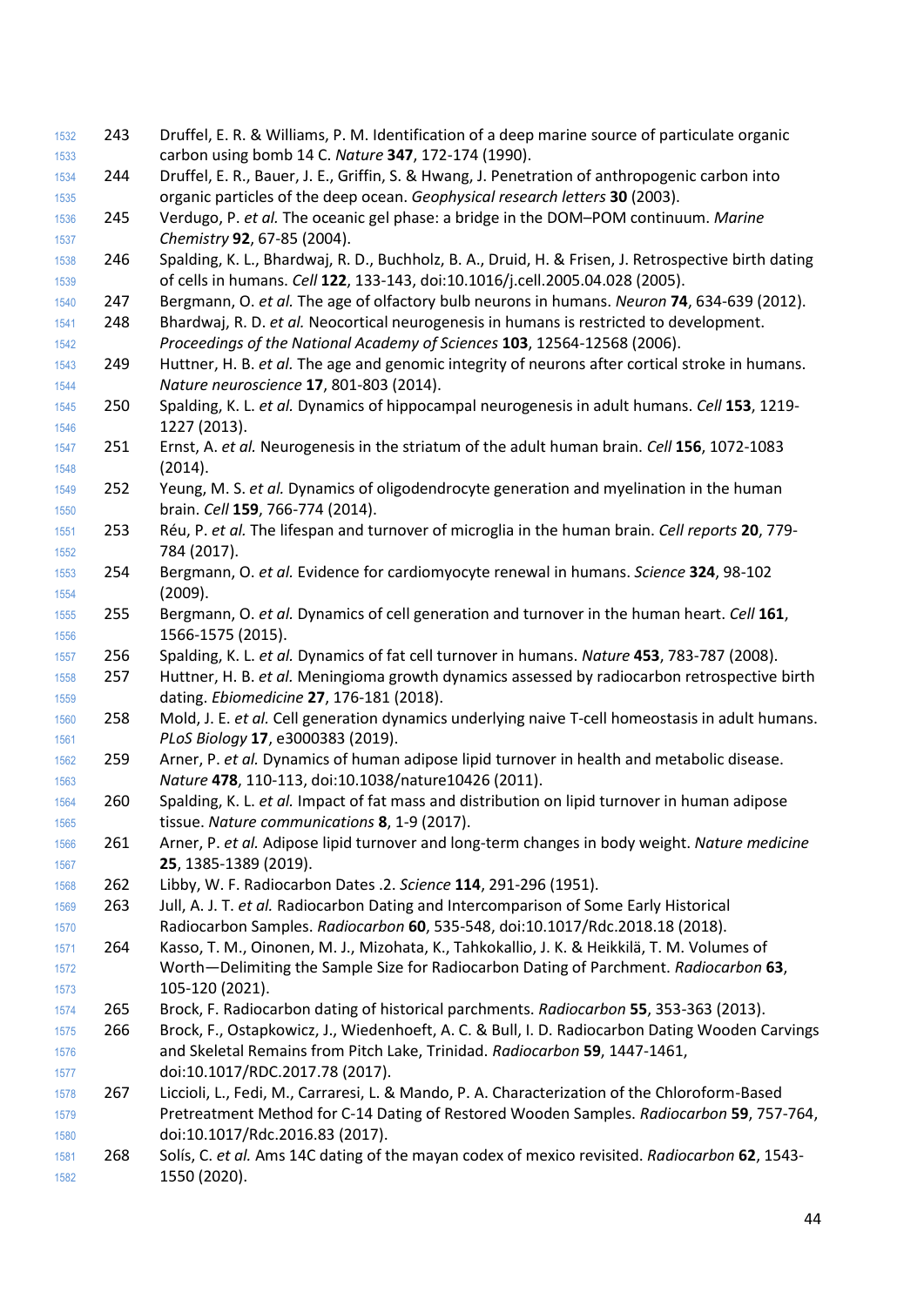243 Druffel, E. R. & Williams, P. M. Identification of a deep marine source of particulate organic carbon using bomb 14 C. *Nature* **347**, 172-174 (1990).

244 Druffel, E. R., Bauer, J. E., Griffin, S. & Hwang, J. Penetration of anthropogenic carbon into organic particles of the deep ocean. *Geophysical research letters* **30** (2003).

245 Verdugo, P. *et al.* The oceanic gel phase: a bridge in the DOM–POM continuum. *Marine Chemistry* **92**, 67-85 (2004).

246 Spalding, K. L., Bhardwaj, R. D., Buchholz, B. A., Druid, H. & Frisen, J. Retrospective birth dating of cells in humans. *Cell* **122**, 133-143, doi:10.1016/j.cell.2005.04.028 (2005).

247 Bergmann, O. *et al.* The age of olfactory bulb neurons in humans. *Neuron* **74**, 634-639 (2012).

248 Bhardwaj, R. D. *et al.* Neocortical neurogenesis in humans is restricted to development. *Proceedings of the National Academy of Sciences* **103**, 12564-12568 (2006).

249 Huttner, H. B. *et al.* The age and genomic integrity of neurons after cortical stroke in humans. *Nature neuroscience* **17**, 801-803 (2014).

250 Spalding, K. L. *et al.* Dynamics of hippocampal neurogenesis in adult humans. *Cell* **153**, 1219-1227 (2013).

251 Ernst, A. *et al.* Neurogenesis in the striatum of the adult human brain. *Cell* **156**, 1072-1083 (2014).

252 Yeung, M. S. *et al.* Dynamics of oligodendrocyte generation and myelination in the human brain. *Cell* **159**, 766-774 (2014).

253 Réu, P. *et al.* The lifespan and turnover of microglia in the human brain. *Cell reports* **20**, 779-784 (2017).

254 Bergmann, O. *et al.* Evidence for cardiomyocyte renewal in humans. *Science* **324**, 98-102 (2009).

255 Bergmann, O. *et al.* Dynamics of cell generation and turnover in the human heart. *Cell* **161**, 1566-1575 (2015).

256 Spalding, K. L. *et al.* Dynamics of fat cell turnover in humans. *Nature* **453**, 783-787 (2008).

257 Huttner, H. B. *et al.* Meningioma growth dynamics assessed by radiocarbon retrospective birth dating. *Ebiomedicine* **27**, 176-181 (2018).

258 Mold, J. E. *et al.* Cell generation dynamics underlying naive T-cell homeostasis in adult humans. *PLoS Biology* **17**, e3000383 (2019).

259 Arner, P. *et al.* Dynamics of human adipose lipid turnover in health and metabolic disease. *Nature* **478**, 110-113, doi:10.1038/nature10426 (2011).

260 Spalding, K. L. *et al.* Impact of fat mass and distribution on lipid turnover in human adipose tissue. *Nature communications* **8**, 1-9 (2017).

261 Arner, P. *et al.* Adipose lipid turnover and long-term changes in body weight. *Nature medicine* **25**, 1385-1389 (2019).

262 Libby, W. F. Radiocarbon Dates .2. *Science* **114**, 291-296 (1951).

263 Jull, A. J. T. *et al.* Radiocarbon Dating and Intercomparison of Some Early Historical Radiocarbon Samples. *Radiocarbon* **60**, 535-548, doi:10.1017/Rdc.2018.18 (2018).

264 Kasso, T. M., Oinonen, M. J., Mizohata, K., Tahkokallio, J. K. & Heikkilä, T. M. Volumes of Worth—Delimiting the Sample Size for Radiocarbon Dating of Parchment. *Radiocarbon* **63**, 105-120 (2021).

265 Brock, F. Radiocarbon dating of historical parchments. *Radiocarbon* **55**, 353-363 (2013).

266 Brock, F., Ostapkowicz, J., Wiedenhoeft, A. C. & Bull, I. D. Radiocarbon Dating Wooden Carvings and Skeletal Remains from Pitch Lake, Trinidad. *Radiocarbon* **59**, 1447-1461, doi:10.1017/RDC.2017.78 (2017).

267 Liccioli, L., Fedi, M., Carraresi, L. & Mando, P. A. Characterization of the Chloroform-Based Pretreatment Method for C-14 Dating of Restored Wooden Samples. *Radiocarbon* **59**, 757-764, doi:10.1017/Rdc.2016.83 (2017).

268 Solís, C. *et al.* Ams 14C dating of the mayan codex of mexico revisited. *Radiocarbon* **62**, 1543-1550 (2020).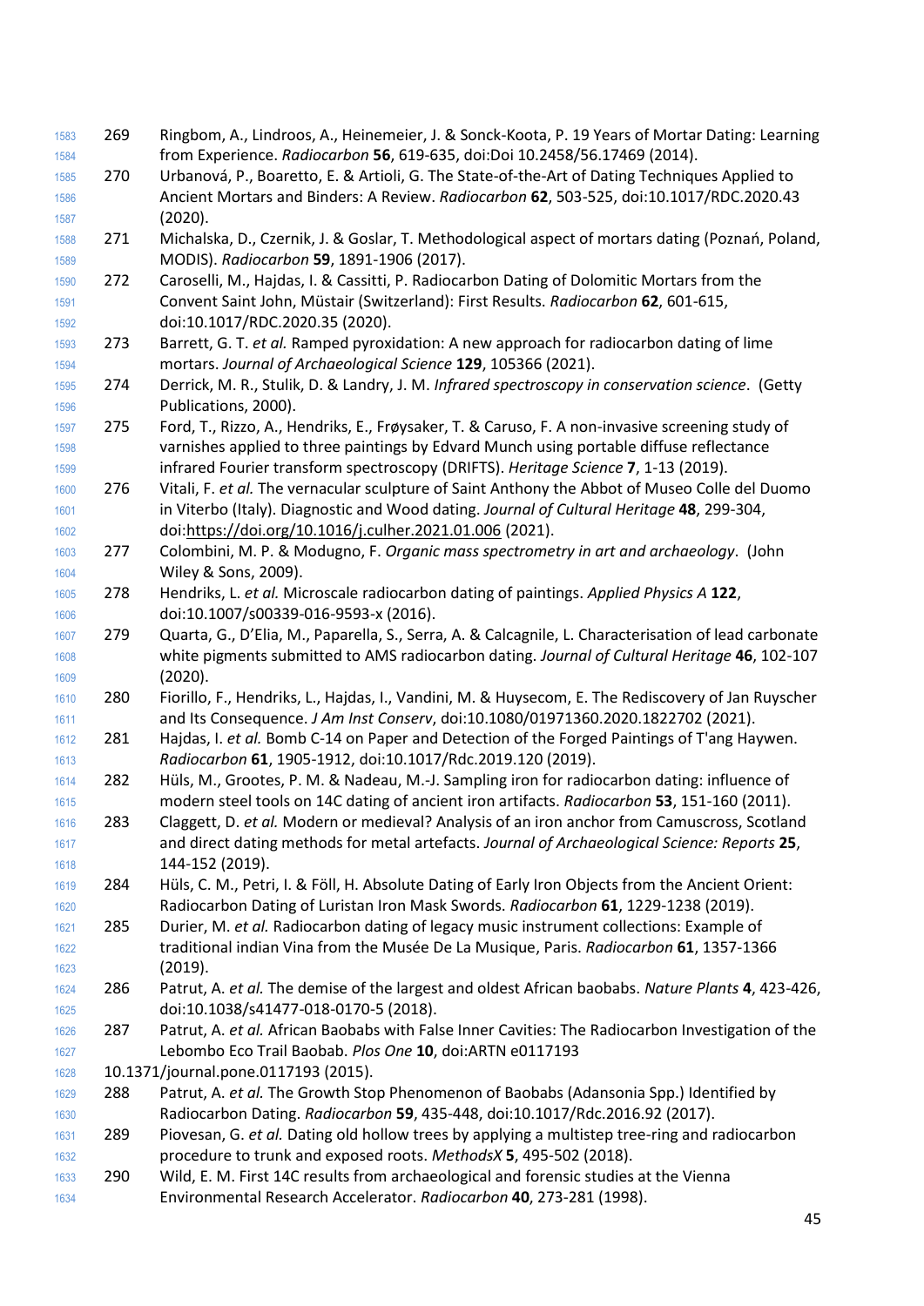269 Ringbom, A., Lindroos, A., Heinemeier, J. & Sonck-Koota, P. 19 Years of Mortar Dating: Learning from Experience. *Radiocarbon* **56**, 619-635, doi:Doi 10.2458/56.17469 (2014).

270 Urbanová, P., Boaretto, E. & Artioli, G. The State-of-the-Art of Dating Techniques Applied to Ancient Mortars and Binders: A Review. *Radiocarbon* **62**, 503-525, doi:10.1017/RDC.2020.43 (2020).

271 Michalska, D., Czernik, J. & Goslar, T. Methodological aspect of mortars dating (Poznań, Poland, MODIS). *Radiocarbon* **59**, 1891-1906 (2017).

272 Caroselli, M., Hajdas, I. & Cassitti, P. Radiocarbon Dating of Dolomitic Mortars from the Convent Saint John, Müstair (Switzerland): First Results. *Radiocarbon* **62**, 601-615, doi:10.1017/RDC.2020.35 (2020).

273 Barrett, G. T. *et al.* Ramped pyroxidation: A new approach for radiocarbon dating of lime mortars. *Journal of Archaeological Science* **129**, 105366 (2021).

274 Derrick, M. R., Stulik, D. & Landry, J. M. *Infrared spectroscopy in conservation science*. (Getty Publications, 2000).

275 Ford, T., Rizzo, A., Hendriks, E., Frøysaker, T. & Caruso, F. A non-invasive screening study of varnishes applied to three paintings by Edvard Munch using portable diffuse reflectance infrared Fourier transform spectroscopy (DRIFTS). *Heritage Science* **7**, 1-13 (2019).

276 Vitali, F. *et al.* The vernacular sculpture of Saint Anthony the Abbot of Museo Colle del Duomo in Viterbo (Italy). Diagnostic and Wood dating. *Journal of Cultural Heritage* **48**, 299-304, doi:https://doi.org/10.1016/j.culher.2021.01.006 (2021).

277 Colombini, M. P. & Modugno, F. *Organic mass spectrometry in art and archaeology*. (John Wiley & Sons, 2009).

278 Hendriks, L. *et al.* Microscale radiocarbon dating of paintings. *Applied Physics A* **122**, doi:10.1007/s00339-016-9593-x (2016).

279 Quarta, G., D'Elia, M., Paparella, S., Serra, A. & Calcagnile, L. Characterisation of lead carbonate white pigments submitted to AMS radiocarbon dating. *Journal of Cultural Heritage* **46**, 102-107 (2020).

280 Fiorillo, F., Hendriks, L., Hajdas, I., Vandini, M. & Huysecom, E. The Rediscovery of Jan Ruyscher and Its Consequence. *J Am Inst Conserv*, doi:10.1080/01971360.2020.1822702 (2021).

281 Hajdas, I. *et al.* Bomb C-14 on Paper and Detection of the Forged Paintings of T'ang Haywen. *Radiocarbon* **61**, 1905-1912, doi:10.1017/Rdc.2019.120 (2019).

282 Hüls, M., Grootes, P. M. & Nadeau, M.-J. Sampling iron for radiocarbon dating: influence of modern steel tools on 14C dating of ancient iron artifacts. *Radiocarbon* **53**, 151-160 (2011).

283 Claggett, D. *et al.* Modern or medieval? Analysis of an iron anchor from Camuscross, Scotland and direct dating methods for metal artefacts. *Journal of Archaeological Science: Reports* **25**, 144-152 (2019).

284 Hüls, C. M., Petri, I. & Föll, H. Absolute Dating of Early Iron Objects from the Ancient Orient: Radiocarbon Dating of Luristan Iron Mask Swords. *Radiocarbon* **61**, 1229-1238 (2019).

285 Durier, M. *et al.* Radiocarbon dating of legacy music instrument collections: Example of traditional indian Vina from the Musée De La Musique, Paris. *Radiocarbon* **61**, 1357-1366 (2019).

286 Patrut, A. *et al.* The demise of the largest and oldest African baobabs. *Nature Plants* **4**, 423-426, doi:10.1038/s41477-018-0170-5 (2018).

287 Patrut, A. *et al.* African Baobabs with False Inner Cavities: The Radiocarbon Investigation of the Lebombo Eco Trail Baobab. *Plos One* **10**, doi:ARTN e0117193 10.1371/journal.pone.0117193 (2015).

288 Patrut, A. *et al.* The Growth Stop Phenomenon of Baobabs (Adansonia Spp.) Identified by Radiocarbon Dating. *Radiocarbon* **59**, 435-448, doi:10.1017/Rdc.2016.92 (2017).

289 Piovesan, G. *et al.* Dating old hollow trees by applying a multistep tree-ring and radiocarbon procedure to trunk and exposed roots. *MethodsX* **5**, 495-502 (2018).

290 Wild, E. M. First 14C results from archaeological and forensic studies at the Vienna Environmental Research Accelerator. *Radiocarbon* **40**, 273-281 (1998).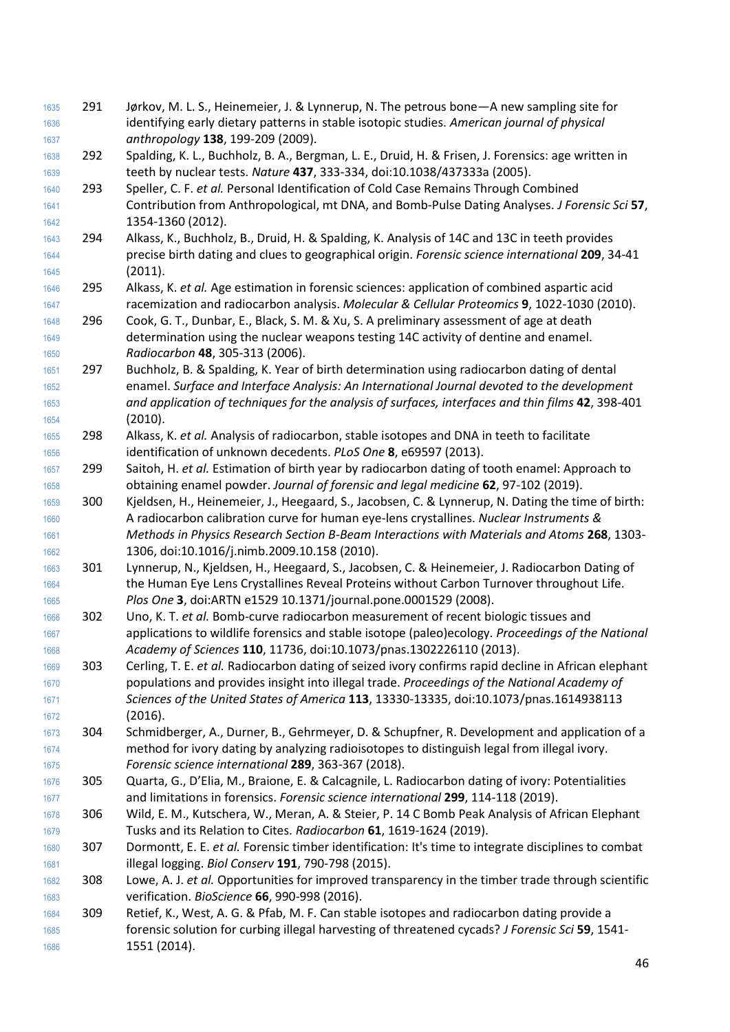291 Jørkov, M. L. S., Heinemeier, J. & Lynnerup, N. The petrous bone—A new sampling site for identifying early dietary patterns in stable isotopic studies. *American journal of physical anthropology* **138**, 199-209 (2009).

292 Spalding, K. L., Buchholz, B. A., Bergman, L. E., Druid, H. & Frisen, J. Forensics: age written in teeth by nuclear tests. *Nature* **437**, 333-334, doi:10.1038/437333a (2005).

293 Speller, C. F. *et al.* Personal Identification of Cold Case Remains Through Combined Contribution from Anthropological, mt DNA, and Bomb-Pulse Dating Analyses. *J Forensic Sci* **57**, 1354-1360 (2012).

294 Alkass, K., Buchholz, B., Druid, H. & Spalding, K. Analysis of 14C and 13C in teeth provides precise birth dating and clues to geographical origin. *Forensic science international* **209**, 34-41 (2011).

295 Alkass, K. *et al.* Age estimation in forensic sciences: application of combined aspartic acid racemization and radiocarbon analysis. *Molecular & Cellular Proteomics* **9**, 1022-1030 (2010).

296 Cook, G. T., Dunbar, E., Black, S. M. & Xu, S. A preliminary assessment of age at death determination using the nuclear weapons testing 14C activity of dentine and enamel. *Radiocarbon* **48**, 305-313 (2006).

297 Buchholz, B. & Spalding, K. Year of birth determination using radiocarbon dating of dental enamel. *Surface and Interface Analysis: An International Journal devoted to the development and application of techniques for the analysis of surfaces, interfaces and thin films* **42**, 398-401 (2010).

298 Alkass, K. *et al.* Analysis of radiocarbon, stable isotopes and DNA in teeth to facilitate identification of unknown decedents. *PLoS One* **8**, e69597 (2013).

299 Saitoh, H. *et al.* Estimation of birth year by radiocarbon dating of tooth enamel: Approach to obtaining enamel powder. *Journal of forensic and legal medicine* **62**, 97-102 (2019).

300 Kjeldsen, H., Heinemeier, J., Heegaard, S., Jacobsen, C. & Lynnerup, N. Dating the time of birth: A radiocarbon calibration curve for human eye-lens crystallines. *Nuclear Instruments & Methods in Physics Research Section B-Beam Interactions with Materials and Atoms* **268**, 1303-1306, doi:10.1016/j.nimb.2009.10.158 (2010).

301 Lynnerup, N., Kjeldsen, H., Heegaard, S., Jacobsen, C. & Heinemeier, J. Radiocarbon Dating of the Human Eye Lens Crystallines Reveal Proteins without Carbon Turnover throughout Life. *Plos One* **3**, doi:ARTN e1529 10.1371/journal.pone.0001529 (2008).

302 Uno, K. T. *et al.* Bomb-curve radiocarbon measurement of recent biologic tissues and applications to wildlife forensics and stable isotope (paleo)ecology. *Proceedings of the National Academy of Sciences* **110**, 11736, doi:10.1073/pnas.1302226110 (2013).

303 Cerling, T. E. *et al.* Radiocarbon dating of seized ivory confirms rapid decline in African elephant populations and provides insight into illegal trade. *Proceedings of the National Academy of Sciences of the United States of America* **113**, 13330-13335, doi:10.1073/pnas.1614938113 (2016).

304 Schmidberger, A., Durner, B., Gehrmeyer, D. & Schupfner, R. Development and application of a method for ivory dating by analyzing radioisotopes to distinguish legal from illegal ivory. *Forensic science international* **289**, 363-367 (2018).

305 Quarta, G., D'Elia, M., Braione, E. & Calcagnile, L. Radiocarbon dating of ivory: Potentialities and limitations in forensics. *Forensic science international* **299**, 114-118 (2019).

306 Wild, E. M., Kutschera, W., Meran, A. & Steier, P. 14 C Bomb Peak Analysis of African Elephant Tusks and its Relation to Cites. *Radiocarbon* **61**, 1619-1624 (2019).

307 Dormontt, E. E. *et al.* Forensic timber identification: It's time to integrate disciplines to combat illegal logging. *Biol Conserv* **191**, 790-798 (2015).

308 Lowe, A. J. *et al.* Opportunities for improved transparency in the timber trade through scientific verification. *BioScience* **66**, 990-998 (2016).

309 Retief, K., West, A. G. & Pfab, M. F. Can stable isotopes and radiocarbon dating provide a forensic solution for curbing illegal harvesting of threatened cycads? *J Forensic Sci* **59**, 1541-1551 (2014).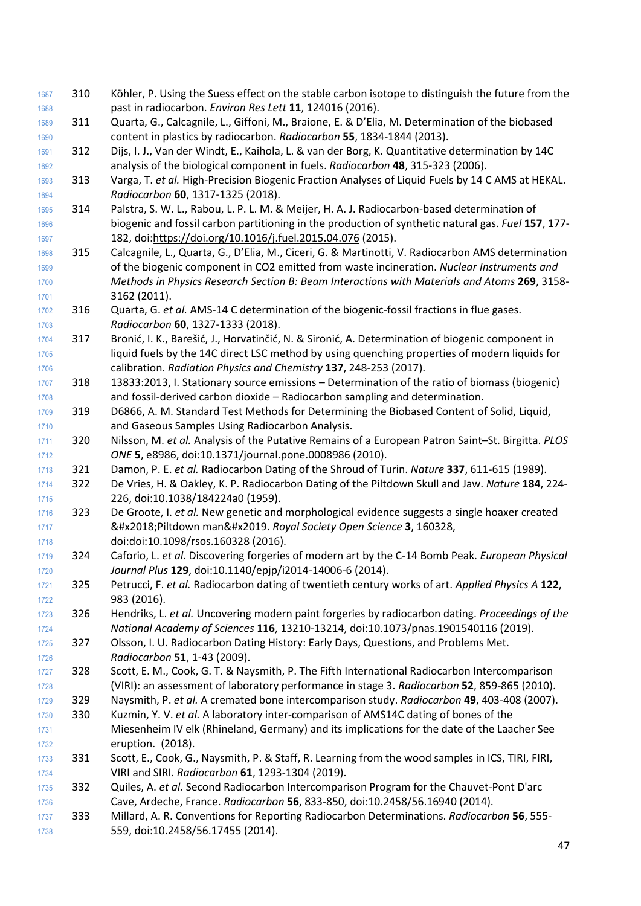310 Köhler, P. Using the Suess effect on the stable carbon isotope to distinguish the future from the past in radiocarbon. *Environ Res Lett* **11**, 124016 (2016).

311 Quarta, G., Calcagnile, L., Giffoni, M., Braione, E. & D'Elia, M. Determination of the biobased content in plastics by radiocarbon. *Radiocarbon* **55**, 1834-1844 (2013).

312 Dijs, I. J., Van der Windt, E., Kaihola, L. & van der Borg, K. Quantitative determination by 14C analysis of the biological component in fuels. *Radiocarbon* **48**, 315-323 (2006).

313 Varga, T. *et al.* High-Precision Biogenic Fraction Analyses of Liquid Fuels by 14 C AMS at HEKAL. *Radiocarbon* **60**, 1317-1325 (2018).

314 Palstra, S. W. L., Rabou, L. P. L. M. & Meijer, H. A. J. Radiocarbon-based determination of biogenic and fossil carbon partitioning in the production of synthetic natural gas. *Fuel* **157**, 177-182, doi:https://doi.org/10.1016/j.fuel.2015.04.076 (2015).

315 Calcagnile, L., Quarta, G., D'Elia, M., Ciceri, G. & Martinotti, V. Radiocarbon AMS determination of the biogenic component in CO2 emitted from waste incineration. *Nuclear Instruments and Methods in Physics Research Section B: Beam Interactions with Materials and Atoms* **269**, 3158-3162 (2011).

316 Quarta, G. *et al.* AMS-14 C determination of the biogenic-fossil fractions in flue gases. *Radiocarbon* **60**, 1327-1333 (2018).

317 Bronić, I. K., Barešić, J., Horvatinčić, N. & Sironić, A. Determination of biogenic component in liquid fuels by the 14C direct LSC method by using quenching properties of modern liquids for calibration. *Radiation Physics and Chemistry* **137**, 248-253 (2017).

318 13833:2013, I. Stationary source emissions – Determination of the ratio of biomass (biogenic) and fossil-derived carbon dioxide – Radiocarbon sampling and determination.

319 D6866, A. M. Standard Test Methods for Determining the Biobased Content of Solid, Liquid, and Gaseous Samples Using Radiocarbon Analysis.

320 Nilsson, M. *et al.* Analysis of the Putative Remains of a European Patron Saint–St. Birgitta. *PLOS ONE* **5**, e8986, doi:10.1371/journal.pone.0008986 (2010).

321 Damon, P. E. *et al.* Radiocarbon Dating of the Shroud of Turin. *Nature* **337**, 611-615 (1989).

322 De Vries, H. & Oakley, K. P. Radiocarbon Dating of the Piltdown Skull and Jaw. *Nature* **184**, 224-226, doi:10.1038/184224a0 (1959).

323 De Groote, I. *et al.* New genetic and morphological evidence suggests a single hoaxer created &#x2018;Piltdown man&#x2019. *Royal Society Open Science* **3**, 160328, doi:doi:10.1098/rsos.160328 (2016).

324 Caforio, L. *et al.* Discovering forgeries of modern art by the C-14 Bomb Peak. *European Physical Journal Plus* **129**, doi:10.1140/epjp/i2014-14006-6 (2014).

325 Petrucci, F. *et al.* Radiocarbon dating of twentieth century works of art. *Applied Physics A* **122**, 983 (2016).

326 Hendriks, L. *et al.* Uncovering modern paint forgeries by radiocarbon dating. *Proceedings of the National Academy of Sciences* **116**, 13210-13214, doi:10.1073/pnas.1901540116 (2019).

327 Olsson, I. U. Radiocarbon Dating History: Early Days, Questions, and Problems Met. *Radiocarbon* **51**, 1-43 (2009).

328 Scott, E. M., Cook, G. T. & Naysmith, P. The Fifth International Radiocarbon Intercomparison (VIRI): an assessment of laboratory performance in stage 3. *Radiocarbon* **52**, 859-865 (2010).

329 Naysmith, P. *et al.* A cremated bone intercomparison study. *Radiocarbon* **49**, 403-408 (2007).

330 Kuzmin, Y. V. *et al.* A laboratory inter-comparison of AMS14C dating of bones of the Miesenheim IV elk (Rhineland, Germany) and its implications for the date of the Laacher See eruption. (2018).

331 Scott, E., Cook, G., Naysmith, P. & Staff, R. Learning from the wood samples in ICS, TIRI, FIRI, VIRI and SIRI. *Radiocarbon* **61**, 1293-1304 (2019).

332 Quiles, A. *et al.* Second Radiocarbon Intercomparison Program for the Chauvet-Pont D'arc Cave, Ardeche, France. *Radiocarbon* **56**, 833-850, doi:10.2458/56.16940 (2014).

333 Millard, A. R. Conventions for Reporting Radiocarbon Determinations. *Radiocarbon* **56**, 555-559, doi:10.2458/56.17455 (2014).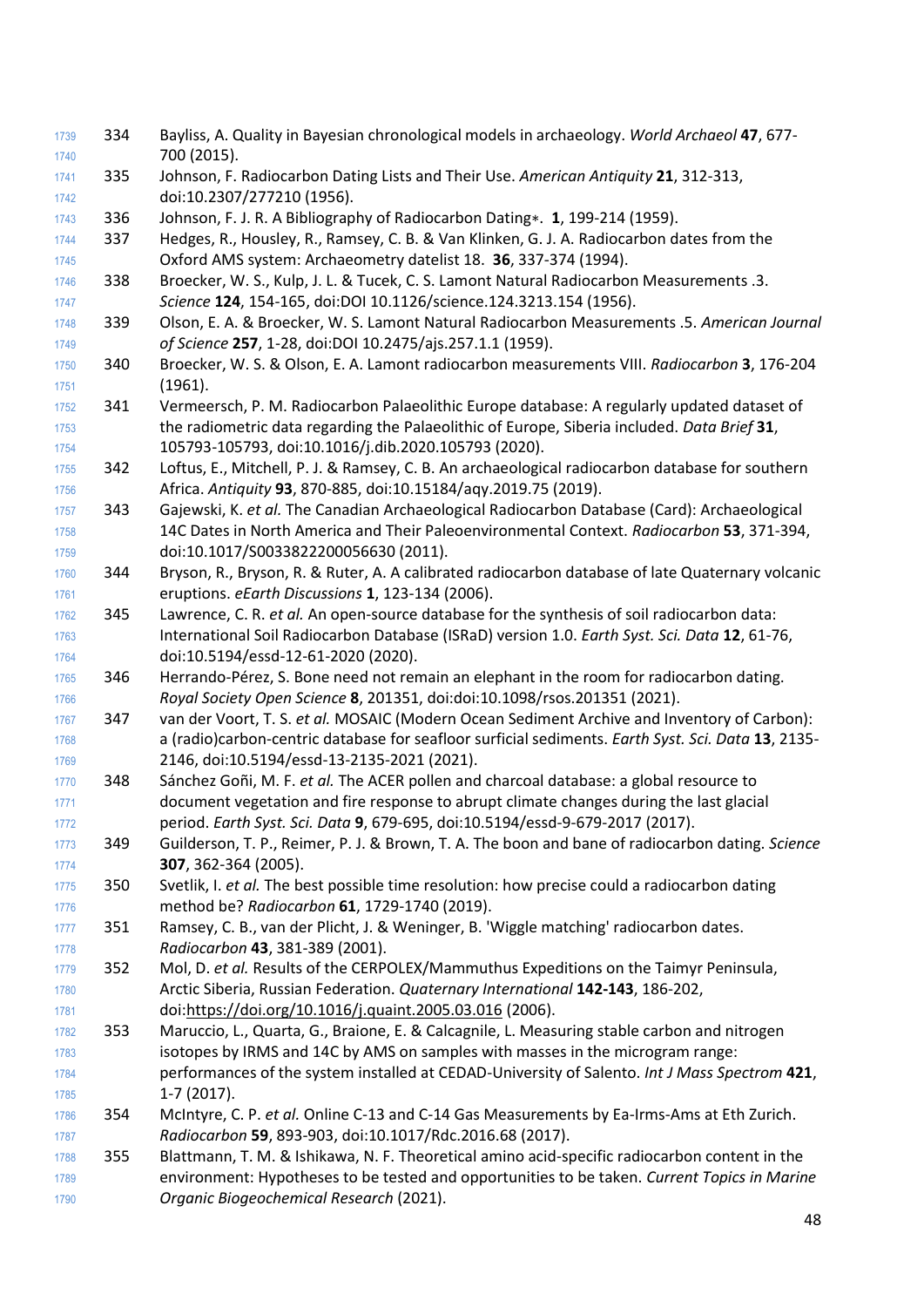334 Bayliss, A. Quality in Bayesian chronological models in archaeology. *World Archaeol* **47**, 677-700 (2015).

335 Johnson, F. Radiocarbon Dating Lists and Their Use. *American Antiquity* **21**, 312-313, doi:10.2307/277210 (1956).

336 Johnson, F. J. R. A Bibliography of Radiocarbon Dating∗. **1**, 199-214 (1959).

337 Hedges, R., Housley, R., Ramsey, C. B. & Van Klinken, G. J. A. Radiocarbon dates from the Oxford AMS system: Archaeometry datelist 18. **36**, 337-374 (1994).

338 Broecker, W. S., Kulp, J. L. & Tucek, C. S. Lamont Natural Radiocarbon Measurements .3. *Science* **124**, 154-165, doi:DOI 10.1126/science.124.3213.154 (1956).

339 Olson, E. A. & Broecker, W. S. Lamont Natural Radiocarbon Measurements .5. *American Journal of Science* **257**, 1-28, doi:DOI 10.2475/ajs.257.1.1 (1959).

340 Broecker, W. S. & Olson, E. A. Lamont radiocarbon measurements VIII. *Radiocarbon* **3**, 176-204 (1961).

341 Vermeersch, P. M. Radiocarbon Palaeolithic Europe database: A regularly updated dataset of the radiometric data regarding the Palaeolithic of Europe, Siberia included. *Data Brief* **31**, 105793-105793, doi:10.1016/j.dib.2020.105793 (2020).

342 Loftus, E., Mitchell, P. J. & Ramsey, C. B. An archaeological radiocarbon database for southern Africa. *Antiquity* **93**, 870-885, doi:10.15184/aqy.2019.75 (2019).

343 Gajewski, K. *et al.* The Canadian Archaeological Radiocarbon Database (Card): Archaeological 14C Dates in North America and Their Paleoenvironmental Context. *Radiocarbon* **53**, 371-394, doi:10.1017/S0033822200056630 (2011).

344 Bryson, R., Bryson, R. & Ruter, A. A calibrated radiocarbon database of late Quaternary volcanic eruptions. *eEarth Discussions* **1**, 123-134 (2006).

345 Lawrence, C. R. *et al.* An open-source database for the synthesis of soil radiocarbon data: International Soil Radiocarbon Database (ISRaD) version 1.0. *Earth Syst. Sci. Data* **12**, 61-76, doi:10.5194/essd-12-61-2020 (2020).

346 Herrando-Pérez, S. Bone need not remain an elephant in the room for radiocarbon dating. *Royal Society Open Science* **8**, 201351, doi:doi:10.1098/rsos.201351 (2021).

347 van der Voort, T. S. *et al.* MOSAIC (Modern Ocean Sediment Archive and Inventory of Carbon): a (radio)carbon-centric database for seafloor surficial sediments. *Earth Syst. Sci. Data* **13**, 2135-2146, doi:10.5194/essd-13-2135-2021 (2021).

348 Sánchez Goñi, M. F. *et al.* The ACER pollen and charcoal database: a global resource to document vegetation and fire response to abrupt climate changes during the last glacial period. *Earth Syst. Sci. Data* **9**, 679-695, doi:10.5194/essd-9-679-2017 (2017).

349 Guilderson, T. P., Reimer, P. J. & Brown, T. A. The boon and bane of radiocarbon dating. *Science* **307**, 362-364 (2005).

350 Svetlik, I. *et al.* The best possible time resolution: how precise could a radiocarbon dating method be? *Radiocarbon* **61**, 1729-1740 (2019).

351 Ramsey, C. B., van der Plicht, J. & Weninger, B. 'Wiggle matching' radiocarbon dates. *Radiocarbon* **43**, 381-389 (2001).

352 Mol, D. *et al.* Results of the CERPOLEX/Mammuthus Expeditions on the Taimyr Peninsula, Arctic Siberia, Russian Federation. *Quaternary International* **142-143**, 186-202, doi:https://doi.org/10.1016/j.quaint.2005.03.016 (2006).

353 Maruccio, L., Quarta, G., Braione, E. & Calcagnile, L. Measuring stable carbon and nitrogen isotopes by IRMS and 14C by AMS on samples with masses in the microgram range: performances of the system installed at CEDAD-University of Salento. *Int J Mass Spectrom* **421**, 1-7 (2017).

354 McIntyre, C. P. *et al.* Online C-13 and C-14 Gas Measurements by Ea-Irms-Ams at Eth Zurich. *Radiocarbon* **59**, 893-903, doi:10.1017/Rdc.2016.68 (2017).

355 Blattmann, T. M. & Ishikawa, N. F. Theoretical amino acid-specific radiocarbon content in the environment: Hypotheses to be tested and opportunities to be taken. *Current Topics in Marine Organic Biogeochemical Research* (2021).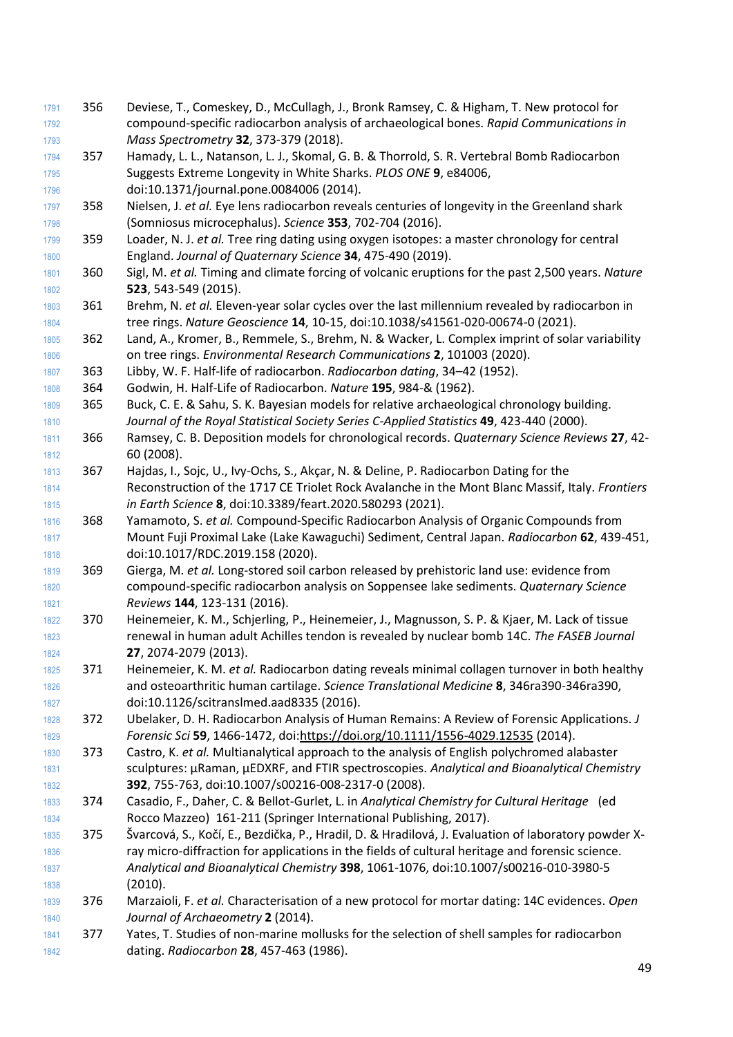356 Deviese, T., Comeskey, D., McCullagh, J., Bronk Ramsey, C. & Higham, T. New protocol for compound-specific radiocarbon analysis of archaeological bones. *Rapid Communications in Mass Spectrometry* **32**, 373-379 (2018).

357 Hamady, L. L., Natanson, L. J., Skomal, G. B. & Thorrold, S. R. Vertebral Bomb Radiocarbon Suggests Extreme Longevity in White Sharks. *PLOS ONE* **9**, e84006, doi:10.1371/journal.pone.0084006 (2014).

358 Nielsen, J. *et al.* Eye lens radiocarbon reveals centuries of longevity in the Greenland shark (Somniosus microcephalus). *Science* **353**, 702-704 (2016).

359 Loader, N. J. *et al.* Tree ring dating using oxygen isotopes: a master chronology for central England. *Journal of Quaternary Science* **34**, 475-490 (2019).

360 Sigl, M. *et al.* Timing and climate forcing of volcanic eruptions for the past 2,500 years. *Nature* **523**, 543-549 (2015).

361 Brehm, N. *et al.* Eleven-year solar cycles over the last millennium revealed by radiocarbon in tree rings. *Nature Geoscience* **14**, 10-15, doi:10.1038/s41561-020-00674-0 (2021).

362 Land, A., Kromer, B., Remmele, S., Brehm, N. & Wacker, L. Complex imprint of solar variability on tree rings. *Environmental Research Communications* **2**, 101003 (2020).

363 Libby, W. F. Half-life of radiocarbon. *Radiocarbon dating*, 34–42 (1952).

364 Godwin, H. Half-Life of Radiocarbon. *Nature* **195**, 984-& (1962).

365 Buck, C. E. & Sahu, S. K. Bayesian models for relative archaeological chronology building. *Journal of the Royal Statistical Society Series C-Applied Statistics* **49**, 423-440 (2000).

366 Ramsey, C. B. Deposition models for chronological records. *Quaternary Science Reviews* **27**, 42-60 (2008).

367 Hajdas, I., Sojc, U., Ivy-Ochs, S., Akçar, N. & Deline, P. Radiocarbon Dating for the Reconstruction of the 1717 CE Triolet Rock Avalanche in the Mont Blanc Massif, Italy. *Frontiers in Earth Science* **8**, doi:10.3389/feart.2020.580293 (2021).

368 Yamamoto, S. *et al.* Compound-Specific Radiocarbon Analysis of Organic Compounds from Mount Fuji Proximal Lake (Lake Kawaguchi) Sediment, Central Japan. *Radiocarbon* **62**, 439-451, doi:10.1017/RDC.2019.158 (2020).

369 Gierga, M. *et al.* Long-stored soil carbon released by prehistoric land use: evidence from compound-specific radiocarbon analysis on Soppensee lake sediments. *Quaternary Science Reviews* **144**, 123-131 (2016).

370 Heinemeier, K. M., Schjerling, P., Heinemeier, J., Magnusson, S. P. & Kjaer, M. Lack of tissue renewal in human adult Achilles tendon is revealed by nuclear bomb 14C. *The FASEB Journal* **27**, 2074-2079 (2013).

371 Heinemeier, K. M. *et al.* Radiocarbon dating reveals minimal collagen turnover in both healthy and osteoarthritic human cartilage. *Science Translational Medicine* **8**, 346ra390-346ra390, doi:10.1126/scitranslmed.aad8335 (2016).

372 Ubelaker, D. H. Radiocarbon Analysis of Human Remains: A Review of Forensic Applications. *J Forensic Sci* **59**, 1466-1472, doi:https://doi.org/10.1111/1556-4029.12535 (2014).

373 Castro, K. *et al.* Multianalytical approach to the analysis of English polychromed alabaster sculptures: µRaman, µEDXRF, and FTIR spectroscopies. *Analytical and Bioanalytical Chemistry* **392**, 755-763, doi:10.1007/s00216-008-2317-0 (2008).

374 Casadio, F., Daher, C. & Bellot-Gurlet, L. in *Analytical Chemistry for Cultural Heritage* (ed Rocco Mazzeo) 161-211 (Springer International Publishing, 2017).

375 Švarcová, S., Kočí, E., Bezdička, P., Hradil, D. & Hradilová, J. Evaluation of laboratory powder X-ray micro-diffraction for applications in the fields of cultural heritage and forensic science. *Analytical and Bioanalytical Chemistry* **398**, 1061-1076, doi:10.1007/s00216-010-3980-5 (2010).

376 Marzaioli, F. *et al.* Characterisation of a new protocol for mortar dating: 14C evidences. *Open Journal of Archaeometry* **2** (2014).

377 Yates, T. Studies of non-marine mollusks for the selection of shell samples for radiocarbon dating. *Radiocarbon* **28**, 457-463 (1986).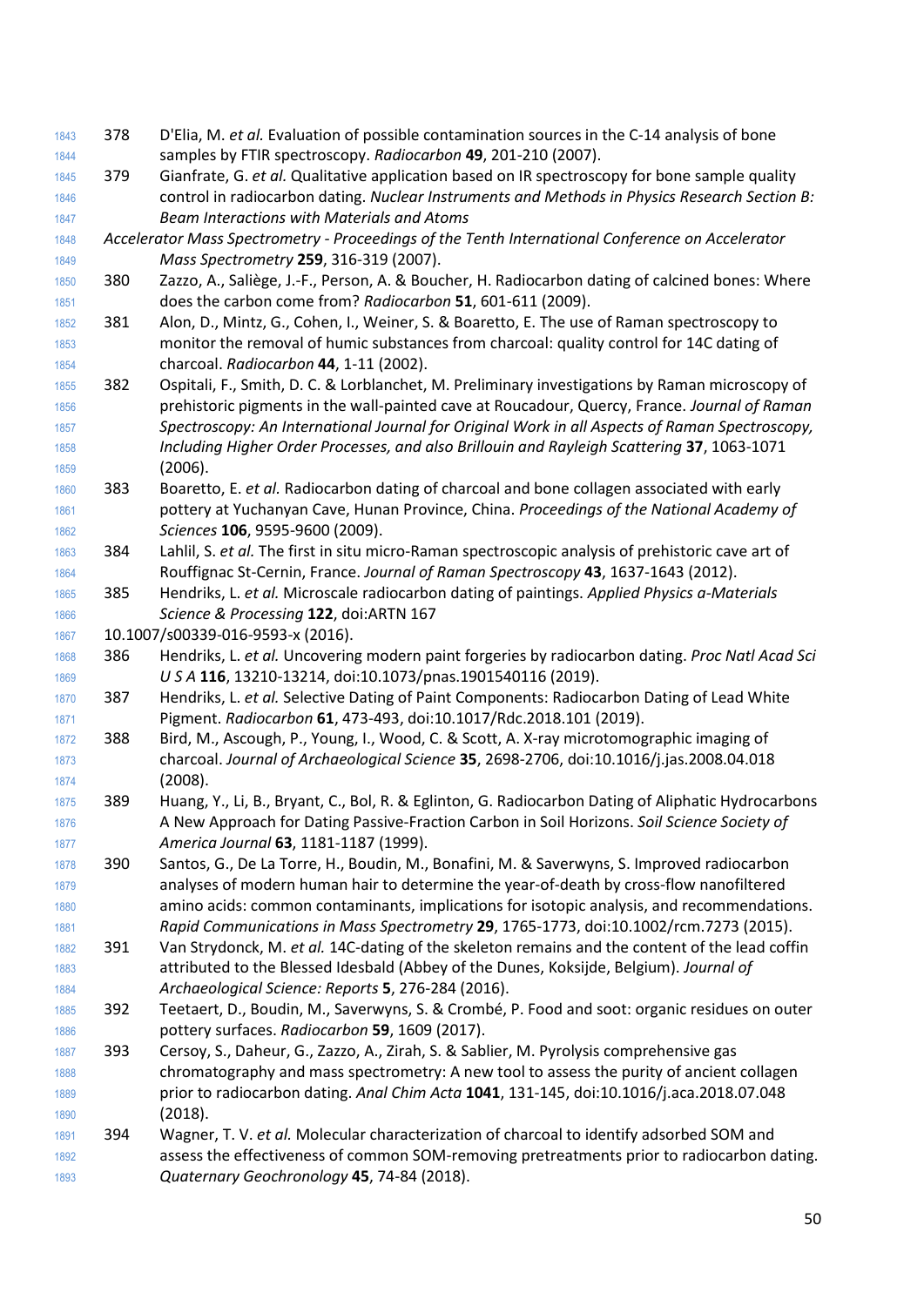378 D'Elia, M. *et al.* Evaluation of possible contamination sources in the C-14 analysis of bone samples by FTIR spectroscopy. *Radiocarbon* **49**, 201-210 (2007).

379 Gianfrate, G. *et al.* Qualitative application based on IR spectroscopy for bone sample quality control in radiocarbon dating. *Nuclear Instruments and Methods in Physics Research Section B: Beam Interactions with Materials and Atoms*
*Accelerator Mass Spectrometry - Proceedings of the Tenth International Conference on Accelerator Mass Spectrometry* **259**, 316-319 (2007).

380 Zazzo, A., Saliège, J.-F., Person, A. & Boucher, H. Radiocarbon dating of calcined bones: Where does the carbon come from? *Radiocarbon* **51**, 601-611 (2009).

381 Alon, D., Mintz, G., Cohen, I., Weiner, S. & Boaretto, E. The use of Raman spectroscopy to monitor the removal of humic substances from charcoal: quality control for 14C dating of charcoal. *Radiocarbon* **44**, 1-11 (2002).

382 Ospitali, F., Smith, D. C. & Lorblanchet, M. Preliminary investigations by Raman microscopy of prehistoric pigments in the wall-painted cave at Roucadour, Quercy, France. *Journal of Raman Spectroscopy: An International Journal for Original Work in all Aspects of Raman Spectroscopy, Including Higher Order Processes, and also Brillouin and Rayleigh Scattering* **37**, 1063-1071 (2006).

383 Boaretto, E. *et al.* Radiocarbon dating of charcoal and bone collagen associated with early pottery at Yuchanyan Cave, Hunan Province, China. *Proceedings of the National Academy of Sciences* **106**, 9595-9600 (2009).

384 Lahlil, S. *et al.* The first in situ micro-Raman spectroscopic analysis of prehistoric cave art of Rouffignac St-Cernin, France. *Journal of Raman Spectroscopy* **43**, 1637-1643 (2012).

385 Hendriks, L. *et al.* Microscale radiocarbon dating of paintings. *Applied Physics a-Materials Science & Processing* **122**, doi:ARTN 167
10.1007/s00339-016-9593-x (2016).

386 Hendriks, L. *et al.* Uncovering modern paint forgeries by radiocarbon dating. *Proc Natl Acad Sci U S A* **116**, 13210-13214, doi:10.1073/pnas.1901540116 (2019).

387 Hendriks, L. *et al.* Selective Dating of Paint Components: Radiocarbon Dating of Lead White Pigment. *Radiocarbon* **61**, 473-493, doi:10.1017/Rdc.2018.101 (2019).

388 Bird, M., Ascough, P., Young, I., Wood, C. & Scott, A. X-ray microtomographic imaging of charcoal. *Journal of Archaeological Science* **35**, 2698-2706, doi:10.1016/j.jas.2008.04.018 (2008).

389 Huang, Y., Li, B., Bryant, C., Bol, R. & Eglinton, G. Radiocarbon Dating of Aliphatic Hydrocarbons A New Approach for Dating Passive-Fraction Carbon in Soil Horizons. *Soil Science Society of America Journal* **63**, 1181-1187 (1999).

390 Santos, G., De La Torre, H., Boudin, M., Bonafini, M. & Saverwyns, S. Improved radiocarbon analyses of modern human hair to determine the year-of-death by cross-flow nanofiltered amino acids: common contaminants, implications for isotopic analysis, and recommendations. *Rapid Communications in Mass Spectrometry* **29**, 1765-1773, doi:10.1002/rcm.7273 (2015).

391 Van Strydonck, M. *et al.* 14C-dating of the skeleton remains and the content of the lead coffin attributed to the Blessed Idesbald (Abbey of the Dunes, Koksijde, Belgium). *Journal of Archaeological Science: Reports* **5**, 276-284 (2016).

392 Teetaert, D., Boudin, M., Saverwyns, S. & Crombé, P. Food and soot: organic residues on outer pottery surfaces. *Radiocarbon* **59**, 1609 (2017).

393 Cersoy, S., Daheur, G., Zazzo, A., Zirah, S. & Sablier, M. Pyrolysis comprehensive gas chromatography and mass spectrometry: A new tool to assess the purity of ancient collagen prior to radiocarbon dating. *Anal Chim Acta* **1041**, 131-145, doi:10.1016/j.aca.2018.07.048 (2018).

394 Wagner, T. V. *et al.* Molecular characterization of charcoal to identify adsorbed SOM and assess the effectiveness of common SOM-removing pretreatments prior to radiocarbon dating. *Quaternary Geochronology* **45**, 74-84 (2018).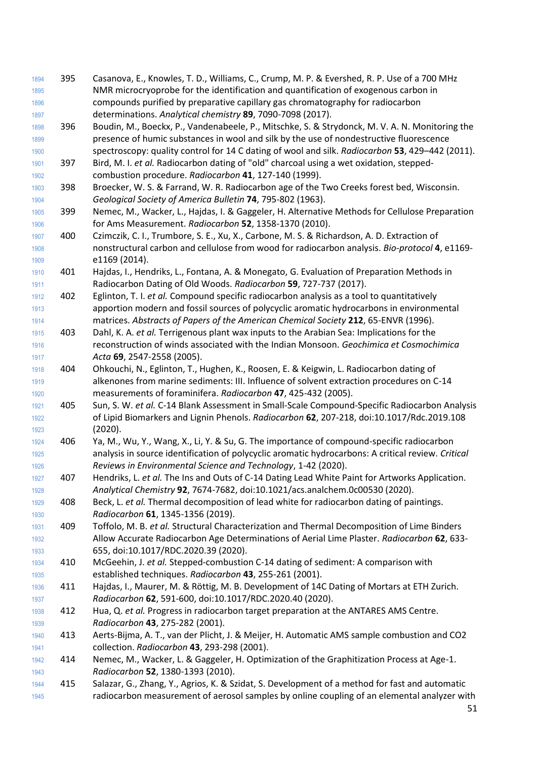395 Casanova, E., Knowles, T. D., Williams, C., Crump, M. P. & Evershed, R. P. Use of a 700 MHz NMR microcryoprobe for the identification and quantification of exogenous carbon in compounds purified by preparative capillary gas chromatography for radiocarbon determinations. *Analytical chemistry* **89**, 7090-7098 (2017).

396 Boudin, M., Boeckx, P., Vandenabeele, P., Mitschke, S. & Strydonck, M. V. A. N. Monitoring the presence of humic substances in wool and silk by the use of nondestructive fluorescence spectroscopy: quality control for 14 C dating of wool and silk. *Radiocarbon* **53**, 429–442 (2011).

397 Bird, M. I. *et al.* Radiocarbon dating of "old" charcoal using a wet oxidation, stepped-combustion procedure. *Radiocarbon* **41**, 127-140 (1999).

398 Broecker, W. S. & Farrand, W. R. Radiocarbon age of the Two Creeks forest bed, Wisconsin. *Geological Society of America Bulletin* **74**, 795-802 (1963).

399 Nemec, M., Wacker, L., Hajdas, I. & Gaggeler, H. Alternative Methods for Cellulose Preparation for Ams Measurement. *Radiocarbon* **52**, 1358-1370 (2010).

400 Czimczik, C. I., Trumbore, S. E., Xu, X., Carbone, M. S. & Richardson, A. D. Extraction of nonstructural carbon and cellulose from wood for radiocarbon analysis. *Bio-protocol* **4**, e1169-e1169 (2014).

401 Hajdas, I., Hendriks, L., Fontana, A. & Monegato, G. Evaluation of Preparation Methods in Radiocarbon Dating of Old Woods. *Radiocarbon* **59**, 727-737 (2017).

402 Eglinton, T. I. *et al.* Compound specific radiocarbon analysis as a tool to quantitatively apportion modern and fossil sources of polycyclic aromatic hydrocarbons in environmental matrices. *Abstracts of Papers of the American Chemical Society* **212**, 65-ENVR (1996).

403 Dahl, K. A. *et al.* Terrigenous plant wax inputs to the Arabian Sea: Implications for the reconstruction of winds associated with the Indian Monsoon. *Geochimica et Cosmochimica Acta* **69**, 2547-2558 (2005).

404 Ohkouchi, N., Eglinton, T., Hughen, K., Roosen, E. & Keigwin, L. Radiocarbon dating of alkenones from marine sediments: III. Influence of solvent extraction procedures on C-14 measurements of foraminifera. *Radiocarbon* **47**, 425-432 (2005).

405 Sun, S. W. *et al.* C-14 Blank Assessment in Small-Scale Compound-Specific Radiocarbon Analysis of Lipid Biomarkers and Lignin Phenols. *Radiocarbon* **62**, 207-218, doi:10.1017/Rdc.2019.108 (2020).

406 Ya, M., Wu, Y., Wang, X., Li, Y. & Su, G. The importance of compound-specific radiocarbon analysis in source identification of polycyclic aromatic hydrocarbons: A critical review. *Critical Reviews in Environmental Science and Technology*, 1-42 (2020).

407 Hendriks, L. *et al.* The Ins and Outs of C-14 Dating Lead White Paint for Artworks Application. *Analytical Chemistry* **92**, 7674-7682, doi:10.1021/acs.analchem.0c00530 (2020).

408 Beck, L. *et al.* Thermal decomposition of lead white for radiocarbon dating of paintings. *Radiocarbon* **61**, 1345-1356 (2019).

409 Toffolo, M. B. *et al.* Structural Characterization and Thermal Decomposition of Lime Binders Allow Accurate Radiocarbon Age Determinations of Aerial Lime Plaster. *Radiocarbon* **62**, 633-655, doi:10.1017/RDC.2020.39 (2020).

410 McGeehin, J. *et al.* Stepped-combustion C-14 dating of sediment: A comparison with established techniques. *Radiocarbon* **43**, 255-261 (2001).

411 Hajdas, I., Maurer, M. & Röttig, M. B. Development of 14C Dating of Mortars at ETH Zurich. *Radiocarbon* **62**, 591-600, doi:10.1017/RDC.2020.40 (2020).

412 Hua, Q. *et al.* Progress in radiocarbon target preparation at the ANTARES AMS Centre. *Radiocarbon* **43**, 275-282 (2001).

413 Aerts-Bijma, A. T., van der Plicht, J. & Meijer, H. Automatic AMS sample combustion and CO2 collection. *Radiocarbon* **43**, 293-298 (2001).

414 Nemec, M., Wacker, L. & Gaggeler, H. Optimization of the Graphitization Process at Age-1. *Radiocarbon* **52**, 1380-1393 (2010).

415 Salazar, G., Zhang, Y., Agrios, K. & Szidat, S. Development of a method for fast and automatic radiocarbon measurement of aerosol samples by online coupling of an elemental analyzer with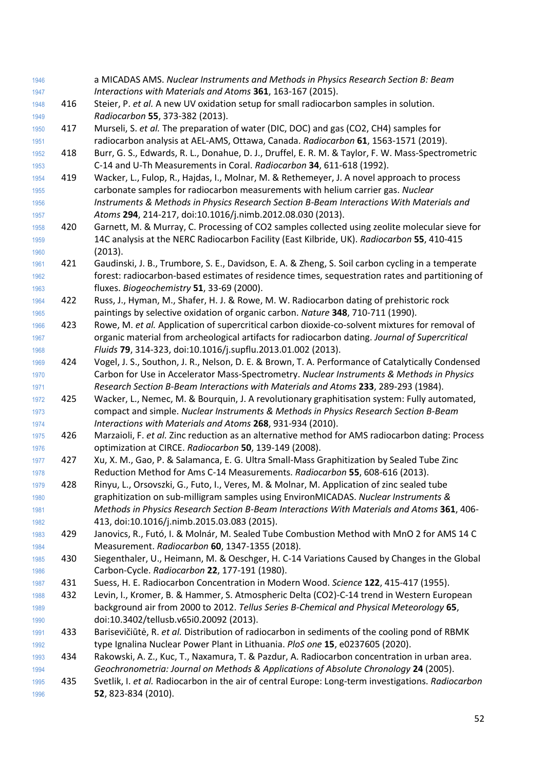a MICADAS AMS. *Nuclear Instruments and Methods in Physics Research Section B: Beam Interactions with Materials and Atoms* **361**, 163-167 (2015).

416 Steier, P. *et al.* A new UV oxidation setup for small radiocarbon samples in solution. *Radiocarbon* **55**, 373-382 (2013).

417 Murseli, S. *et al.* The preparation of water (DIC, DOC) and gas (CO2, CH4) samples for radiocarbon analysis at AEL-AMS, Ottawa, Canada. *Radiocarbon* **61**, 1563-1571 (2019).

418 Burr, G. S., Edwards, R. L., Donahue, D. J., Druffel, E. R. M. & Taylor, F. W. Mass-Spectrometric C-14 and U-Th Measurements in Coral. *Radiocarbon* **34**, 611-618 (1992).

419 Wacker, L., Fulop, R., Hajdas, I., Molnar, M. & Rethemeyer, J. A novel approach to process carbonate samples for radiocarbon measurements with helium carrier gas. *Nuclear Instruments & Methods in Physics Research Section B-Beam Interactions With Materials and Atoms* **294**, 214-217, doi:10.1016/j.nimb.2012.08.030 (2013).

420 Garnett, M. & Murray, C. Processing of CO2 samples collected using zeolite molecular sieve for 14C analysis at the NERC Radiocarbon Facility (East Kilbride, UK). *Radiocarbon* **55**, 410-415 (2013).

421 Gaudinski, J. B., Trumbore, S. E., Davidson, E. A. & Zheng, S. Soil carbon cycling in a temperate forest: radiocarbon-based estimates of residence times, sequestration rates and partitioning of fluxes. *Biogeochemistry* **51**, 33-69 (2000).

422 Russ, J., Hyman, M., Shafer, H. J. & Rowe, M. W. Radiocarbon dating of prehistoric rock paintings by selective oxidation of organic carbon. *Nature* **348**, 710-711 (1990).

423 Rowe, M. *et al.* Application of supercritical carbon dioxide-co-solvent mixtures for removal of organic material from archeological artifacts for radiocarbon dating. *Journal of Supercritical Fluids* **79**, 314-323, doi:10.1016/j.supflu.2013.01.002 (2013).

424 Vogel, J. S., Southon, J. R., Nelson, D. E. & Brown, T. A. Performance of Catalytically Condensed Carbon for Use in Accelerator Mass-Spectrometry. *Nuclear Instruments & Methods in Physics Research Section B-Beam Interactions with Materials and Atoms* **233**, 289-293 (1984).

425 Wacker, L., Nemec, M. & Bourquin, J. A revolutionary graphitisation system: Fully automated, compact and simple. *Nuclear Instruments & Methods in Physics Research Section B-Beam Interactions with Materials and Atoms* **268**, 931-934 (2010).

426 Marzaioli, F. *et al.* Zinc reduction as an alternative method for AMS radiocarbon dating: Process optimization at CIRCE. *Radiocarbon* **50**, 139-149 (2008).

427 Xu, X. M., Gao, P. & Salamanca, E. G. Ultra Small-Mass Graphitization by Sealed Tube Zinc Reduction Method for Ams C-14 Measurements. *Radiocarbon* **55**, 608-616 (2013).

428 Rinyu, L., Orsovszki, G., Futo, I., Veres, M. & Molnar, M. Application of zinc sealed tube graphitization on sub-milligram samples using EnvironMICADAS. *Nuclear Instruments & Methods in Physics Research Section B-Beam Interactions With Materials and Atoms* **361**, 406-413, doi:10.1016/j.nimb.2015.03.083 (2015).

429 Janovics, R., Futó, I. & Molnár, M. Sealed Tube Combustion Method with MnO 2 for AMS 14 C Measurement. *Radiocarbon* **60**, 1347-1355 (2018).

430 Siegenthaler, U., Heimann, M. & Oeschger, H. C-14 Variations Caused by Changes in the Global Carbon-Cycle. *Radiocarbon* **22**, 177-191 (1980).

431 Suess, H. E. Radiocarbon Concentration in Modern Wood. *Science* **122**, 415-417 (1955).

432 Levin, I., Kromer, B. & Hammer, S. Atmospheric Delta (CO2)-C-14 trend in Western European background air from 2000 to 2012. *Tellus Series B-Chemical and Physical Meteorology* **65**, doi:10.3402/tellusb.v65i0.20092 (2013).

433 Barisevičiūtė, R. *et al.* Distribution of radiocarbon in sediments of the cooling pond of RBMK type Ignalina Nuclear Power Plant in Lithuania. *PloS one* **15**, e0237605 (2020).

434 Rakowski, A. Z., Kuc, T., Naxamura, T. & Pazdur, A. Radiocarbon concentration in urban area. *Geochronometria: Journal on Methods & Applications of Absolute Chronology* **24** (2005).

435 Svetlik, I. *et al.* Radiocarbon in the air of central Europe: Long-term investigations. *Radiocarbon* **52**, 823-834 (2010).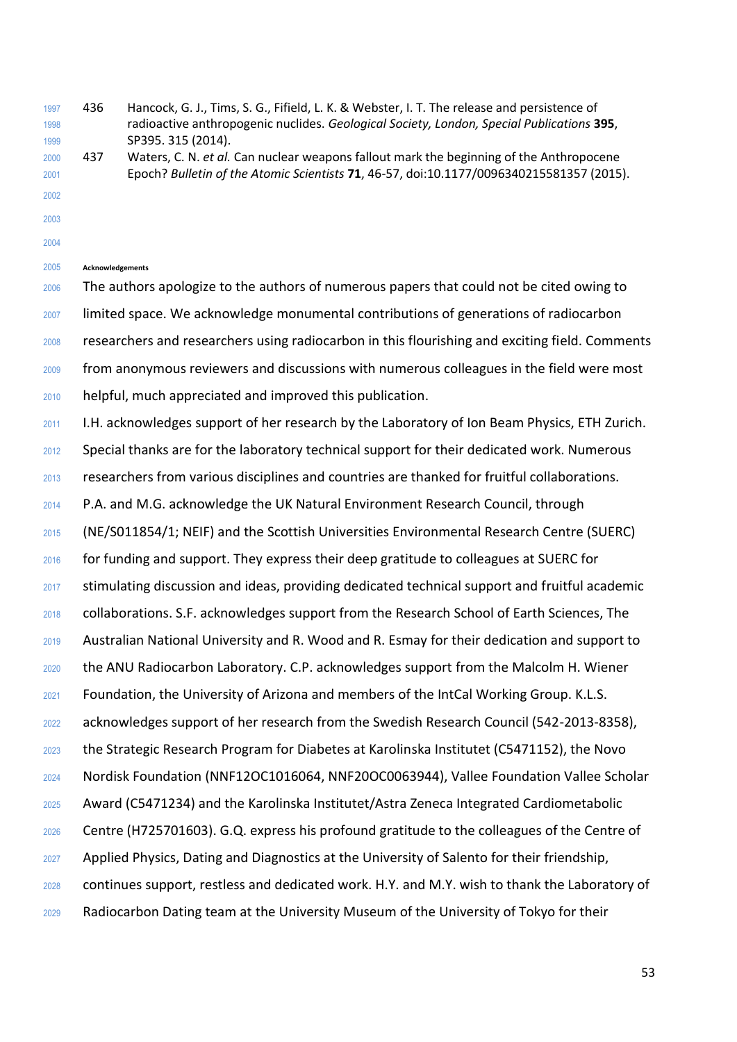436 Hancock, G. J., Tims, S. G., Fifield, L. K. & Webster, I. T. The release and persistence of radioactive anthropogenic nuclides. *Geological Society, London, Special Publications* **395**, SP395. 315 (2014).

437 Waters, C. N. *et al.* Can nuclear weapons fallout mark the beginning of the Anthropocene Epoch? *Bulletin of the Atomic Scientists* **71**, 46-57, doi:10.1177/0096340215581357 (2015).

###### Acknowledgements

The authors apologize to the authors of numerous papers that could not be cited owing to limited space. We acknowledge monumental contributions of generations of radiocarbon researchers and researchers using radiocarbon in this flourishing and exciting field. Comments from anonymous reviewers and discussions with numerous colleagues in the field were most helpful, much appreciated and improved this publication.

I.H. acknowledges support of her research by the Laboratory of Ion Beam Physics, ETH Zurich. Special thanks are for the laboratory technical support for their dedicated work. Numerous researchers from various disciplines and countries are thanked for fruitful collaborations. P.A. and M.G. acknowledge the UK Natural Environment Research Council, through (NE/S011854/1; NEIF) and the Scottish Universities Environmental Research Centre (SUERC) for funding and support. They express their deep gratitude to colleagues at SUERC for stimulating discussion and ideas, providing dedicated technical support and fruitful academic collaborations. S.F. acknowledges support from the Research School of Earth Sciences, The Australian National University and R. Wood and R. Esmay for their dedication and support to the ANU Radiocarbon Laboratory. C.P. acknowledges support from the Malcolm H. Wiener Foundation, the University of Arizona and members of the IntCal Working Group. K.L.S. acknowledges support of her research from the Swedish Research Council (542-2013-8358), the Strategic Research Program for Diabetes at Karolinska Institutet (C5471152), the Novo Nordisk Foundation (NNF12OC1016064, NNF20OC0063944), Vallee Foundation Vallee Scholar Award (C5471234) and the Karolinska Institutet/Astra Zeneca Integrated Cardiometabolic Centre (H725701603). G.Q. express his profound gratitude to the colleagues of the Centre of Applied Physics, Dating and Diagnostics at the University of Salento for their friendship, continues support, restless and dedicated work. H.Y. and M.Y. wish to thank the Laboratory of Radiocarbon Dating team at the University Museum of the University of Tokyo for their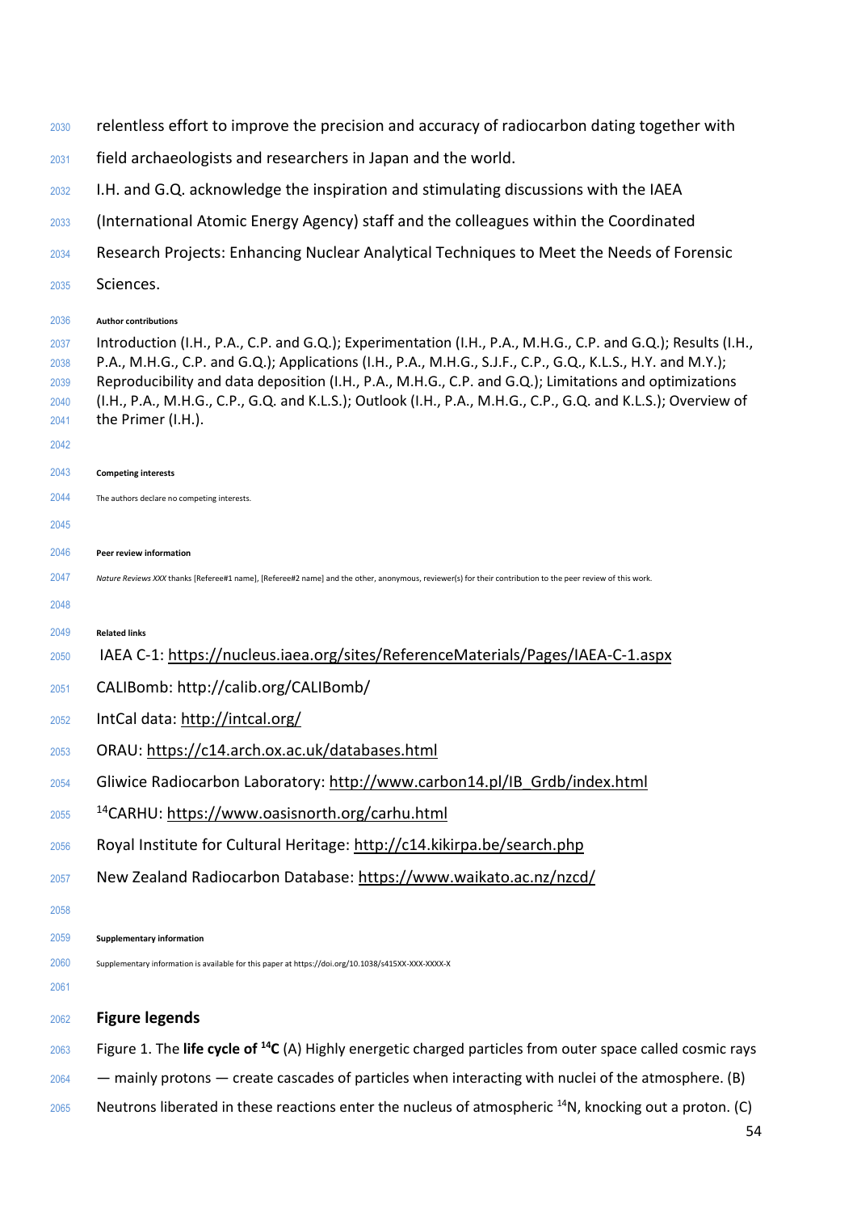relentless effort to improve the precision and accuracy of radiocarbon dating together with field archaeologists and researchers in Japan and the world.

I.H. and G.Q. acknowledge the inspiration and stimulating discussions with the IAEA (International Atomic Energy Agency) staff and the colleagues within the Coordinated Research Projects: Enhancing Nuclear Analytical Techniques to Meet the Needs of Forensic Sciences.

#### Author contributions

Introduction (I.H., P.A., C.P. and G.Q.); Experimentation (I.H., P.A., M.H.G., C.P. and G.Q.); Results (I.H., P.A., M.H.G., C.P. and G.Q.); Applications (I.H., P.A., M.H.G., S.J.F., C.P., G.Q., K.L.S., H.Y. and M.Y.); Reproducibility and data deposition (I.H., P.A., M.H.G., C.P. and G.Q.); Limitations and optimizations (I.H., P.A., M.H.G., C.P., G.Q. and K.L.S.); Outlook (I.H., P.A., M.H.G., C.P., G.Q. and K.L.S.); Overview of the Primer (I.H.).

#### Competing interests

The authors declare no competing interests.

#### Peer review information

*Nature Reviews XXX* thanks [Referee#1 name], [Referee#2 name] and the other, anonymous, reviewer(s) for their contribution to the peer review of this work.

#### Related links

IAEA C-1: https://nucleus.iaea.org/sites/ReferenceMaterials/Pages/IAEA-C-1.aspx

CALIBomb: http://calib.org/CALIBomb/

IntCal data: http://intcal.org/

ORAU: https://c14.arch.ox.ac.uk/databases.html

Gliwice Radiocarbon Laboratory: http://www.carbon14.pl/IB_Grdb/index.html

$^{14}$CARHU: https://www.oasisnorth.org/carhu.html

Royal Institute for Cultural Heritage: http://c14.kikirpa.be/search.php

New Zealand Radiocarbon Database: https://www.waikato.ac.nz/nzcd/

#### Supplementary information

Supplementary information is available for this paper at https://doi.org/10.1038/s415XX-XXX-XXXX-X

## Figure legends

Figure 1. The **life cycle of $^{14}$C** (A) Highly energetic charged particles from outer space called cosmic rays — mainly protons — create cascades of particles when interacting with nuclei of the atmosphere. (B) Neutrons liberated in these reactions enter the nucleus of atmospheric $^{14}$N, knocking out a proton. (C)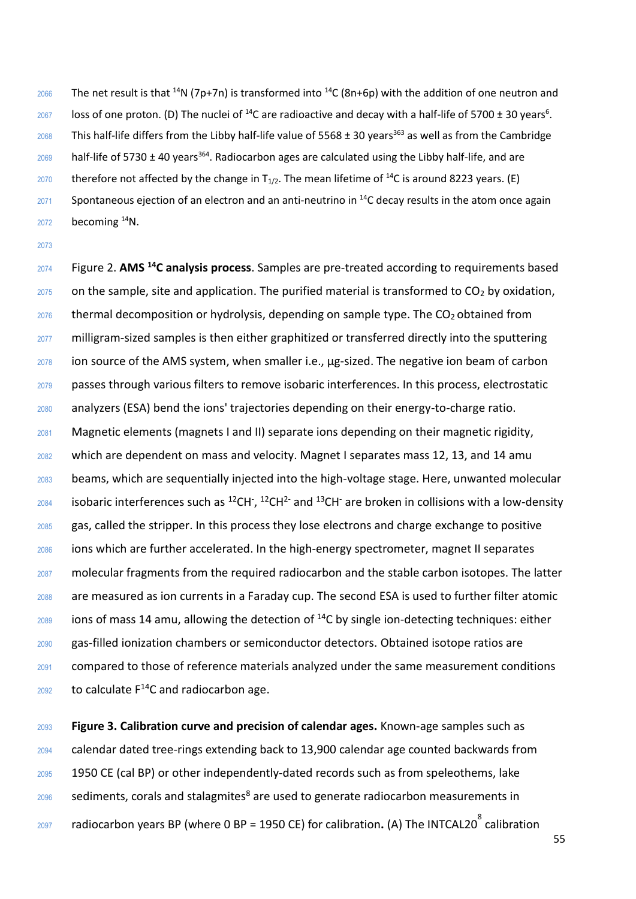The net result is that $^{14}N$ (7p+7n) is transformed into $^{14}C$ (8n+6p) with the addition of one neutron and loss of one proton. (D) The nuclei of $^{14}C$ are radioactive and decay with a half-life of 5700 ± 30 years[6]. This half-life differs from the Libby half-life value of 5568 ± 30 years[363] as well as from the Cambridge half-life of 5730 ± 40 years[364]. Radiocarbon ages are calculated using the Libby half-life, and are therefore not affected by the change in $T_{1/2}$. The mean lifetime of $^{14}C$ is around 8223 years. (E) Spontaneous ejection of an electron and an anti-neutrino in $^{14}C$ decay results in the atom once again becoming $^{14}N$.

Figure 2. **AMS $^{14}$C analysis process**. Samples are pre-treated according to requirements based on the sample, site and application. The purified material is transformed to $CO_2$ by oxidation, thermal decomposition or hydrolysis, depending on sample type. The $CO_2$ obtained from milligram-sized samples is then either graphitized or transferred directly into the sputtering ion source of the AMS system, when smaller i.e., µg-sized. The negative ion beam of carbon passes through various filters to remove isobaric interferences. In this process, electrostatic analyzers (ESA) bend the ions' trajectories depending on their energy-to-charge ratio. Magnetic elements (magnets I and II) separate ions depending on their magnetic rigidity, which are dependent on mass and velocity. Magnet I separates mass 12, 13, and 14 amu beams, which are sequentially injected into the high-voltage stage. Here, unwanted molecular isobaric interferences such as $^{12}CH^-$, $^{12}CH^{2-}$ and $^{13}CH^-$ are broken in collisions with a low-density gas, called the stripper. In this process they lose electrons and charge exchange to positive ions which are further accelerated. In the high-energy spectrometer, magnet II separates molecular fragments from the required radiocarbon and the stable carbon isotopes. The latter are measured as ion currents in a Faraday cup. The second ESA is used to further filter atomic ions of mass 14 amu, allowing the detection of $^{14}C$ by single ion-detecting techniques: either gas-filled ionization chambers or semiconductor detectors. Obtained isotope ratios are compared to those of reference materials analyzed under the same measurement conditions to calculate $F^{14}C$ and radiocarbon age.

**Figure 3. Calibration curve and precision of calendar ages.** Known-age samples such as calendar dated tree-rings extending back to 13,900 calendar age counted backwards from 1950 CE (cal BP) or other independently-dated records such as from speleothems, lake sediments, corals and stalagmites[8] are used to generate radiocarbon measurements in radiocarbon years BP (where 0 BP = 1950 CE) for calibration**.** (A) The INTCAL20[8] calibration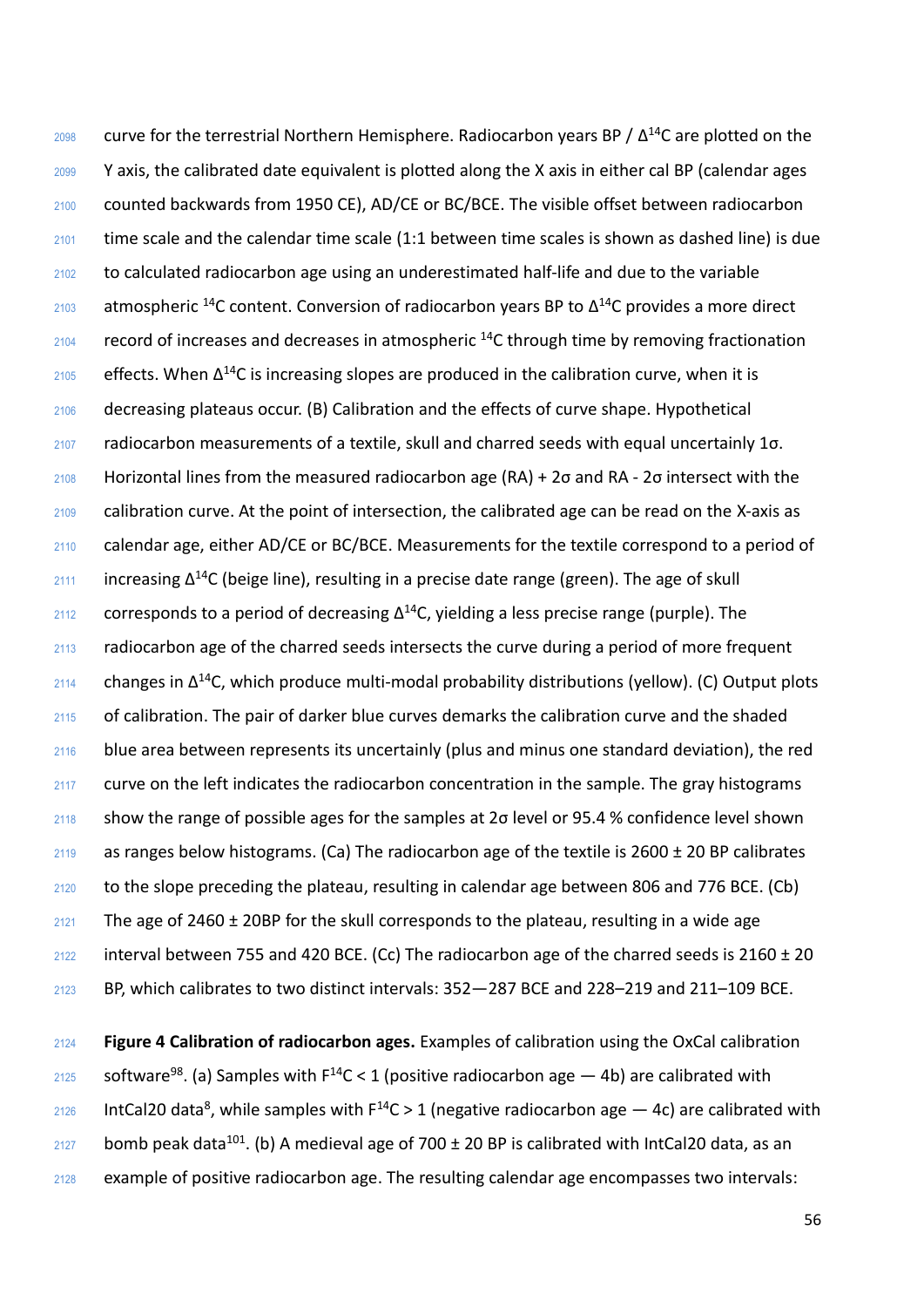curve for the terrestrial Northern Hemisphere. Radiocarbon years BP / $\Delta^{14}C$ are plotted on the Y axis, the calibrated date equivalent is plotted along the X axis in either cal BP (calendar ages counted backwards from 1950 CE), AD/CE or BC/BCE. The visible offset between radiocarbon time scale and the calendar time scale (1:1 between time scales is shown as dashed line) is due to calculated radiocarbon age using an underestimated half-life and due to the variable atmospheric $^{14}C$ content. Conversion of radiocarbon years BP to $\Delta^{14}C$ provides a more direct record of increases and decreases in atmospheric $^{14}C$ through time by removing fractionation effects. When $\Delta^{14}C$ is increasing slopes are produced in the calibration curve, when it is decreasing plateaus occur. (B) Calibration and the effects of curve shape. Hypothetical radiocarbon measurements of a textile, skull and charred seeds with equal uncertainly 1σ. Horizontal lines from the measured radiocarbon age (RA) + 2σ and RA - 2σ intersect with the calibration curve. At the point of intersection, the calibrated age can be read on the X-axis as calendar age, either AD/CE or BC/BCE. Measurements for the textile correspond to a period of increasing $\Delta^{14}C$ (beige line), resulting in a precise date range (green). The age of skull corresponds to a period of decreasing $\Delta^{14}C$, yielding a less precise range (purple). The radiocarbon age of the charred seeds intersects the curve during a period of more frequent changes in $\Delta^{14}C$, which produce multi-modal probability distributions (yellow). (C) Output plots of calibration. The pair of darker blue curves demarks the calibration curve and the shaded blue area between represents its uncertainly (plus and minus one standard deviation), the red curve on the left indicates the radiocarbon concentration in the sample. The gray histograms show the range of possible ages for the samples at 2σ level or 95.4 % confidence level shown as ranges below histograms. (Ca) The radiocarbon age of the textile is 2600 ± 20 BP calibrates to the slope preceding the plateau, resulting in calendar age between 806 and 776 BCE. (Cb) The age of 2460 ± 20BP for the skull corresponds to the plateau, resulting in a wide age interval between 755 and 420 BCE. (Cc) The radiocarbon age of the charred seeds is 2160 ± 20 BP, which calibrates to two distinct intervals: 352—287 BCE and 228–219 and 211–109 BCE.

**Figure 4 Calibration of radiocarbon ages.** Examples of calibration using the OxCal calibration software[98]. (a) Samples with $F^{14}C < 1$ (positive radiocarbon age — 4b) are calibrated with IntCal20 data[8], while samples with $F^{14}C > 1$ (negative radiocarbon age — 4c) are calibrated with bomb peak data[101]. (b) A medieval age of 700 ± 20 BP is calibrated with IntCal20 data, as an example of positive radiocarbon age. The resulting calendar age encompasses two intervals: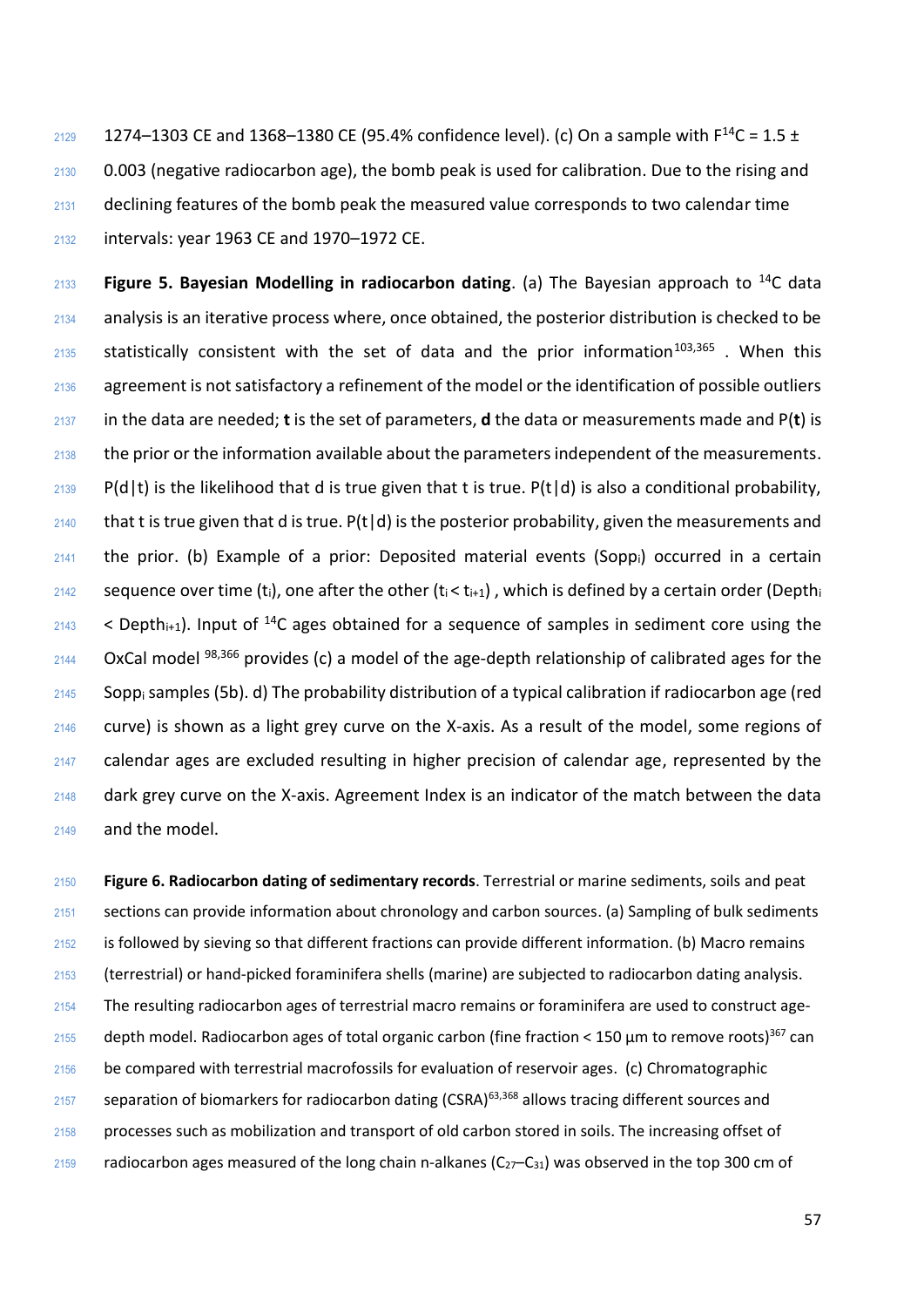1274–1303 CE and 1368–1380 CE (95.4% confidence level). (c) On a sample with $F^{14}C = 1.5 \pm 0.003$ (negative radiocarbon age), the bomb peak is used for calibration. Due to the rising and declining features of the bomb peak the measured value corresponds to two calendar time intervals: year 1963 CE and 1970–1972 CE.

**Figure 5. Bayesian Modelling in radiocarbon dating**. (a) The Bayesian approach to $^{14}C$ data analysis is an iterative process where, once obtained, the posterior distribution is checked to be statistically consistent with the set of data and the prior information[103,365]. When this agreement is not satisfactory a refinement of the model or the identification of possible outliers in the data are needed; **t** is the set of parameters, **d** the data or measurements made and P(**t**) is the prior or the information available about the parameters independent of the measurements. P(d|t) is the likelihood that d is true given that t is true. P(t|d) is also a conditional probability, that t is true given that d is true. P(t|d) is the posterior probability, given the measurements and the prior. (b) Example of a prior: Deposited material events ($Sopp_i$) occurred in a certain sequence over time ($t_i$), one after the other ($t_i < t_{i+1}$), which is defined by a certain order ($Depth_i < Depth_{i+1}$). Input of $^{14}C$ ages obtained for a sequence of samples in sediment core using the OxCal model [98,366] provides (c) a model of the age-depth relationship of calibrated ages for the $Sopp_i$ samples (5b). d) The probability distribution of a typical calibration if radiocarbon age (red curve) is shown as a light grey curve on the X-axis. As a result of the model, some regions of calendar ages are excluded resulting in higher precision of calendar age, represented by the dark grey curve on the X-axis. Agreement Index is an indicator of the match between the data and the model.

**Figure 6. Radiocarbon dating of sedimentary records**. Terrestrial or marine sediments, soils and peat sections can provide information about chronology and carbon sources. (a) Sampling of bulk sediments is followed by sieving so that different fractions can provide different information. (b) Macro remains (terrestrial) or hand-picked foraminifera shells (marine) are subjected to radiocarbon dating analysis. The resulting radiocarbon ages of terrestrial macro remains or foraminifera are used to construct age-depth model. Radiocarbon ages of total organic carbon (fine fraction < 150 µm to remove roots)[367] can be compared with terrestrial macrofossils for evaluation of reservoir ages. (c) Chromatographic separation of biomarkers for radiocarbon dating (CSRA)[63,368] allows tracing different sources and processes such as mobilization and transport of old carbon stored in soils. The increasing offset of radiocarbon ages measured of the long chain n-alkanes ($C_{27}$–$C_{31}$) was observed in the top 300 cm of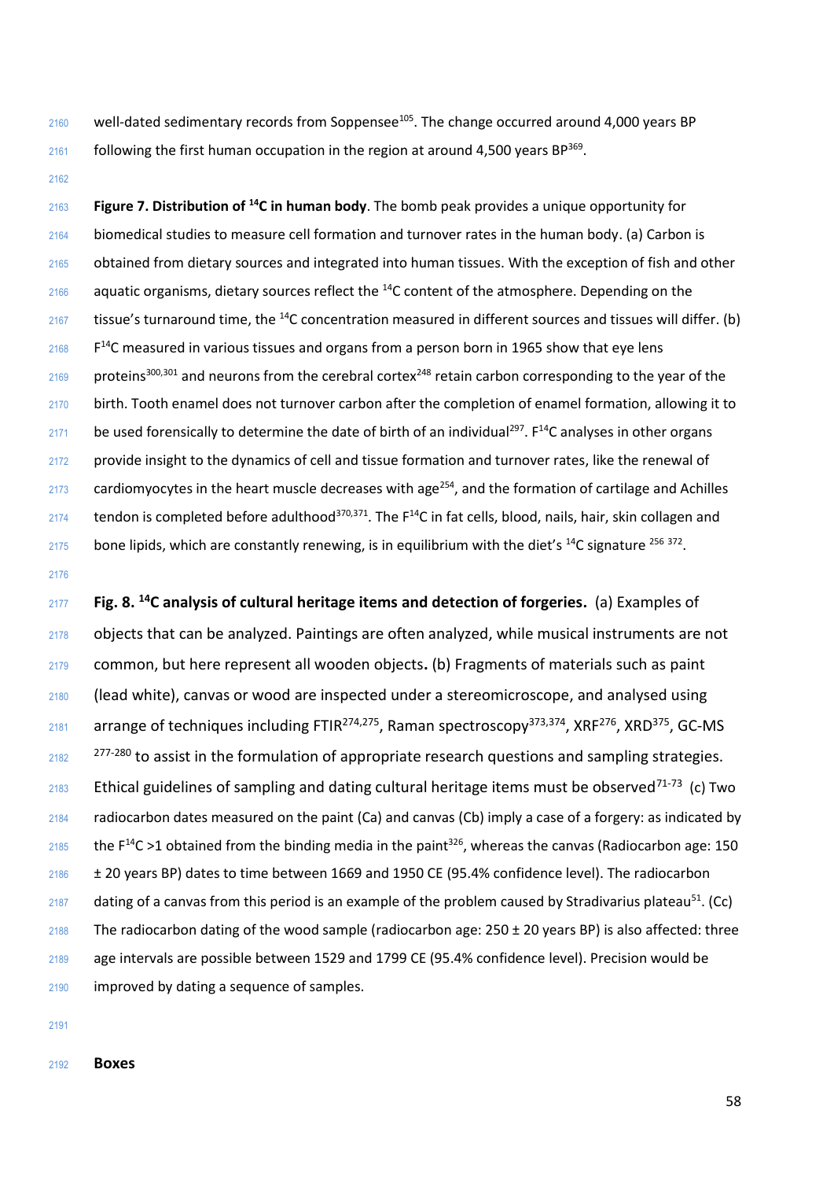well-dated sedimentary records from Soppensee[105]. The change occurred around 4,000 years BP following the first human occupation in the region at around 4,500 years BP[369].

**Figure 7. Distribution of $^{14}$C in human body**. The bomb peak provides a unique opportunity for biomedical studies to measure cell formation and turnover rates in the human body. (a) Carbon is obtained from dietary sources and integrated into human tissues. With the exception of fish and other aquatic organisms, dietary sources reflect the $^{14}$C content of the atmosphere. Depending on the tissue's turnaround time, the $^{14}$C concentration measured in different sources and tissues will differ. (b) $F^{14}C$ measured in various tissues and organs from a person born in 1965 show that eye lens proteins[300,301] and neurons from the cerebral cortex[248] retain carbon corresponding to the year of the birth. Tooth enamel does not turnover carbon after the completion of enamel formation, allowing it to be used forensically to determine the date of birth of an individual[297]. $F^{14}C$ analyses in other organs provide insight to the dynamics of cell and tissue formation and turnover rates, like the renewal of cardiomyocytes in the heart muscle decreases with age[254], and the formation of cartilage and Achilles tendon is completed before adulthood[370,371]. The $F^{14}C$ in fat cells, blood, nails, hair, skin collagen and bone lipids, which are constantly renewing, is in equilibrium with the diet's $^{14}$C signature [256] [372].

**Fig. 8. $^{14}$C analysis of cultural heritage items and detection of forgeries.** (a) Examples of objects that can be analyzed. Paintings are often analyzed, while musical instruments are not common, but here represent all wooden objects**.** (b) Fragments of materials such as paint (lead white), canvas or wood are inspected under a stereomicroscope, and analysed using arrange of techniques including FTIR[274,275], Raman spectroscopy[373,374], XRF[276], XRD[375], GC-MS [277-280] to assist in the formulation of appropriate research questions and sampling strategies. Ethical guidelines of sampling and dating cultural heritage items must be observed[71-73] (c) Two radiocarbon dates measured on the paint (Ca) and canvas (Cb) imply a case of a forgery: as indicated by the $F^{14}C$ >1 obtained from the binding media in the paint[326], whereas the canvas (Radiocarbon age: 150 ± 20 years BP) dates to time between 1669 and 1950 CE (95.4% confidence level). The radiocarbon dating of a canvas from this period is an example of the problem caused by Stradivarius plateau[51]. (Cc) The radiocarbon dating of the wood sample (radiocarbon age: 250 ± 20 years BP) is also affected: three age intervals are possible between 1529 and 1799 CE (95.4% confidence level). Precision would be improved by dating a sequence of samples.

**Boxes**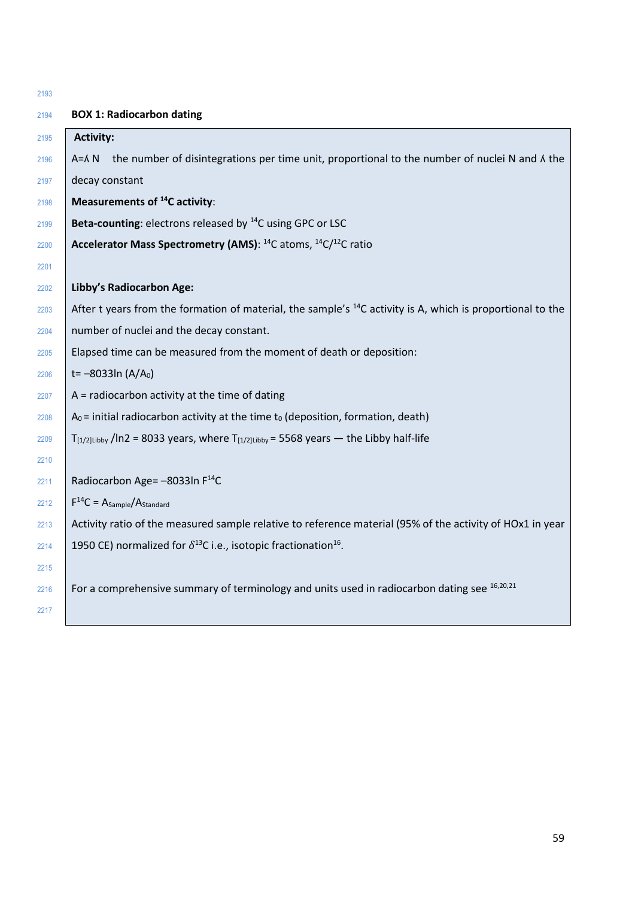**BOX 1: Radiocarbon dating**

**Activity:**

$A = \lambda N$ the number of disintegrations per time unit, proportional to the number of nuclei N and $\lambda$ the decay constant

**Measurements of $^{14}C$ activity**:

**Beta-counting**: electrons released by $^{14}C$ using GPC or LSC

**Accelerator Mass Spectrometry (AMS)**: $^{14}C$ atoms, $^{14}C/^{12}C$ ratio

**Libby's Radiocarbon Age:**

After t years from the formation of material, the sample's $^{14}C$ activity is A, which is proportional to the number of nuclei and the decay constant.

Elapsed time can be measured from the moment of death or deposition:

$t = -8033 \ln (A/A_0)$

A = radiocarbon activity at the time of dating

$A_0$ = initial radiocarbon activity at the time $t_0$ (deposition, formation, death)

$T_{[1/2]Libby} / \ln 2 = 8033$ years, where $T_{[1/2]Libby} = 5568$ years — the Libby half-life

Radiocarbon Age $= -8033 \ln F^{14}C$

$F^{14}C = A_{Sample}/A_{Standard}$

Activity ratio of the measured sample relative to reference material (95% of the activity of HOx1 in year 1950 CE) normalized for $\delta^{13}C$ i.e., isotopic fractionation[16].

For a comprehensive summary of terminology and units used in radiocarbon dating see [16,20,21]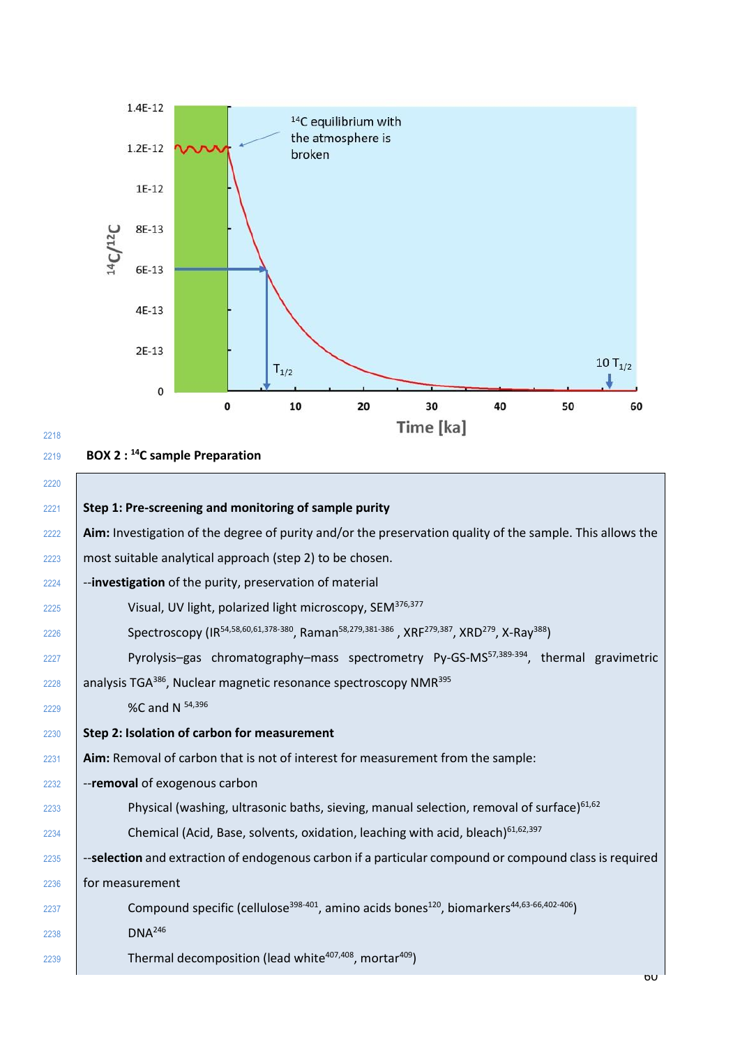## BOX 2 : $^{14}C$ sample Preparation

**Step 1: Pre-screening and monitoring of sample purity**

**Aim:** Investigation of the degree of purity and/or the preservation quality of the sample. This allows the most suitable analytical approach (step 2) to be chosen.

--**investigation** of the purity, preservation of material

- Visual, UV light, polarized light microscopy, SEM[376,377]
- Spectroscopy (IR[54,58,60,61,378-380], Raman[58,279,381-386], XRF[279,387], XRD[279], X-Ray[388])
- Pyrolysis–gas chromatography–mass spectrometry Py-GS-MS[57,389-394], thermal gravimetric analysis TGA[386], Nuclear magnetic resonance spectroscopy NMR[395]
- %C and N [54,396]

**Step 2: Isolation of carbon for measurement**

**Aim:** Removal of carbon that is not of interest for measurement from the sample:

--**removal** of exogenous carbon

- Physical (washing, ultrasonic baths, sieving, manual selection, removal of surface)[61,62]
- Chemical (Acid, Base, solvents, oxidation, leaching with acid, bleach)[61,62,397]

--**selection** and extraction of endogenous carbon if a particular compound or compound class is required for measurement

- Compound specific (cellulose[398-401], amino acids bones[120], biomarkers[44,63-66,402-406])
- DNA[246]
- Thermal decomposition (lead white[407,408], mortar[409])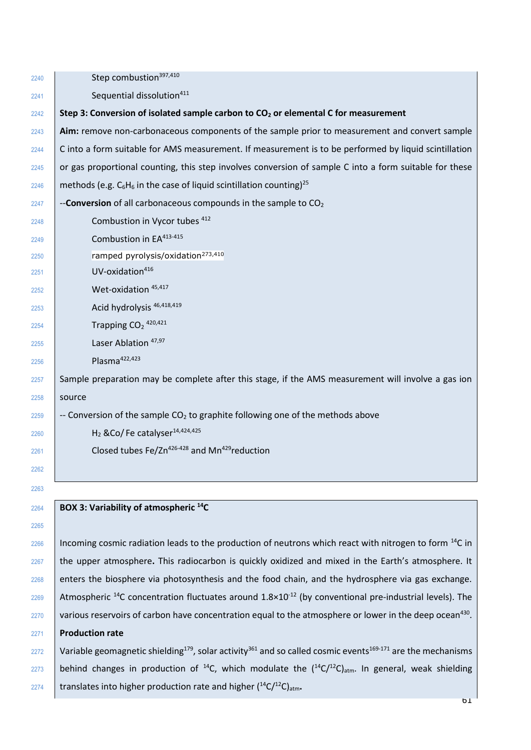Step combustion[397,410]

Sequential dissolution[411]

**Step 3: Conversion of isolated sample carbon to $CO_2$ or elemental C for measurement**

**Aim:** remove non-carbonaceous components of the sample prior to measurement and convert sample C into a form suitable for AMS measurement. If measurement is to be performed by liquid scintillation or gas proportional counting, this step involves conversion of sample C into a form suitable for these methods (e.g. $C_6H_6$ in the case of liquid scintillation counting)[25]

--**Conversion** of all carbonaceous compounds in the sample to $CO_2$

Combustion in Vycor tubes [412]

Combustion in EA[413-415]

ramped pyrolysis/oxidation[273,410]

UV-oxidation[416]

Wet-oxidation [45,417]

Acid hydrolysis [46,418,419]

Trapping $CO_2$ [420,421]

Laser Ablation [47,97]

Plasma[422,423]

Sample preparation may be complete after this stage, if the AMS measurement will involve a gas ion source

-- Conversion of the sample $CO_2$ to graphite following one of the methods above

$H_2$ &Co/ Fe catalyser[14,424,425]

Closed tubes Fe/Zn[426-428] and Mn[429]reduction

**BOX 3: Variability of atmospheric $^{14}C$**

Incoming cosmic radiation leads to the production of neutrons which react with nitrogen to form $^{14}C$ in the upper atmosphere**.** This radiocarbon is quickly oxidized and mixed in the Earth's atmosphere. It enters the biosphere via photosynthesis and the food chain, and the hydrosphere via gas exchange. Atmospheric $^{14}C$ concentration fluctuates around $1.8\times10^{-12}$ (by conventional pre-industrial levels). The various reservoirs of carbon have concentration equal to the atmosphere or lower in the deep ocean[430].

**Production rate**

Variable geomagnetic shielding[179], solar activity[361] and so called cosmic events[169-171] are the mechanisms behind changes in production of $^{14}C$, which modulate the $(^{14}C/^{12}C)_{atm}$. In general, weak shielding translates into higher production rate and higher $(^{14}C/^{12}C)_{atm}$**.**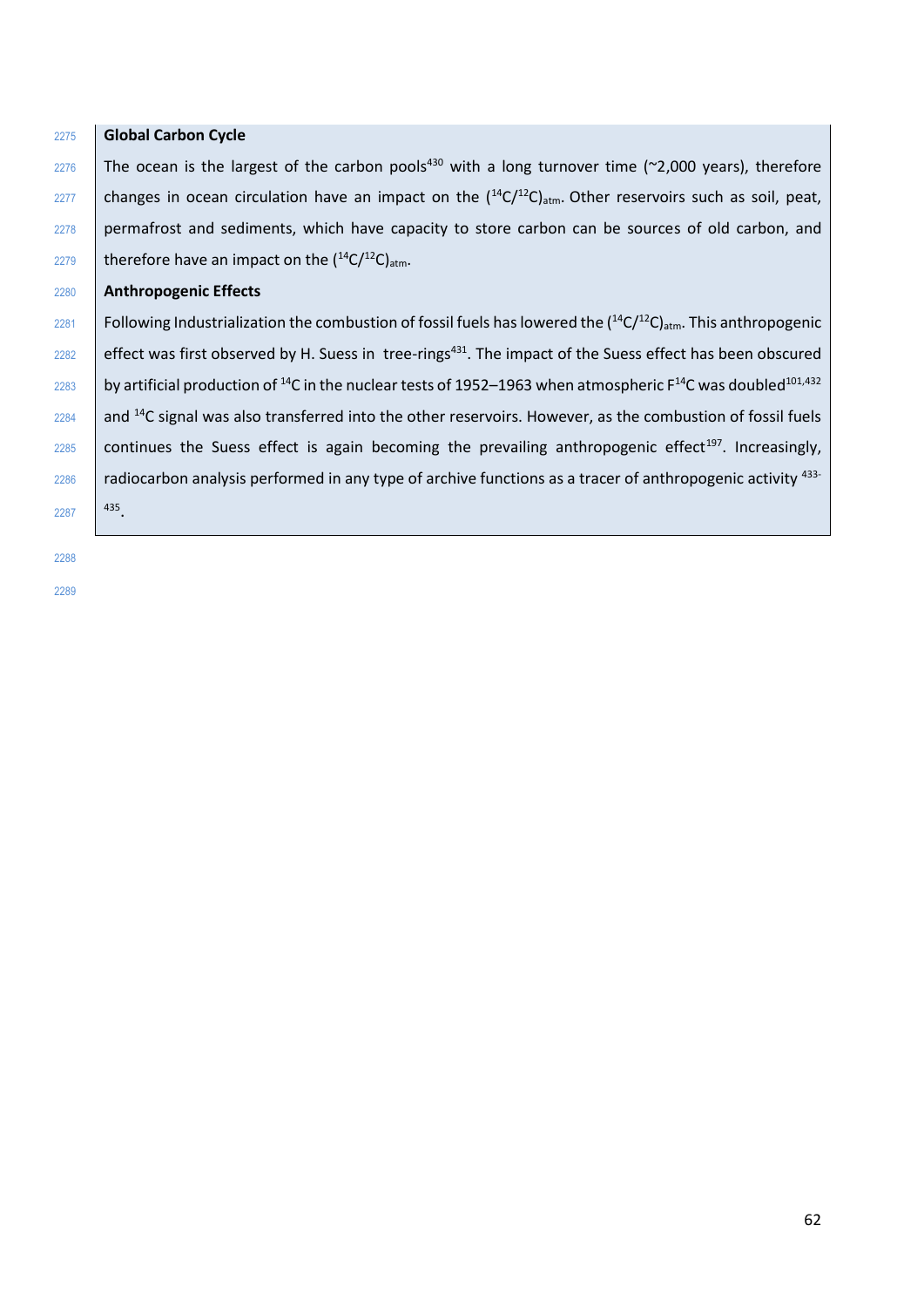**Global Carbon Cycle**

The ocean is the largest of the carbon pools[430] with a long turnover time (~2,000 years), therefore changes in ocean circulation have an impact on the $(^{14}C/^{12}C)_{atm}$. Other reservoirs such as soil, peat, permafrost and sediments, which have capacity to store carbon can be sources of old carbon, and therefore have an impact on the $(^{14}C/^{12}C)_{atm}$.

**Anthropogenic Effects**

Following Industrialization the combustion of fossil fuels has lowered the $(^{14}C/^{12}C)_{atm}$. This anthropogenic effect was first observed by H. Suess in tree-rings[431]. The impact of the Suess effect has been obscured by artificial production of $^{14}C$ in the nuclear tests of 1952–1963 when atmospheric $F^{14}C$ was doubled[101,432] and $^{14}C$ signal was also transferred into the other reservoirs. However, as the combustion of fossil fuels continues the Suess effect is again becoming the prevailing anthropogenic effect[197]. Increasingly, radiocarbon analysis performed in any type of archive functions as a tracer of anthropogenic activity [433-435].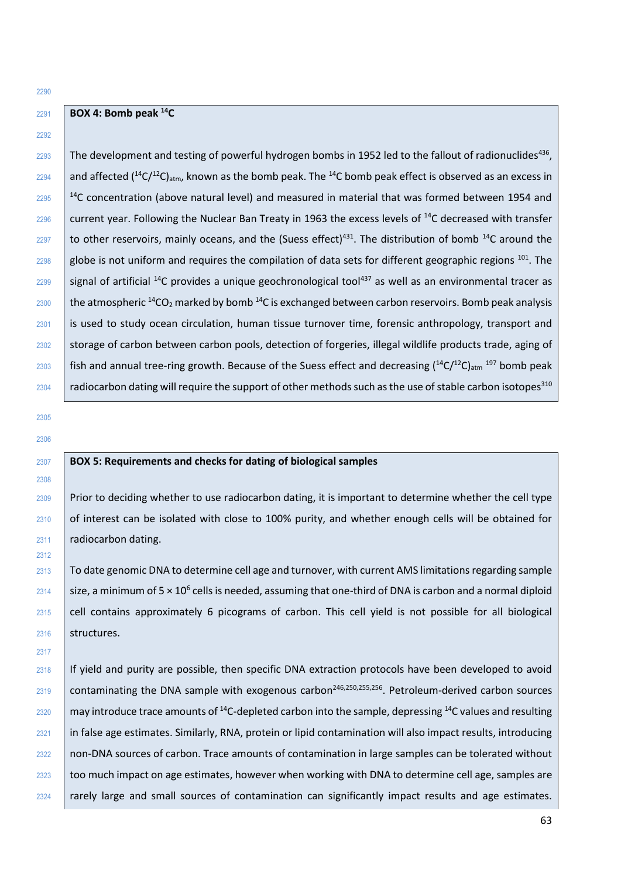**BOX 4: Bomb peak $^{14}C$**

The development and testing of powerful hydrogen bombs in 1952 led to the fallout of radionuclides[436], and affected $(^{14}C/^{12}C)_{atm}$, known as the bomb peak. The $^{14}C$ bomb peak effect is observed as an excess in $^{14}C$ concentration (above natural level) and measured in material that was formed between 1954 and current year. Following the Nuclear Ban Treaty in 1963 the excess levels of $^{14}C$ decreased with transfer to other reservoirs, mainly oceans, and the (Suess effect)[431]. The distribution of bomb $^{14}C$ around the globe is not uniform and requires the compilation of data sets for different geographic regions [101]. The signal of artificial $^{14}C$ provides a unique geochronological tool[437] as well as an environmental tracer as the atmospheric $^{14}CO_2$ marked by bomb $^{14}C$ is exchanged between carbon reservoirs. Bomb peak analysis is used to study ocean circulation, human tissue turnover time, forensic anthropology, transport and storage of carbon between carbon pools, detection of forgeries, illegal wildlife products trade, aging of fish and annual tree-ring growth. Because of the Suess effect and decreasing $(^{14}C/^{12}C)_{atm}$ [197] bomb peak radiocarbon dating will require the support of other methods such as the use of stable carbon isotopes[310]

**BOX 5: Requirements and checks for dating of biological samples**

Prior to deciding whether to use radiocarbon dating, it is important to determine whether the cell type of interest can be isolated with close to 100% purity, and whether enough cells will be obtained for radiocarbon dating.

To date genomic DNA to determine cell age and turnover, with current AMS limitations regarding sample size, a minimum of $5 \times 10^6$ cells is needed, assuming that one-third of DNA is carbon and a normal diploid cell contains approximately 6 picograms of carbon. This cell yield is not possible for all biological structures.

If yield and purity are possible, then specific DNA extraction protocols have been developed to avoid contaminating the DNA sample with exogenous carbon[246,250,255,256]. Petroleum-derived carbon sources may introduce trace amounts of $^{14}C$-depleted carbon into the sample, depressing $^{14}C$ values and resulting in false age estimates. Similarly, RNA, protein or lipid contamination will also impact results, introducing non-DNA sources of carbon. Trace amounts of contamination in large samples can be tolerated without too much impact on age estimates, however when working with DNA to determine cell age, samples are rarely large and small sources of contamination can significantly impact results and age estimates.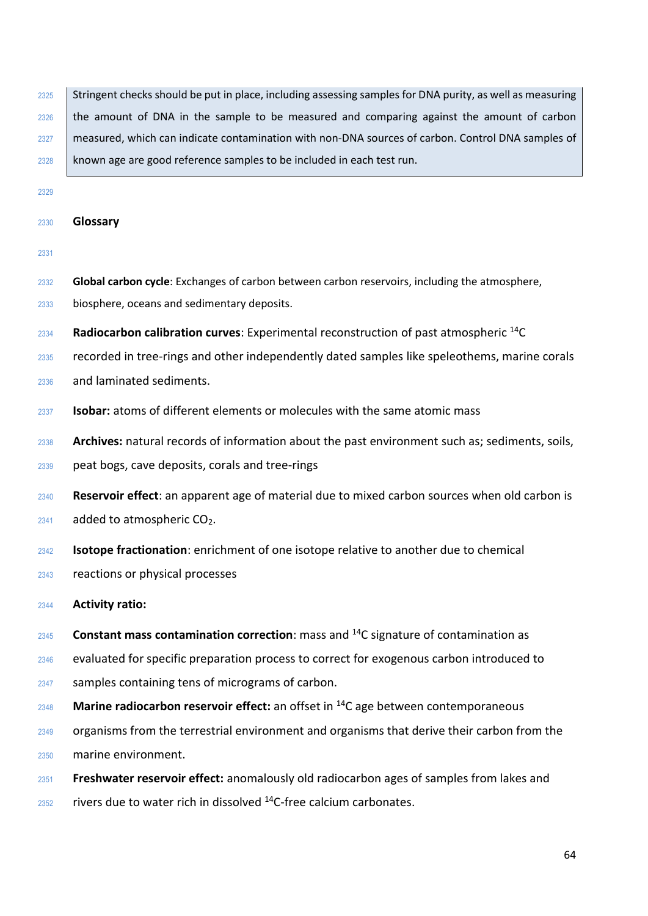Stringent checks should be put in place, including assessing samples for DNA purity, as well as measuring the amount of DNA in the sample to be measured and comparing against the amount of carbon measured, which can indicate contamination with non-DNA sources of carbon. Control DNA samples of known age are good reference samples to be included in each test run.

## Glossary

**Global carbon cycle**: Exchanges of carbon between carbon reservoirs, including the atmosphere, biosphere, oceans and sedimentary deposits.

**Radiocarbon calibration curves**: Experimental reconstruction of past atmospheric $^{14}C$ recorded in tree-rings and other independently dated samples like speleothems, marine corals and laminated sediments.

**Isobar:** atoms of different elements or molecules with the same atomic mass

**Archives:** natural records of information about the past environment such as; sediments, soils, peat bogs, cave deposits, corals and tree-rings

**Reservoir effect**: an apparent age of material due to mixed carbon sources when old carbon is added to atmospheric $CO_2$.

**Isotope fractionation**: enrichment of one isotope relative to another due to chemical reactions or physical processes

**Activity ratio:**

**Constant mass contamination correction**: mass and $^{14}C$ signature of contamination as evaluated for specific preparation process to correct for exogenous carbon introduced to samples containing tens of micrograms of carbon.

**Marine radiocarbon reservoir effect:** an offset in $^{14}C$ age between contemporaneous organisms from the terrestrial environment and organisms that derive their carbon from the marine environment.

**Freshwater reservoir effect:** anomalously old radiocarbon ages of samples from lakes and rivers due to water rich in dissolved $^{14}C$-free calcium carbonates.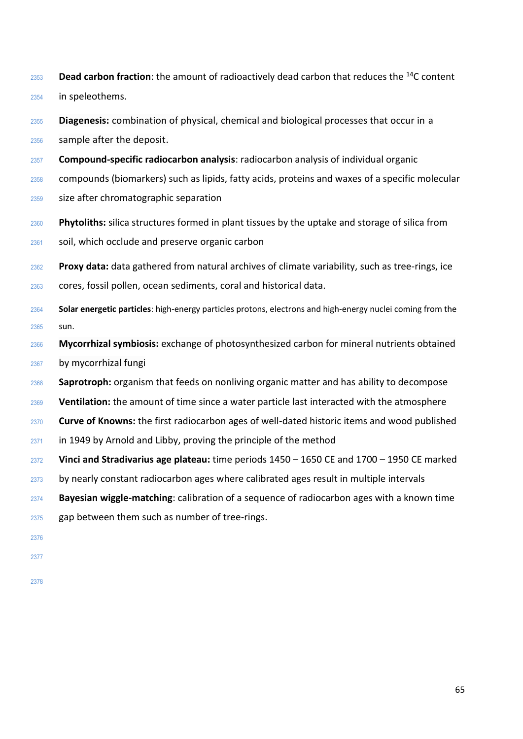**Dead carbon fraction**: the amount of radioactively dead carbon that reduces the $^{14}C$ content in speleothems.

**Diagenesis:** combination of physical, chemical and biological processes that occur in a sample after the deposit.

**Compound-specific radiocarbon analysis**: radiocarbon analysis of individual organic compounds (biomarkers) such as lipids, fatty acids, proteins and waxes of a specific molecular size after chromatographic separation

**Phytoliths:** silica structures formed in plant tissues by the uptake and storage of silica from soil, which occlude and preserve organic carbon

**Proxy data:** data gathered from natural archives of climate variability, such as tree-rings, ice cores, fossil pollen, ocean sediments, coral and historical data.

**Solar energetic particles**: high-energy particles protons, electrons and high-energy nuclei coming from the sun.

**Mycorrhizal symbiosis:** exchange of photosynthesized carbon for mineral nutrients obtained by mycorrhizal fungi

**Saprotroph:** organism that feeds on nonliving organic matter and has ability to decompose

**Ventilation:** the amount of time since a water particle last interacted with the atmosphere

**Curve of Knowns:** the first radiocarbon ages of well-dated historic items and wood published in 1949 by Arnold and Libby, proving the principle of the method

**Vinci and Stradivarius age plateau:** time periods 1450 – 1650 CE and 1700 – 1950 CE marked by nearly constant radiocarbon ages where calibrated ages result in multiple intervals

**Bayesian wiggle-matching**: calibration of a sequence of radiocarbon ages with a known time gap between them such as number of tree-rings.